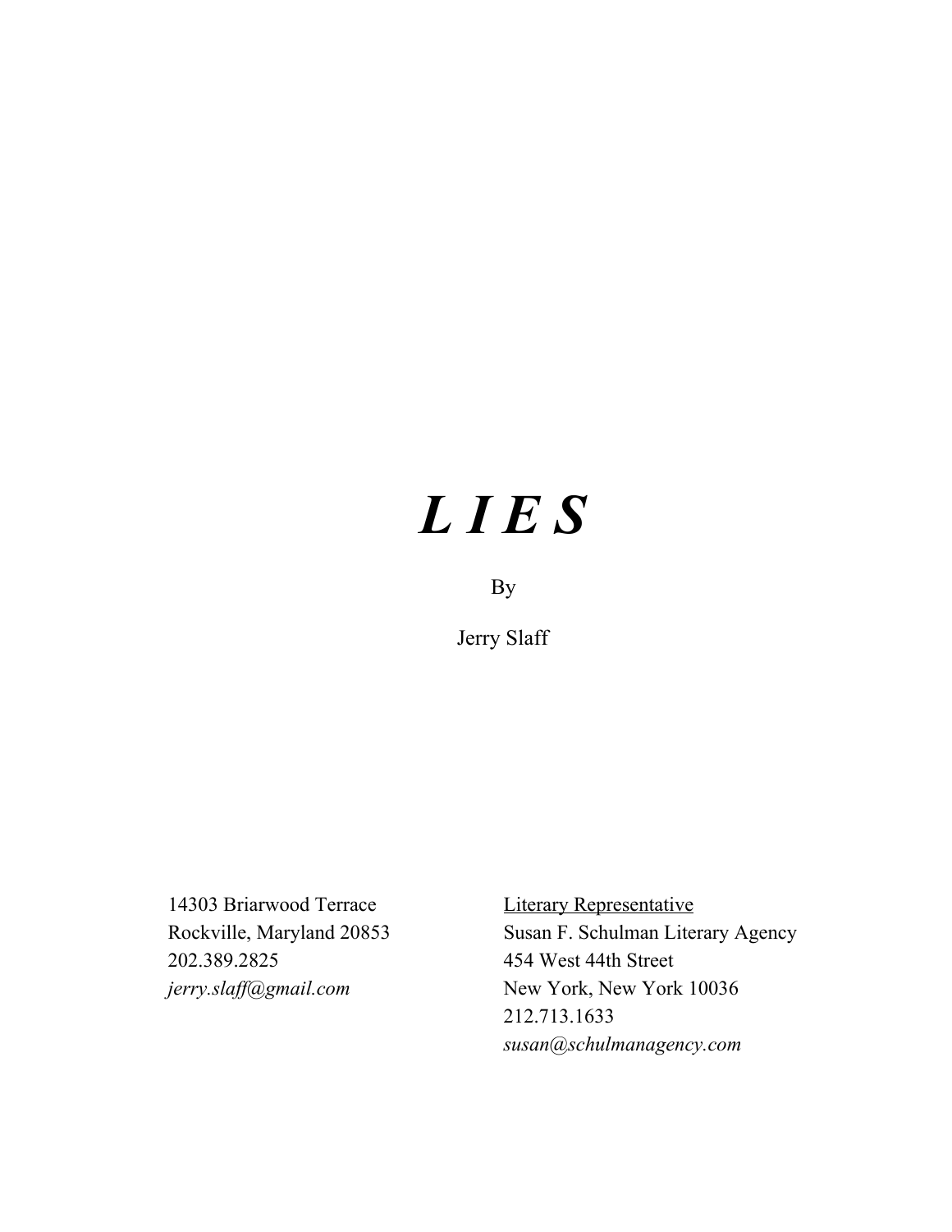# ***L I E S***

By

Jerry Slaff

14303 Briarwood Terrace
Rockville, Maryland 20853
202.389.2825
*jerry.slaff@gmail.com*

<u>Literary Representative</u>
Susan F. Schulman Literary Agency
454 West 44th Street
New York, New York 10036
212.713.1633
*susan@schulmanagency.com*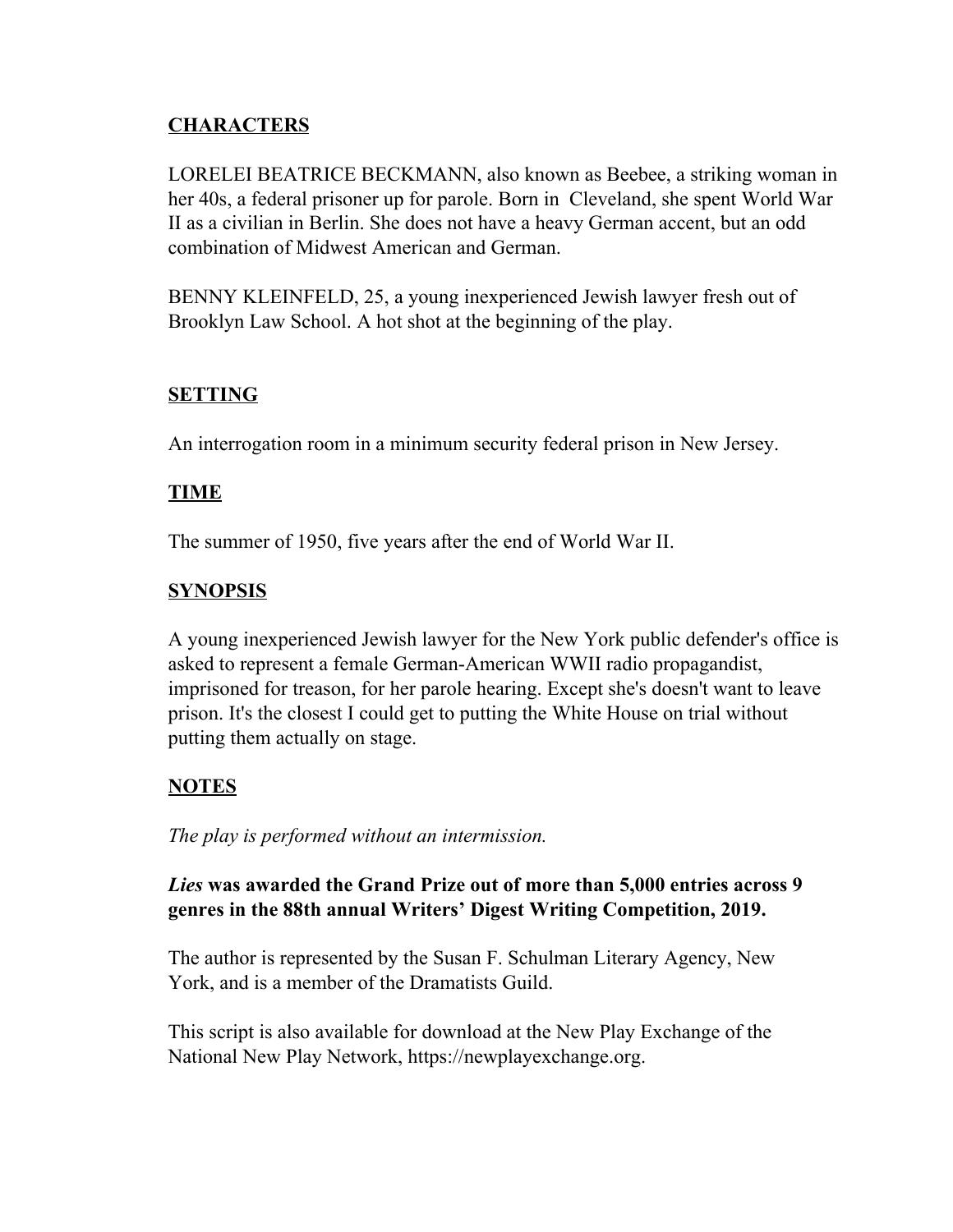## CHARACTERS

LORELEI BEATRICE BECKMANN, also known as Beebee, a striking woman in her 40s, a federal prisoner up for parole. Born in  Cleveland, she spent World War II as a civilian in Berlin. She does not have a heavy German accent, but an odd combination of Midwest American and German.

BENNY KLEINFELD, 25, a young inexperienced Jewish lawyer fresh out of Brooklyn Law School. A hot shot at the beginning of the play.

## SETTING

An interrogation room in a minimum security federal prison in New Jersey.

## TIME

The summer of 1950, five years after the end of World War II.

## SYNOPSIS

A young inexperienced Jewish lawyer for the New York public defender's office is asked to represent a female German-American WWII radio propagandist, imprisoned for treason, for her parole hearing. Except she's doesn't want to leave prison. It's the closest I could get to putting the White House on trial without putting them actually on stage.

## NOTES

*The play is performed without an intermission.*

***Lies* was awarded the Grand Prize out of more than 5,000 entries across 9 genres in the 88th annual Writers' Digest Writing Competition, 2019.**

The author is represented by the Susan F. Schulman Literary Agency, New York, and is a member of the Dramatists Guild.

This script is also available for download at the New Play Exchange of the National New Play Network, https://newplayexchange.org.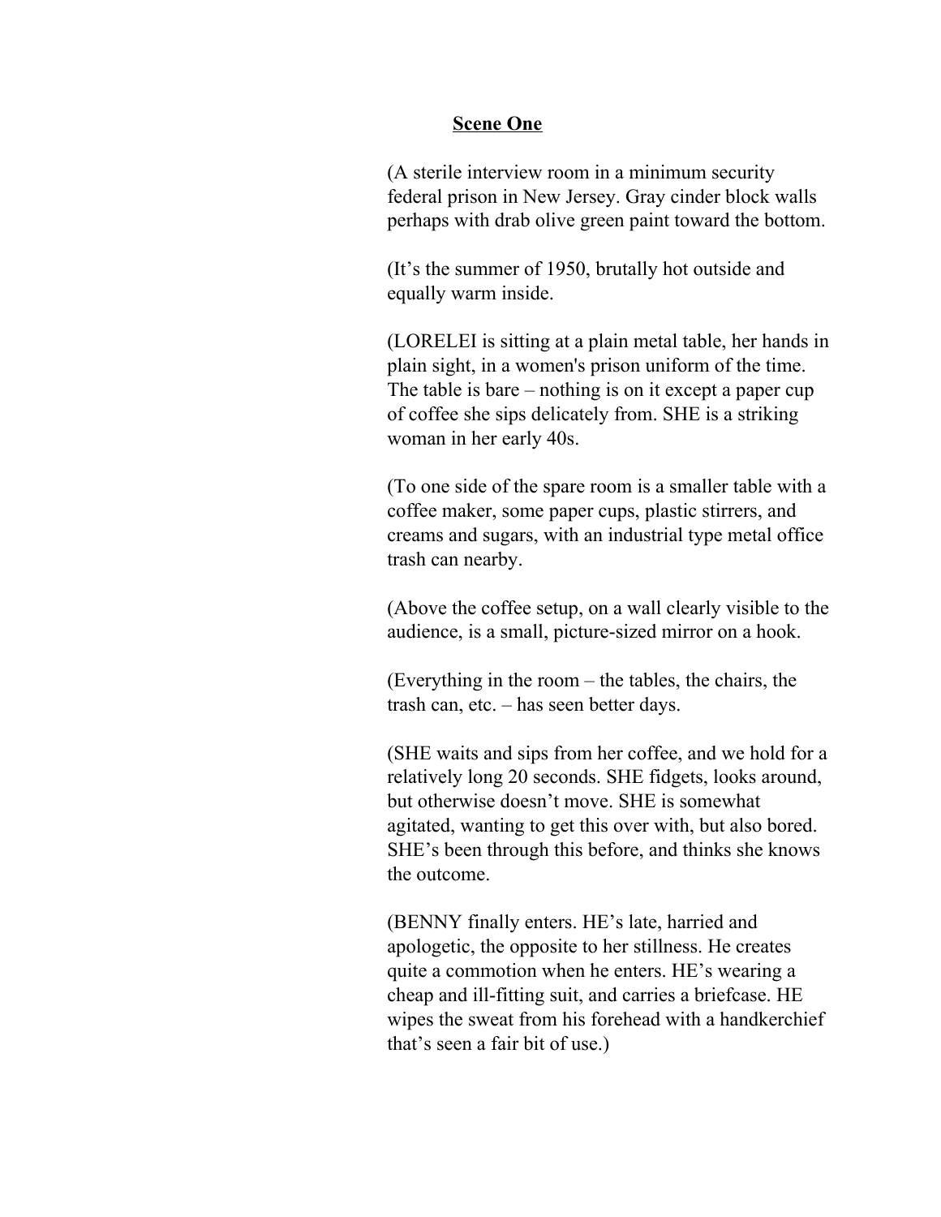## Scene One

(A sterile interview room in a minimum security federal prison in New Jersey. Gray cinder block walls perhaps with drab olive green paint toward the bottom.

(It's the summer of 1950, brutally hot outside and equally warm inside.

(LORELEI is sitting at a plain metal table, her hands in plain sight, in a women's prison uniform of the time. The table is bare – nothing is on it except a paper cup of coffee she sips delicately from. SHE is a striking woman in her early 40s.

(To one side of the spare room is a smaller table with a coffee maker, some paper cups, plastic stirrers, and creams and sugars, with an industrial type metal office trash can nearby.

(Above the coffee setup, on a wall clearly visible to the audience, is a small, picture-sized mirror on a hook.

(Everything in the room – the tables, the chairs, the trash can, etc. – has seen better days.

(SHE waits and sips from her coffee, and we hold for a relatively long 20 seconds. SHE fidgets, looks around, but otherwise doesn't move. SHE is somewhat agitated, wanting to get this over with, but also bored. SHE's been through this before, and thinks she knows the outcome.

(BENNY finally enters. HE's late, harried and apologetic, the opposite to her stillness. He creates quite a commotion when he enters. HE's wearing a cheap and ill-fitting suit, and carries a briefcase. HE wipes the sweat from his forehead with a handkerchief that's seen a fair bit of use.)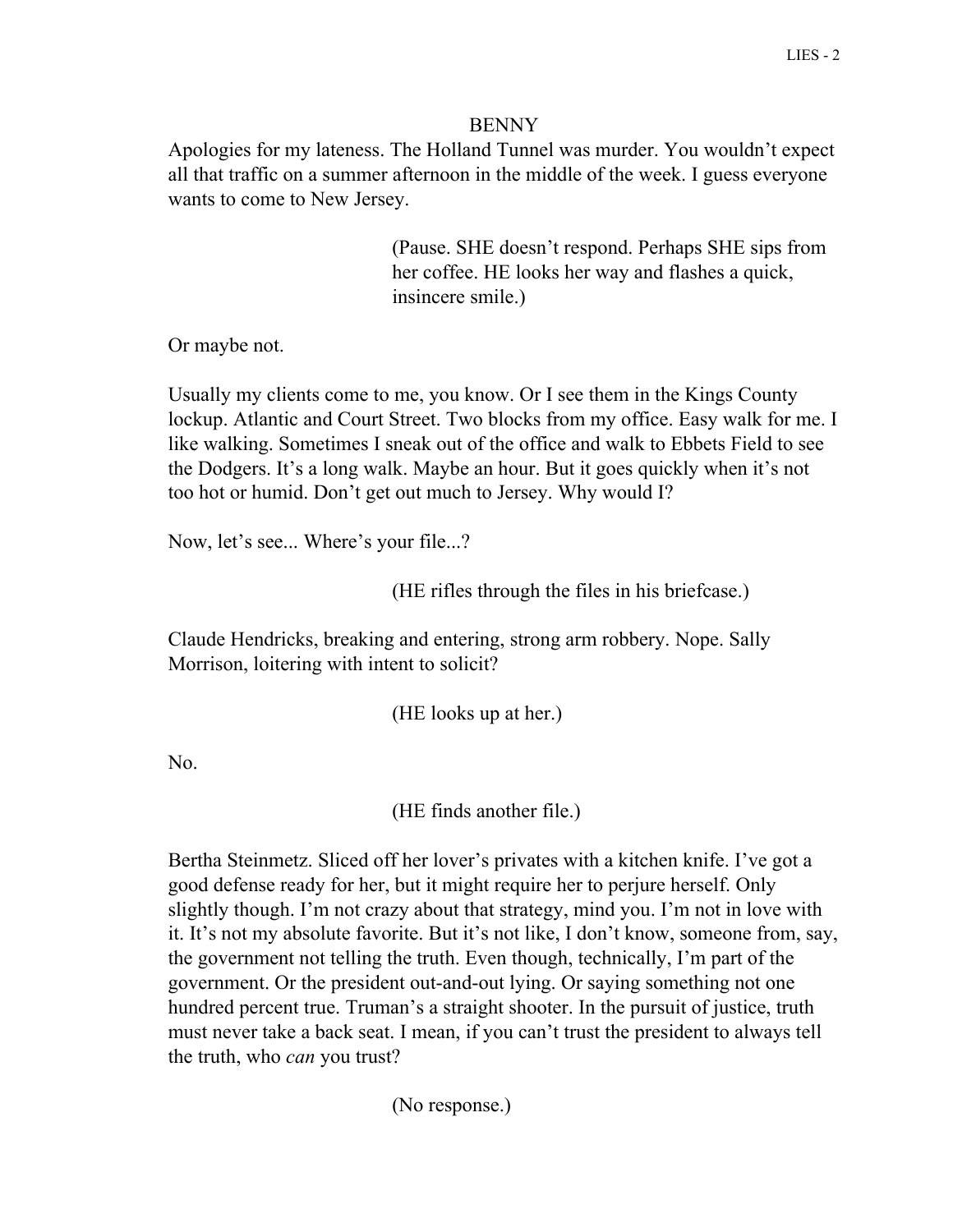BENNY

Apologies for my lateness. The Holland Tunnel was murder. You wouldn't expect all that traffic on a summer afternoon in the middle of the week. I guess everyone wants to come to New Jersey.

(Pause. SHE doesn't respond. Perhaps SHE sips from her coffee. HE looks her way and flashes a quick, insincere smile.)

Or maybe not.

Usually my clients come to me, you know. Or I see them in the Kings County lockup. Atlantic and Court Street. Two blocks from my office. Easy walk for me. I like walking. Sometimes I sneak out of the office and walk to Ebbets Field to see the Dodgers. It's a long walk. Maybe an hour. But it goes quickly when it's not too hot or humid. Don't get out much to Jersey. Why would I?

Now, let's see... Where's your file...?

(HE rifles through the files in his briefcase.)

Claude Hendricks, breaking and entering, strong arm robbery. Nope. Sally Morrison, loitering with intent to solicit?

(HE looks up at her.)

No.

(HE finds another file.)

Bertha Steinmetz. Sliced off her lover's privates with a kitchen knife. I've got a good defense ready for her, but it might require her to perjure herself. Only slightly though. I'm not crazy about that strategy, mind you. I'm not in love with it. It's not my absolute favorite. But it's not like, I don't know, someone from, say, the government not telling the truth. Even though, technically, I'm part of the government. Or the president out-and-out lying. Or saying something not one hundred percent true. Truman's a straight shooter. In the pursuit of justice, truth must never take a back seat. I mean, if you can't trust the president to always tell the truth, who *can* you trust?

(No response.)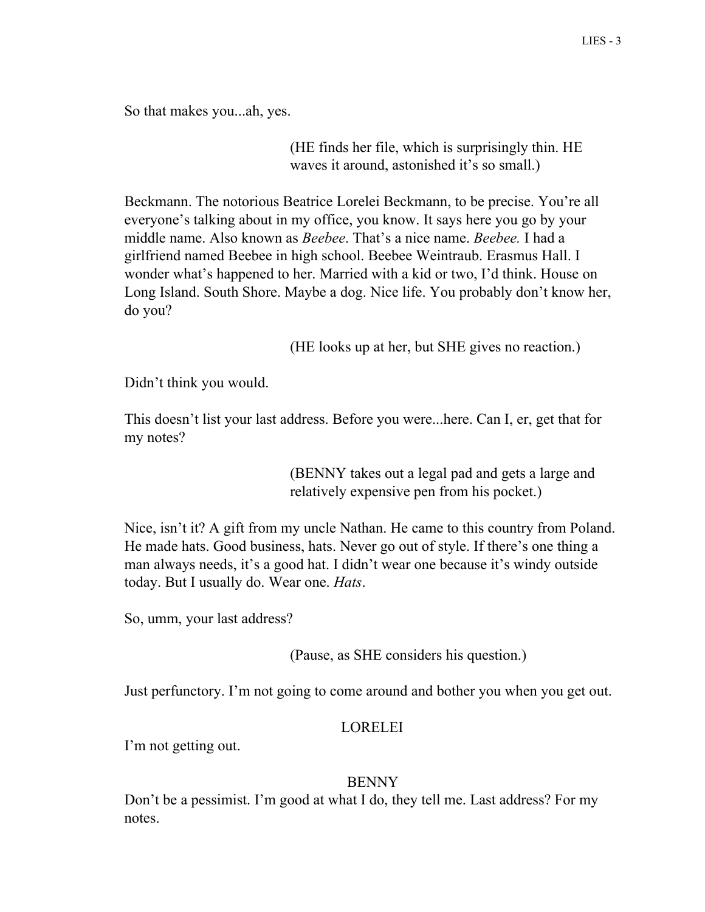So that makes you...ah, yes.

(HE finds her file, which is surprisingly thin. HE waves it around, astonished it's so small.)

Beckmann. The notorious Beatrice Lorelei Beckmann, to be precise. You're all everyone's talking about in my office, you know. It says here you go by your middle name. Also known as *Beebee*. That's a nice name. *Beebee.* I had a girlfriend named Beebee in high school. Beebee Weintraub. Erasmus Hall. I wonder what's happened to her. Married with a kid or two, I'd think. House on Long Island. South Shore. Maybe a dog. Nice life. You probably don't know her, do you?

(HE looks up at her, but SHE gives no reaction.)

Didn't think you would.

This doesn't list your last address. Before you were...here. Can I, er, get that for my notes?

(BENNY takes out a legal pad and gets a large and relatively expensive pen from his pocket.)

Nice, isn't it? A gift from my uncle Nathan. He came to this country from Poland. He made hats. Good business, hats. Never go out of style. If there's one thing a man always needs, it's a good hat. I didn't wear one because it's windy outside today. But I usually do. Wear one. *Hats*.

So, umm, your last address?

(Pause, as SHE considers his question.)

Just perfunctory. I'm not going to come around and bother you when you get out.

LORELEI

I'm not getting out.

BENNY

Don't be a pessimist. I'm good at what I do, they tell me. Last address? For my notes.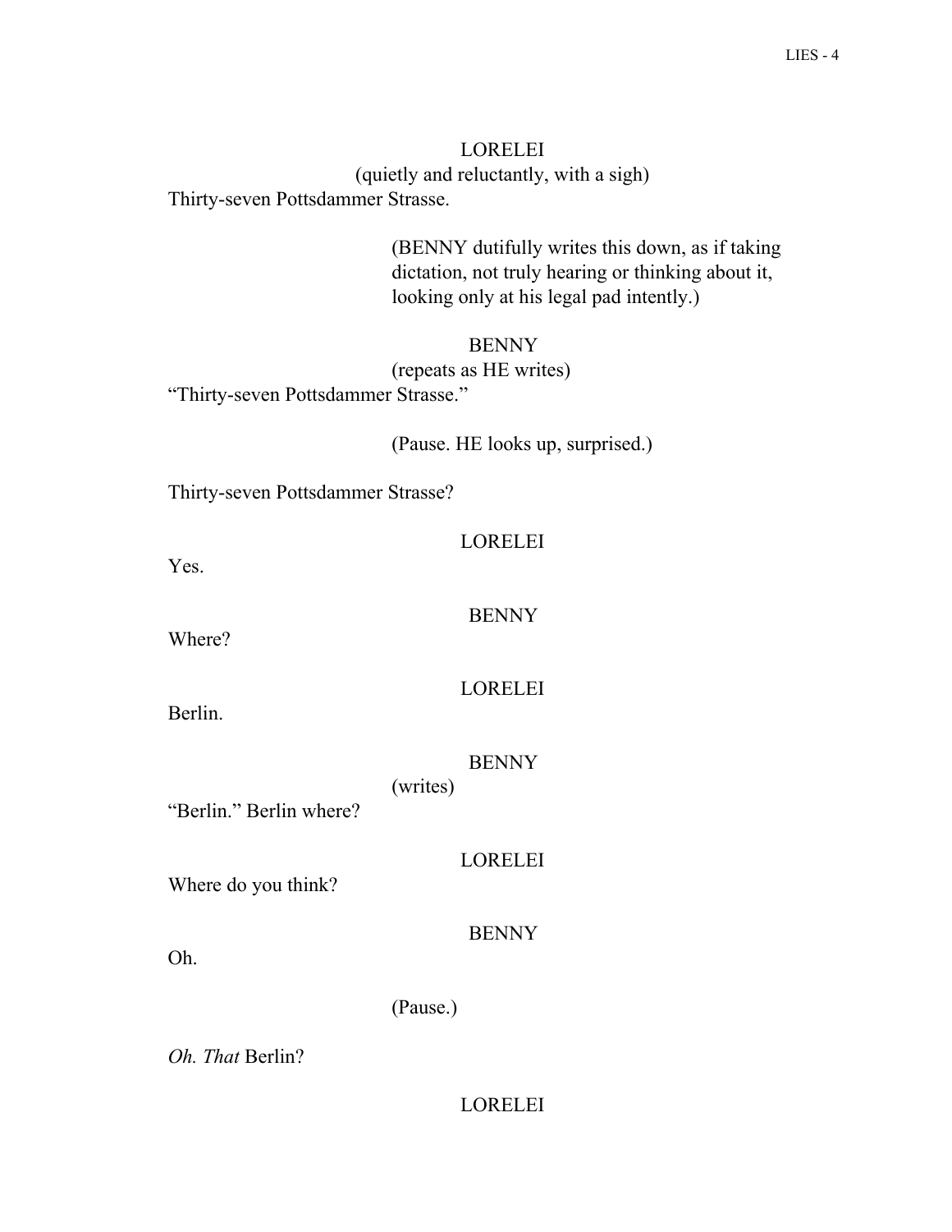LORELEI

(quietly and reluctantly, with a sigh)

Thirty-seven Pottsdammer Strasse.

(BENNY dutifully writes this down, as if taking dictation, not truly hearing or thinking about it, looking only at his legal pad intently.)

BENNY

(repeats as HE writes)

"Thirty-seven Pottsdammer Strasse."

(Pause. HE looks up, surprised.)

Thirty-seven Pottsdammer Strasse?

LORELEI

Yes.

BENNY

Where?

LORELEI

Berlin.

BENNY

(writes)

"Berlin." Berlin where?

LORELEI

Where do you think?

BENNY

Oh.

(Pause.)

*Oh. That* Berlin?

LORELEI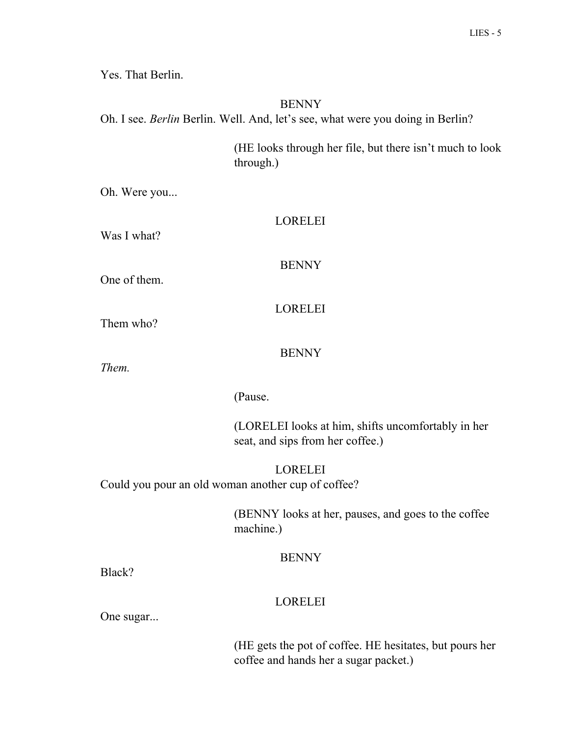Yes. That Berlin.

BENNY

Oh. I see. *Berlin* Berlin. Well. And, let's see, what were you doing in Berlin?

(HE looks through her file, but there isn't much to look through.)

Oh. Were you...

LORELEI

Was I what?

BENNY

One of them.

LORELEI

Them who?

BENNY

*Them.*

(Pause.

(LORELEI looks at him, shifts uncomfortably in her seat, and sips from her coffee.)

LORELEI

Could you pour an old woman another cup of coffee?

(BENNY looks at her, pauses, and goes to the coffee machine.)

BENNY

Black?

LORELEI

One sugar...

(HE gets the pot of coffee. HE hesitates, but pours her coffee and hands her a sugar packet.)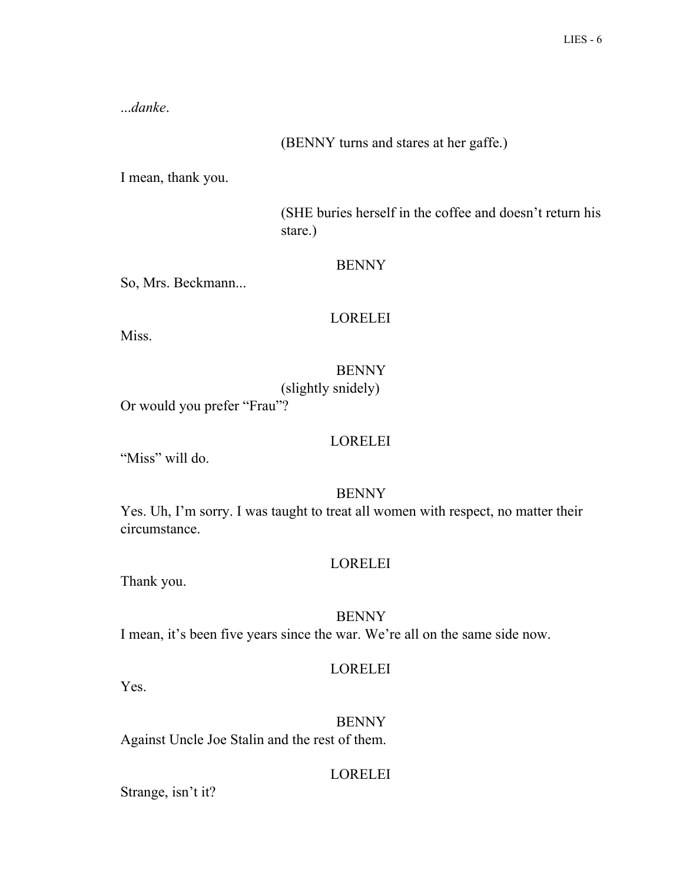...*danke*.

(BENNY turns and stares at her gaffe.)

I mean, thank you.

(SHE buries herself in the coffee and doesn't return his stare.)

BENNY

So, Mrs. Beckmann...

LORELEI

Miss.

BENNY

(slightly snidely)

Or would you prefer "Frau"?

LORELEI

"Miss" will do.

BENNY

Yes. Uh, I'm sorry. I was taught to treat all women with respect, no matter their circumstance.

LORELEI

Thank you.

BENNY

I mean, it's been five years since the war. We're all on the same side now.

LORELEI

Yes.

BENNY

Against Uncle Joe Stalin and the rest of them.

LORELEI

Strange, isn't it?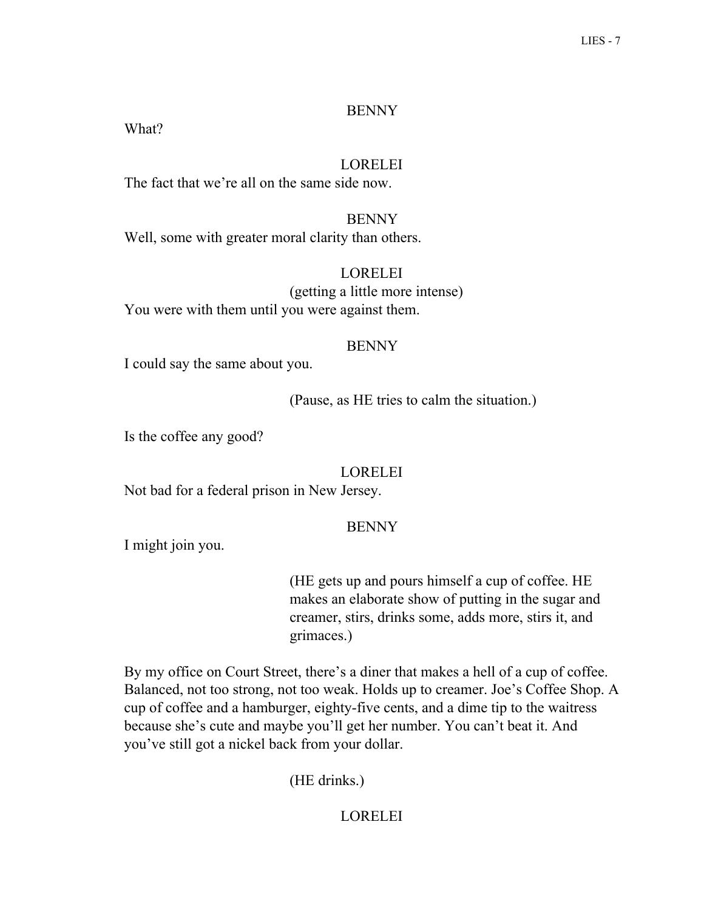BENNY

What?

LORELEI

The fact that we're all on the same side now.

BENNY

Well, some with greater moral clarity than others.

LORELEI

(getting a little more intense)

You were with them until you were against them.

BENNY

I could say the same about you.

(Pause, as HE tries to calm the situation.)

Is the coffee any good?

LORELEI

Not bad for a federal prison in New Jersey.

BENNY

I might join you.

(HE gets up and pours himself a cup of coffee. HE makes an elaborate show of putting in the sugar and creamer, stirs, drinks some, adds more, stirs it, and grimaces.)

By my office on Court Street, there's a diner that makes a hell of a cup of coffee. Balanced, not too strong, not too weak. Holds up to creamer. Joe's Coffee Shop. A cup of coffee and a hamburger, eighty-five cents, and a dime tip to the waitress because she's cute and maybe you'll get her number. You can't beat it. And you've still got a nickel back from your dollar.

(HE drinks.)

LORELEI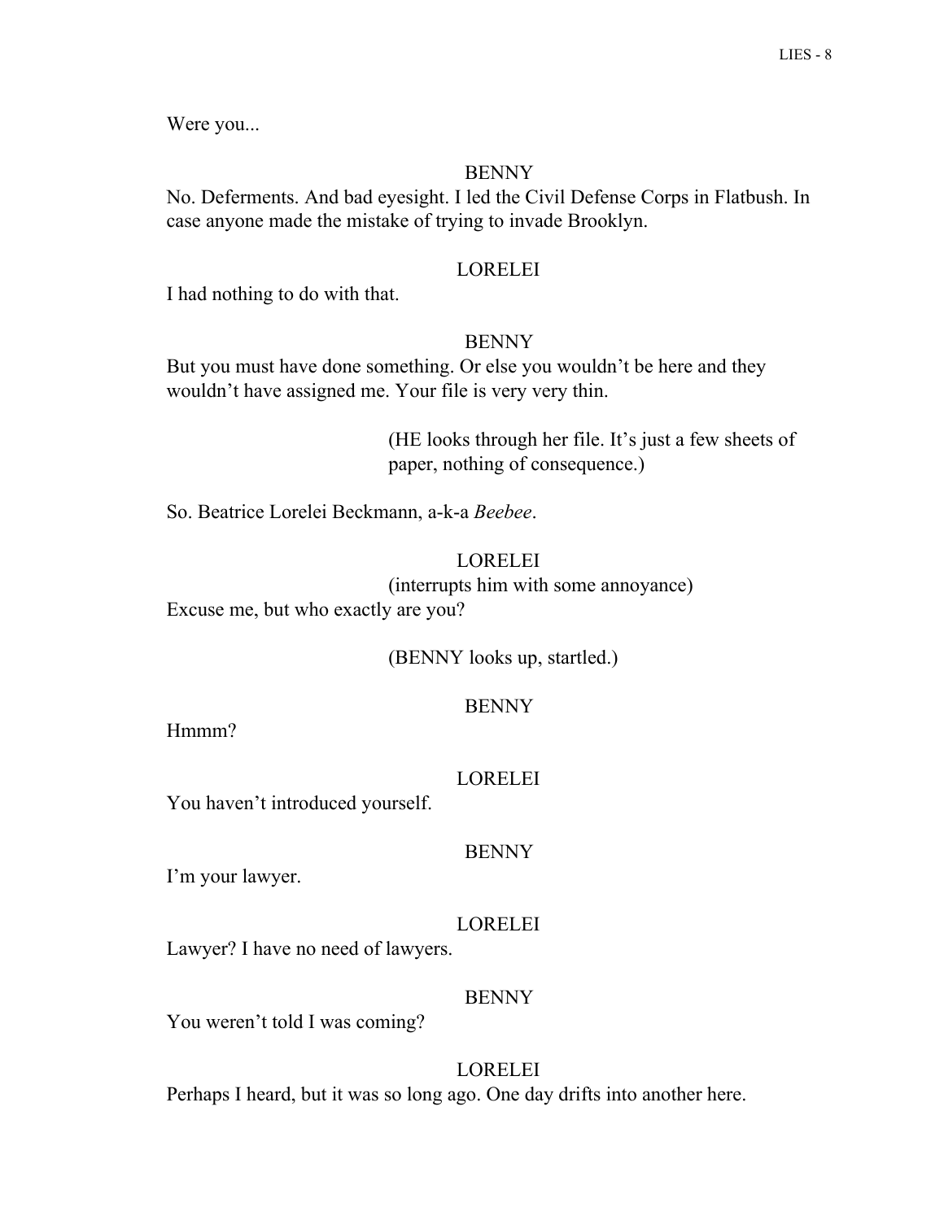Were you...

BENNY

No. Deferments. And bad eyesight. I led the Civil Defense Corps in Flatbush. In case anyone made the mistake of trying to invade Brooklyn.

LORELEI

I had nothing to do with that.

BENNY

But you must have done something. Or else you wouldn't be here and they wouldn't have assigned me. Your file is very very thin.

(HE looks through her file. It's just a few sheets of paper, nothing of consequence.)

So. Beatrice Lorelei Beckmann, a-k-a *Beebee*.

LORELEI

(interrupts him with some annoyance)

Excuse me, but who exactly are you?

(BENNY looks up, startled.)

BENNY

Hmmm?

LORELEI

You haven't introduced yourself.

BENNY

I'm your lawyer.

LORELEI

Lawyer? I have no need of lawyers.

BENNY

You weren't told I was coming?

LORELEI

Perhaps I heard, but it was so long ago. One day drifts into another here.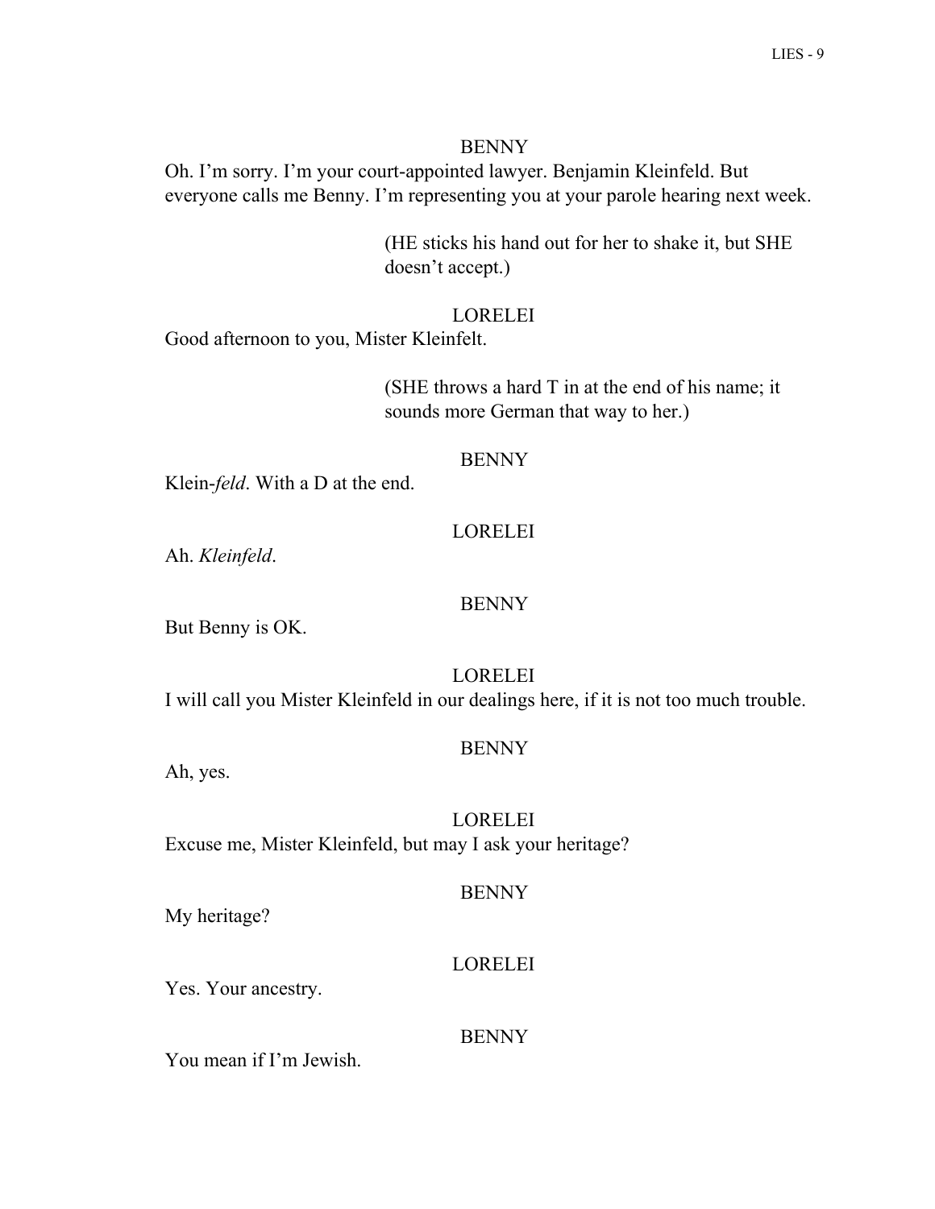BENNY

Oh. I'm sorry. I'm your court-appointed lawyer. Benjamin Kleinfeld. But everyone calls me Benny. I'm representing you at your parole hearing next week.

(HE sticks his hand out for her to shake it, but SHE doesn't accept.)

LORELEI

Good afternoon to you, Mister Kleinfelt.

(SHE throws a hard T in at the end of his name; it sounds more German that way to her.)

BENNY

Klein-*feld*. With a D at the end.

LORELEI

Ah. *Kleinfeld*.

BENNY

But Benny is OK.

LORELEI

I will call you Mister Kleinfeld in our dealings here, if it is not too much trouble.

BENNY

Ah, yes.

LORELEI

Excuse me, Mister Kleinfeld, but may I ask your heritage?

BENNY

My heritage?

LORELEI

Yes. Your ancestry.

BENNY

You mean if I'm Jewish.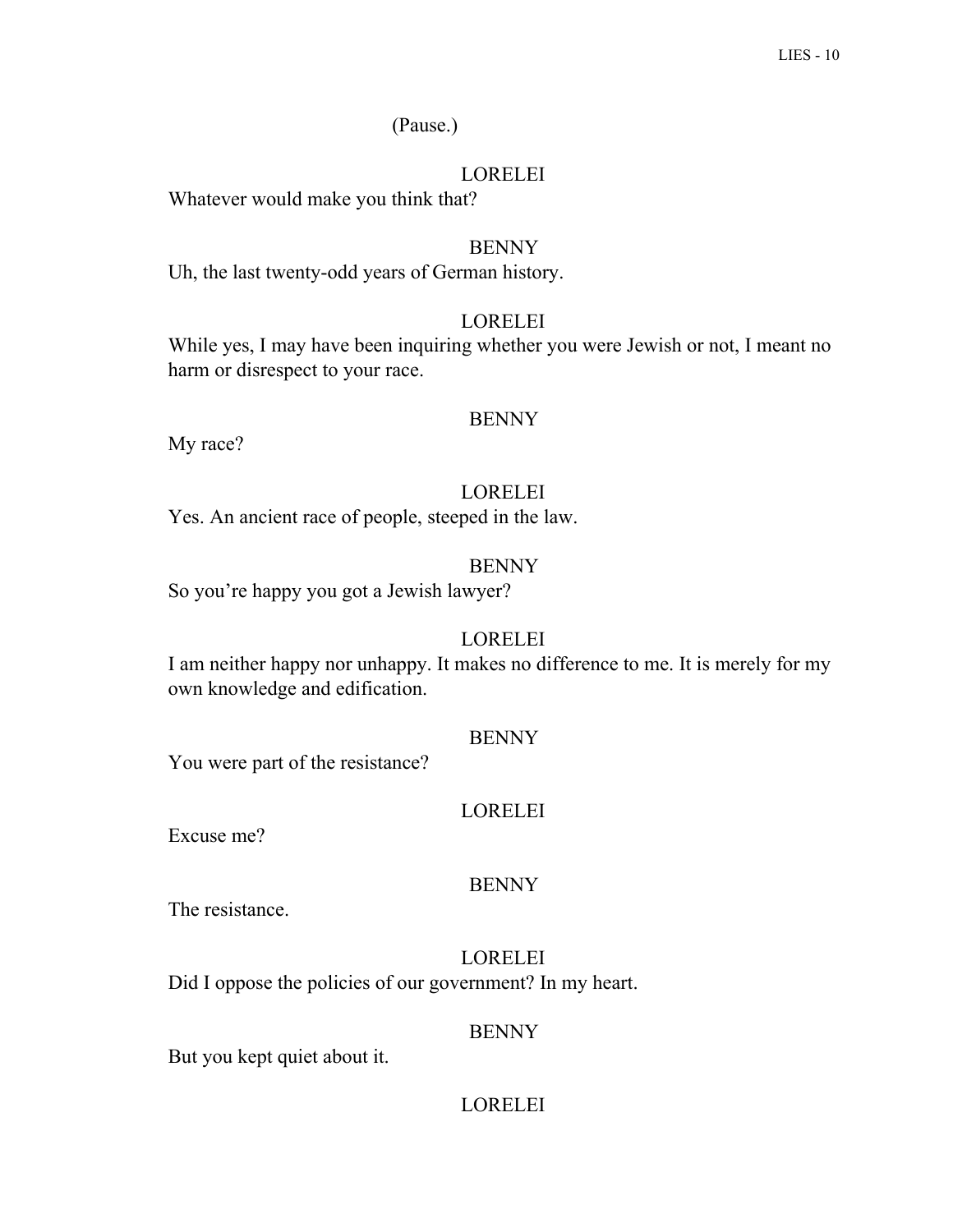(Pause.)

LORELEI

Whatever would make you think that?

BENNY

Uh, the last twenty-odd years of German history.

LORELEI

While yes, I may have been inquiring whether you were Jewish or not, I meant no harm or disrespect to your race.

BENNY

My race?

LORELEI

Yes. An ancient race of people, steeped in the law.

BENNY

So you're happy you got a Jewish lawyer?

LORELEI

I am neither happy nor unhappy. It makes no difference to me. It is merely for my own knowledge and edification.

BENNY

You were part of the resistance?

LORELEI

Excuse me?

BENNY

The resistance.

LORELEI

Did I oppose the policies of our government? In my heart.

BENNY

But you kept quiet about it.

LORELEI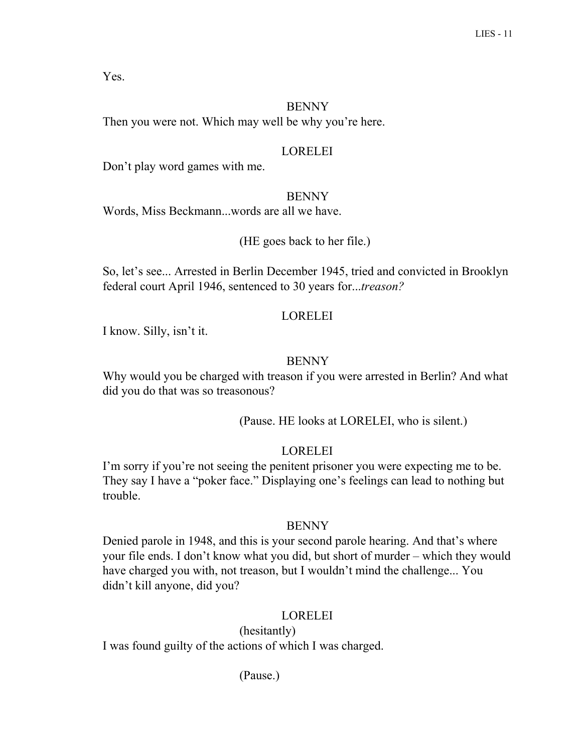Yes.

BENNY

Then you were not. Which may well be why you're here.

LORELEI

Don't play word games with me.

BENNY

Words, Miss Beckmann...words are all we have.

(HE goes back to her file.)

So, let's see... Arrested in Berlin December 1945, tried and convicted in Brooklyn federal court April 1946, sentenced to 30 years for...*treason?*

LORELEI

I know. Silly, isn't it.

BENNY

Why would you be charged with treason if you were arrested in Berlin? And what did you do that was so treasonous?

(Pause. HE looks at LORELEI, who is silent.)

LORELEI

I'm sorry if you're not seeing the penitent prisoner you were expecting me to be. They say I have a "poker face." Displaying one's feelings can lead to nothing but trouble.

BENNY

Denied parole in 1948, and this is your second parole hearing. And that's where your file ends. I don't know what you did, but short of murder – which they would have charged you with, not treason, but I wouldn't mind the challenge... You didn't kill anyone, did you?

LORELEI

(hesitantly)

I was found guilty of the actions of which I was charged.

(Pause.)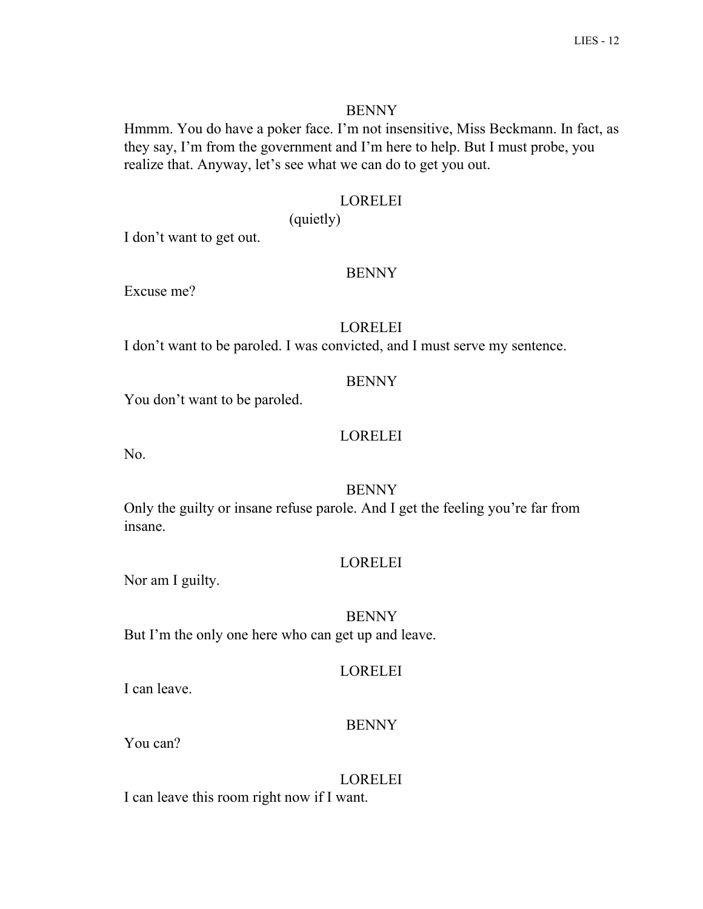BENNY

Hmmm. You do have a poker face. I'm not insensitive, Miss Beckmann. In fact, as they say, I'm from the government and I'm here to help. But I must probe, you realize that. Anyway, let's see what we can do to get you out.

LORELEI

(quietly)

I don't want to get out.

BENNY

Excuse me?

LORELEI

I don't want to be paroled. I was convicted, and I must serve my sentence.

BENNY

You don't want to be paroled.

LORELEI

No.

BENNY

Only the guilty or insane refuse parole. And I get the feeling you're far from insane.

LORELEI

Nor am I guilty.

BENNY

But I'm the only one here who can get up and leave.

LORELEI

I can leave.

BENNY

You can?

LORELEI

I can leave this room right now if I want.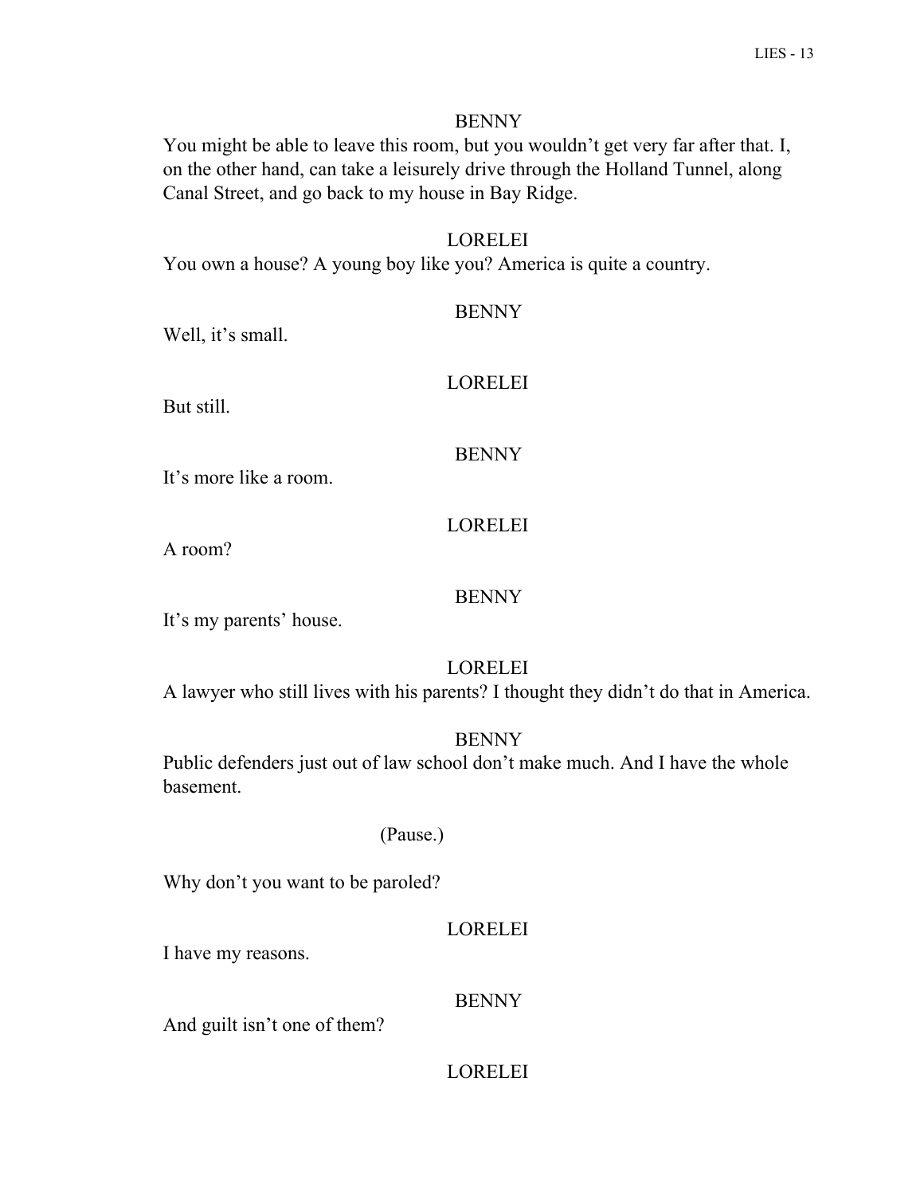BENNY

You might be able to leave this room, but you wouldn't get very far after that. I, on the other hand, can take a leisurely drive through the Holland Tunnel, along Canal Street, and go back to my house in Bay Ridge.

LORELEI

You own a house? A young boy like you? America is quite a country.

BENNY

Well, it's small.

LORELEI

But still.

BENNY

It's more like a room.

LORELEI

A room?

BENNY

It's my parents' house.

LORELEI

A lawyer who still lives with his parents? I thought they didn't do that in America.

BENNY

Public defenders just out of law school don't make much. And I have the whole basement.

(Pause.)

Why don't you want to be paroled?

LORELEI

I have my reasons.

BENNY

And guilt isn't one of them?

LORELEI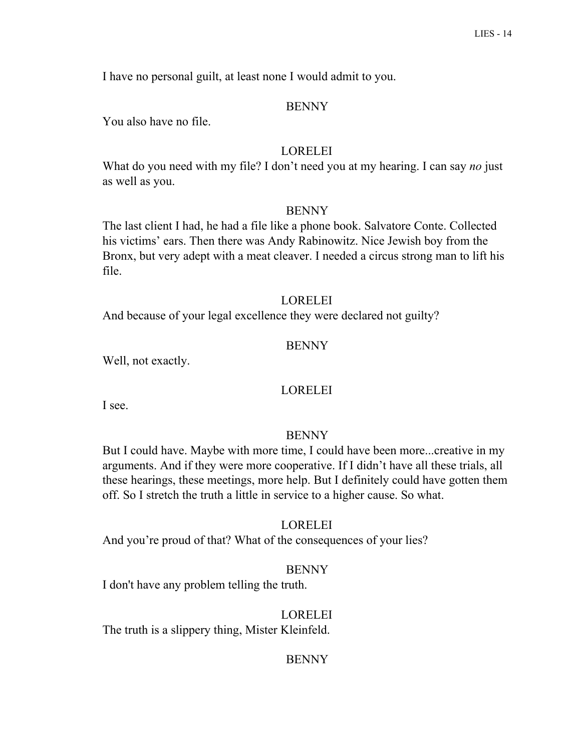I have no personal guilt, at least none I would admit to you.

BENNY

You also have no file.

LORELEI

What do you need with my file? I don't need you at my hearing. I can say *no* just as well as you.

BENNY

The last client I had, he had a file like a phone book. Salvatore Conte. Collected his victims' ears. Then there was Andy Rabinowitz. Nice Jewish boy from the Bronx, but very adept with a meat cleaver. I needed a circus strong man to lift his file.

LORELEI

And because of your legal excellence they were declared not guilty?

BENNY

Well, not exactly.

LORELEI

I see.

BENNY

But I could have. Maybe with more time, I could have been more...creative in my arguments. And if they were more cooperative. If I didn't have all these trials, all these hearings, these meetings, more help. But I definitely could have gotten them off. So I stretch the truth a little in service to a higher cause. So what.

LORELEI

And you're proud of that? What of the consequences of your lies?

BENNY

I don't have any problem telling the truth.

LORELEI

The truth is a slippery thing, Mister Kleinfeld.

BENNY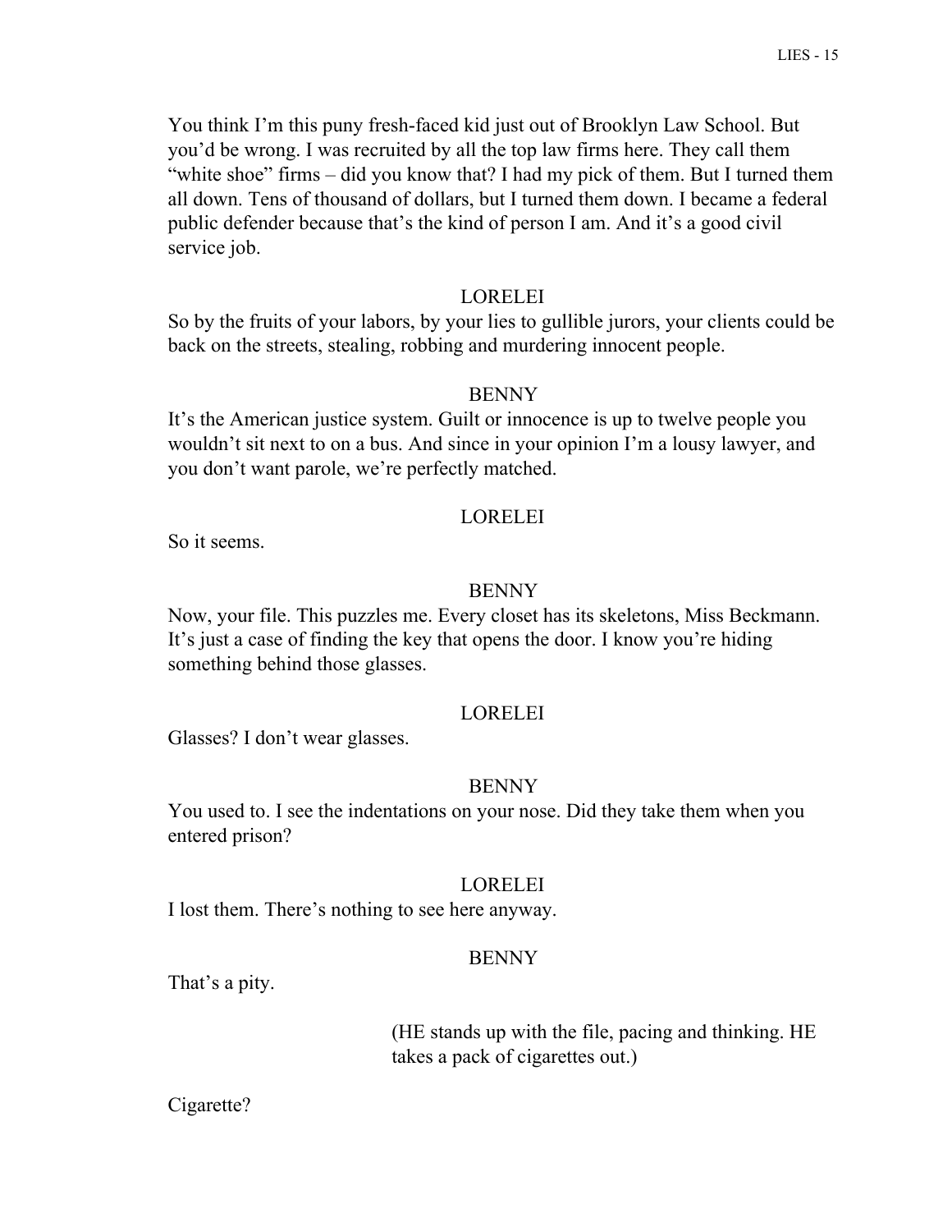You think I'm this puny fresh-faced kid just out of Brooklyn Law School. But you'd be wrong. I was recruited by all the top law firms here. They call them "white shoe" firms – did you know that? I had my pick of them. But I turned them all down. Tens of thousand of dollars, but I turned them down. I became a federal public defender because that's the kind of person I am. And it's a good civil service job.

LORELEI

So by the fruits of your labors, by your lies to gullible jurors, your clients could be back on the streets, stealing, robbing and murdering innocent people.

BENNY

It's the American justice system. Guilt or innocence is up to twelve people you wouldn't sit next to on a bus. And since in your opinion I'm a lousy lawyer, and you don't want parole, we're perfectly matched.

LORELEI

So it seems.

BENNY

Now, your file. This puzzles me. Every closet has its skeletons, Miss Beckmann. It's just a case of finding the key that opens the door. I know you're hiding something behind those glasses.

LORELEI

Glasses? I don't wear glasses.

BENNY

You used to. I see the indentations on your nose. Did they take them when you entered prison?

LORELEI

I lost them. There's nothing to see here anyway.

BENNY

That's a pity.

(HE stands up with the file, pacing and thinking. HE takes a pack of cigarettes out.)

Cigarette?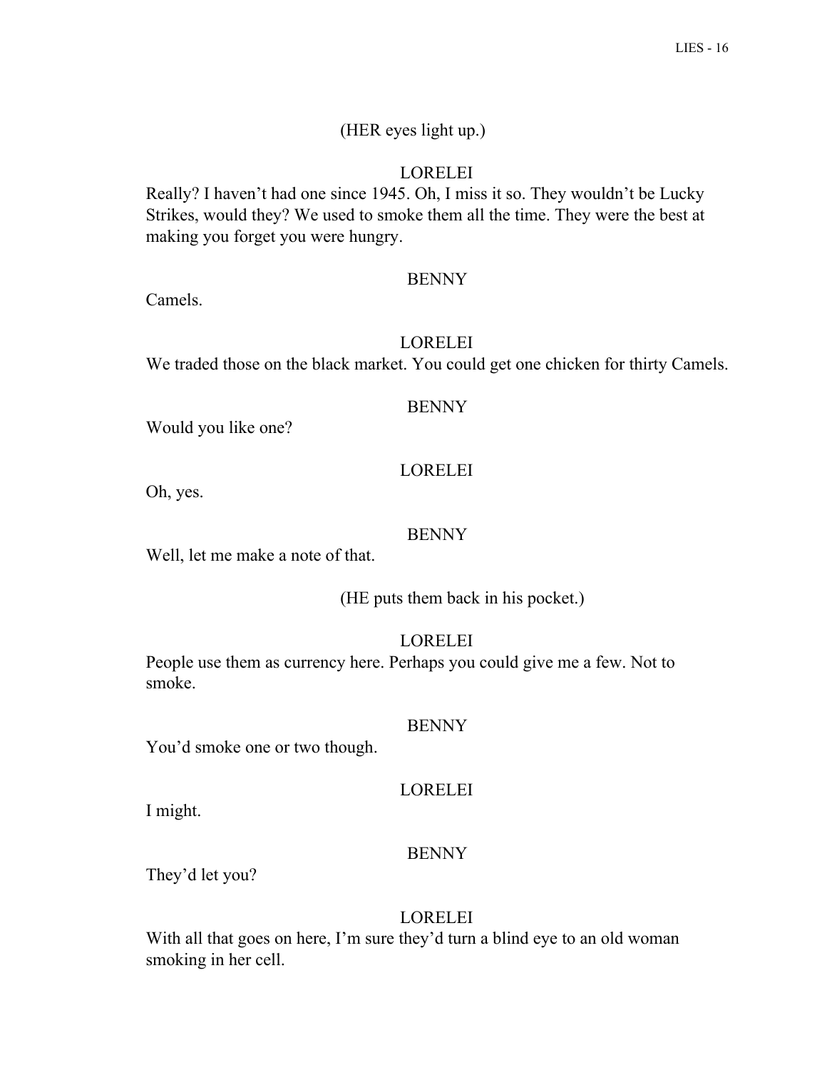(HER eyes light up.)

LORELEI

Really? I haven't had one since 1945. Oh, I miss it so. They wouldn't be Lucky Strikes, would they? We used to smoke them all the time. They were the best at making you forget you were hungry.

BENNY

Camels.

LORELEI

We traded those on the black market. You could get one chicken for thirty Camels.

BENNY

Would you like one?

LORELEI

Oh, yes.

BENNY

Well, let me make a note of that.

(HE puts them back in his pocket.)

LORELEI

People use them as currency here. Perhaps you could give me a few. Not to smoke.

BENNY

You'd smoke one or two though.

LORELEI

I might.

BENNY

They'd let you?

LORELEI

With all that goes on here, I'm sure they'd turn a blind eye to an old woman smoking in her cell.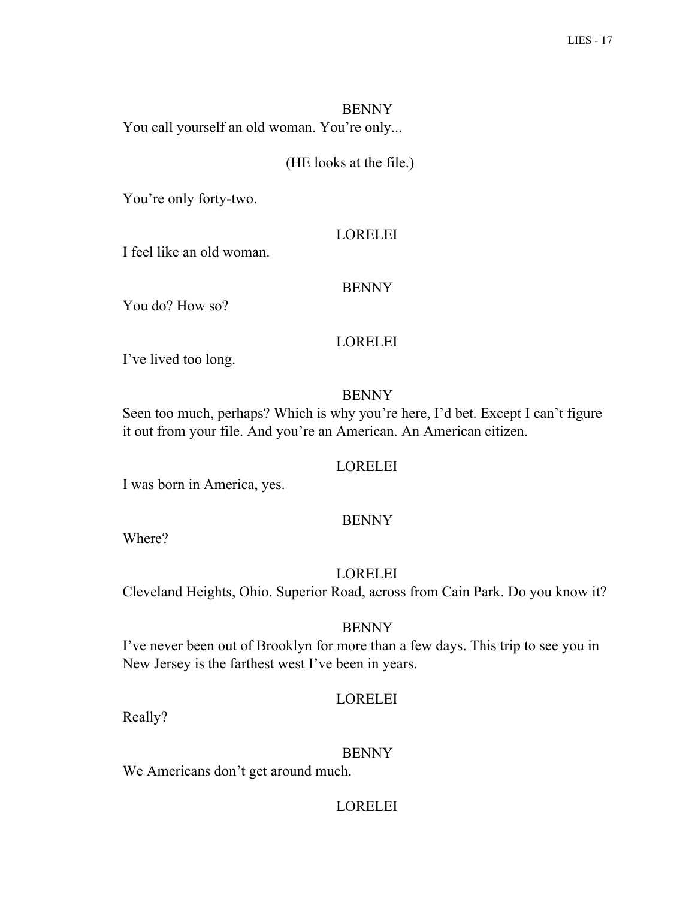BENNY

You call yourself an old woman. You're only...

(HE looks at the file.)

You're only forty-two.

LORELEI

I feel like an old woman.

BENNY

You do? How so?

LORELEI

I've lived too long.

BENNY

Seen too much, perhaps? Which is why you're here, I'd bet. Except I can't figure it out from your file. And you're an American. An American citizen.

LORELEI

I was born in America, yes.

BENNY

Where?

LORELEI

Cleveland Heights, Ohio. Superior Road, across from Cain Park. Do you know it?

BENNY

I've never been out of Brooklyn for more than a few days. This trip to see you in New Jersey is the farthest west I've been in years.

LORELEI

Really?

BENNY

We Americans don't get around much.

LORELEI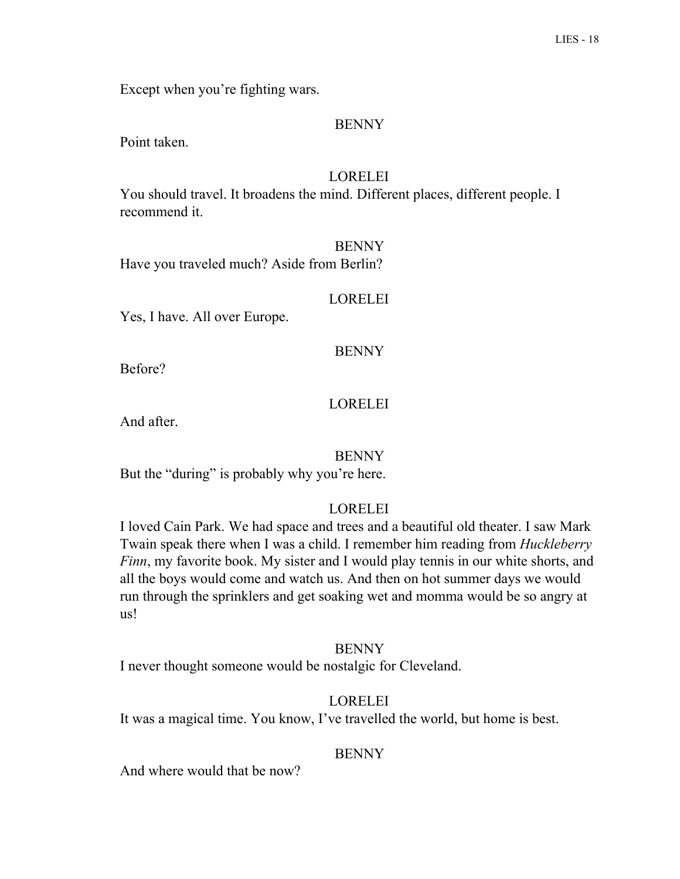Except when you're fighting wars.

BENNY

Point taken.

LORELEI

You should travel. It broadens the mind. Different places, different people. I recommend it.

BENNY

Have you traveled much? Aside from Berlin?

LORELEI

Yes, I have. All over Europe.

BENNY

Before?

LORELEI

And after.

BENNY

But the "during" is probably why you're here.

LORELEI

I loved Cain Park. We had space and trees and a beautiful old theater. I saw Mark Twain speak there when I was a child. I remember him reading from *Huckleberry Finn*, my favorite book. My sister and I would play tennis in our white shorts, and all the boys would come and watch us. And then on hot summer days we would run through the sprinklers and get soaking wet and momma would be so angry at us!

BENNY

I never thought someone would be nostalgic for Cleveland.

LORELEI

It was a magical time. You know, I've travelled the world, but home is best.

BENNY

And where would that be now?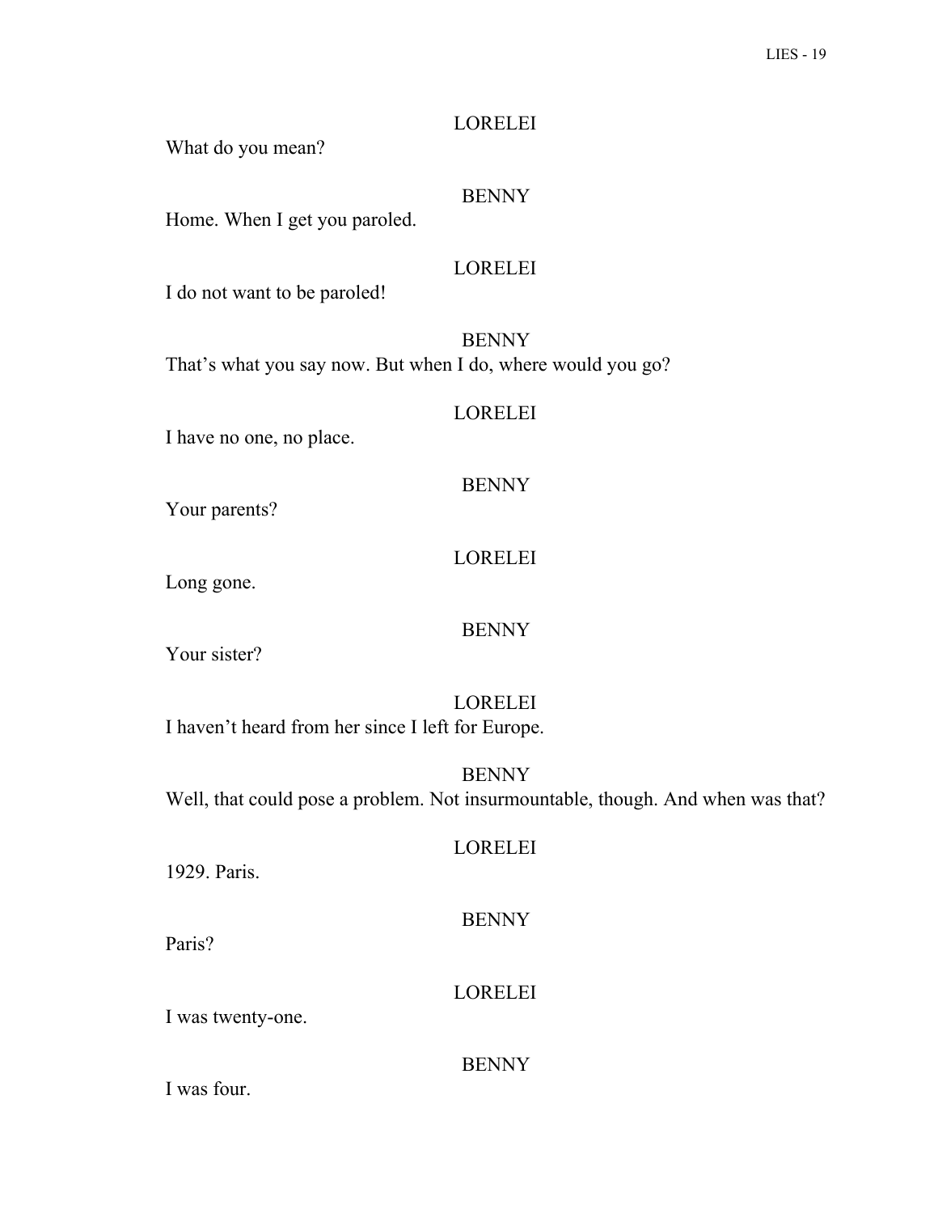LORELEI

What do you mean?

BENNY

Home. When I get you paroled.

LORELEI

I do not want to be paroled!

BENNY

That's what you say now. But when I do, where would you go?

LORELEI

I have no one, no place.

BENNY

Your parents?

LORELEI

Long gone.

BENNY

Your sister?

LORELEI

I haven't heard from her since I left for Europe.

BENNY

Well, that could pose a problem. Not insurmountable, though. And when was that?

LORELEI

1929. Paris.

BENNY

Paris?

LORELEI

I was twenty-one.

BENNY

I was four.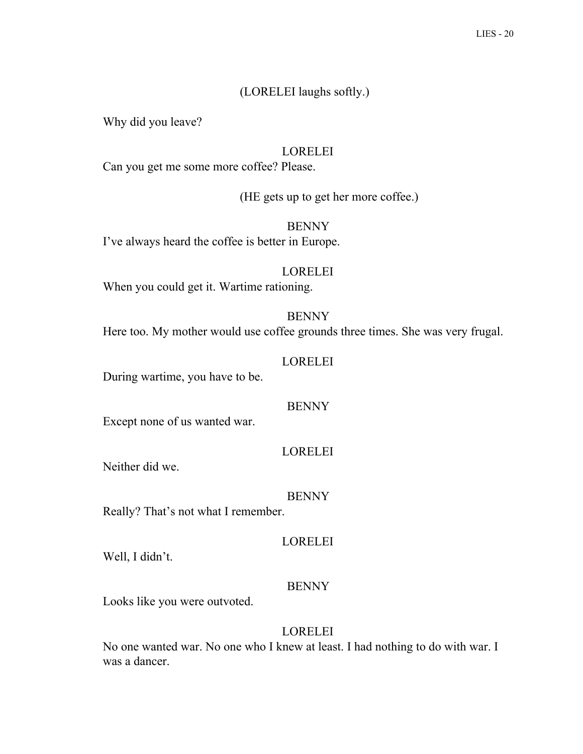(LORELEI laughs softly.)

Why did you leave?

LORELEI

Can you get me some more coffee? Please.

(HE gets up to get her more coffee.)

BENNY

I've always heard the coffee is better in Europe.

LORELEI

When you could get it. Wartime rationing.

BENNY

Here too. My mother would use coffee grounds three times. She was very frugal.

LORELEI

During wartime, you have to be.

BENNY

Except none of us wanted war.

LORELEI

Neither did we.

BENNY

Really? That's not what I remember.

LORELEI

Well, I didn't.

BENNY

Looks like you were outvoted.

LORELEI

No one wanted war. No one who I knew at least. I had nothing to do with war. I was a dancer.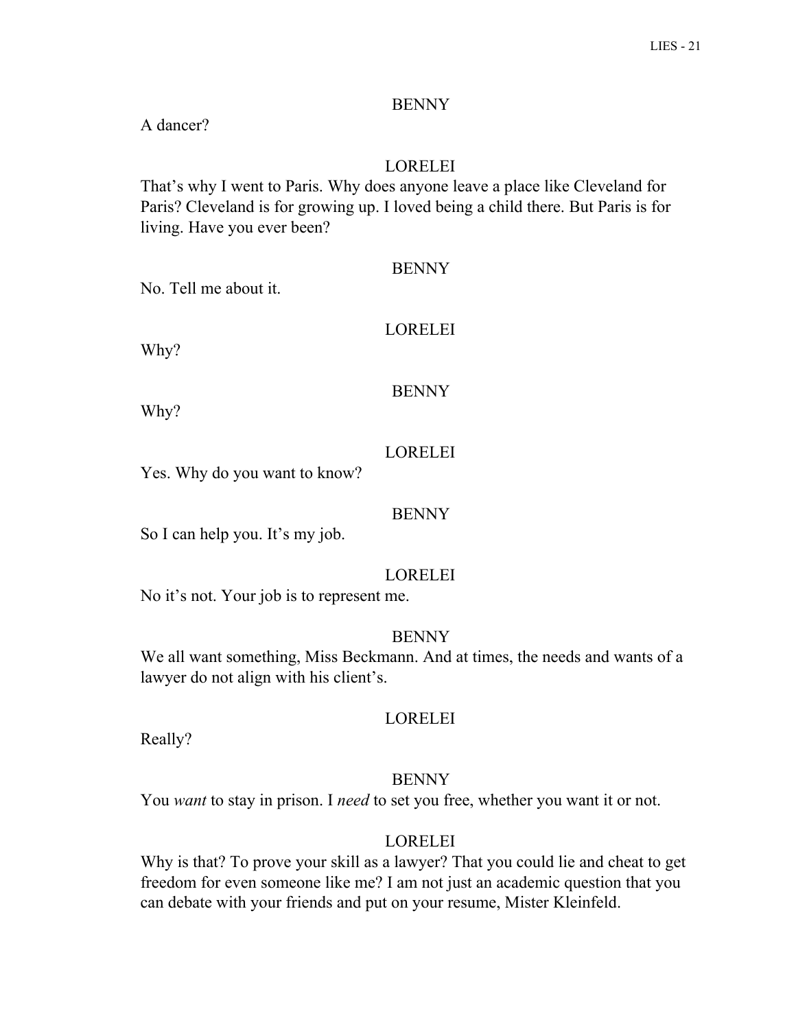BENNY

A dancer?

LORELEI

That's why I went to Paris. Why does anyone leave a place like Cleveland for Paris? Cleveland is for growing up. I loved being a child there. But Paris is for living. Have you ever been?

BENNY

No. Tell me about it.

LORELEI

Why?

BENNY

Why?

LORELEI

Yes. Why do you want to know?

BENNY

So I can help you. It's my job.

LORELEI

No it's not. Your job is to represent me.

BENNY

We all want something, Miss Beckmann. And at times, the needs and wants of a lawyer do not align with his client's.

LORELEI

Really?

BENNY

You *want* to stay in prison. I *need* to set you free, whether you want it or not.

LORELEI

Why is that? To prove your skill as a lawyer? That you could lie and cheat to get freedom for even someone like me? I am not just an academic question that you can debate with your friends and put on your resume, Mister Kleinfeld.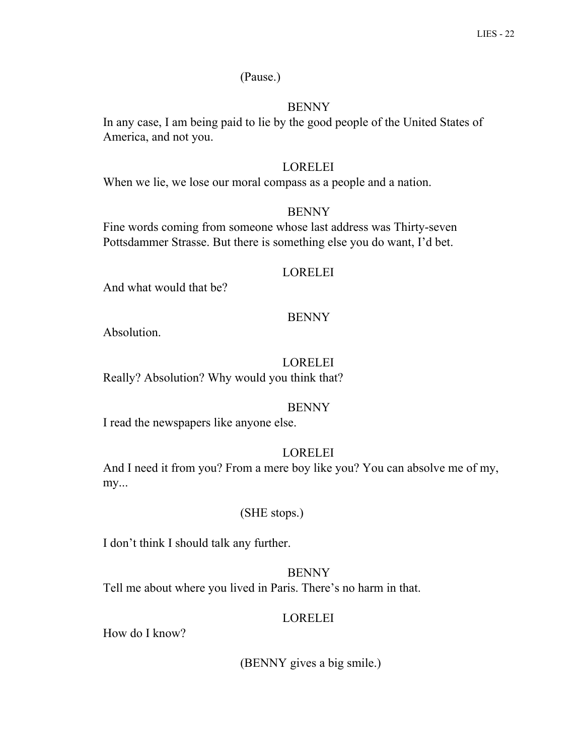(Pause.)

BENNY

In any case, I am being paid to lie by the good people of the United States of America, and not you.

LORELEI

When we lie, we lose our moral compass as a people and a nation.

BENNY

Fine words coming from someone whose last address was Thirty-seven Pottsdammer Strasse. But there is something else you do want, I'd bet.

LORELEI

And what would that be?

BENNY

Absolution.

LORELEI

Really? Absolution? Why would you think that?

BENNY

I read the newspapers like anyone else.

LORELEI

And I need it from you? From a mere boy like you? You can absolve me of my, my...

(SHE stops.)

I don't think I should talk any further.

BENNY

Tell me about where you lived in Paris. There's no harm in that.

LORELEI

How do I know?

(BENNY gives a big smile.)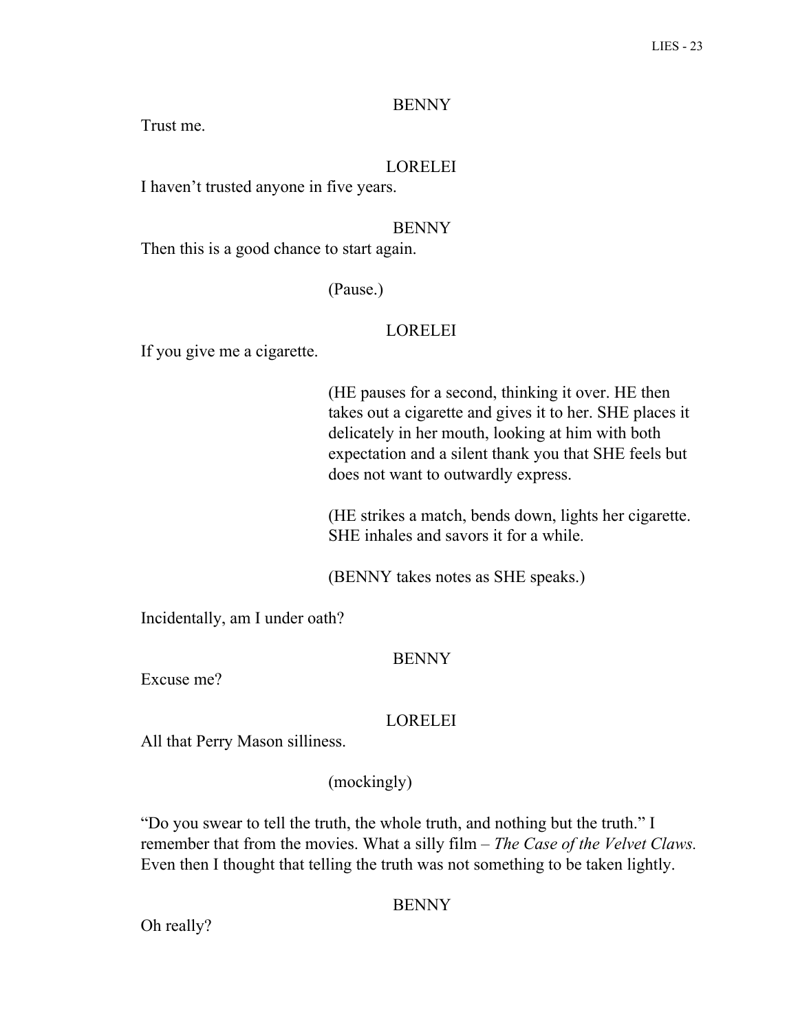BENNY

Trust me.

LORELEI

I haven't trusted anyone in five years.

BENNY

Then this is a good chance to start again.

(Pause.)

LORELEI

If you give me a cigarette.

(HE pauses for a second, thinking it over. HE then takes out a cigarette and gives it to her. SHE places it delicately in her mouth, looking at him with both expectation and a silent thank you that SHE feels but does not want to outwardly express.

(HE strikes a match, bends down, lights her cigarette. SHE inhales and savors it for a while.

(BENNY takes notes as SHE speaks.)

Incidentally, am I under oath?

BENNY

Excuse me?

LORELEI

All that Perry Mason silliness.

(mockingly)

"Do you swear to tell the truth, the whole truth, and nothing but the truth." I remember that from the movies. What a silly film – *The Case of the Velvet Claws.* Even then I thought that telling the truth was not something to be taken lightly.

BENNY

Oh really?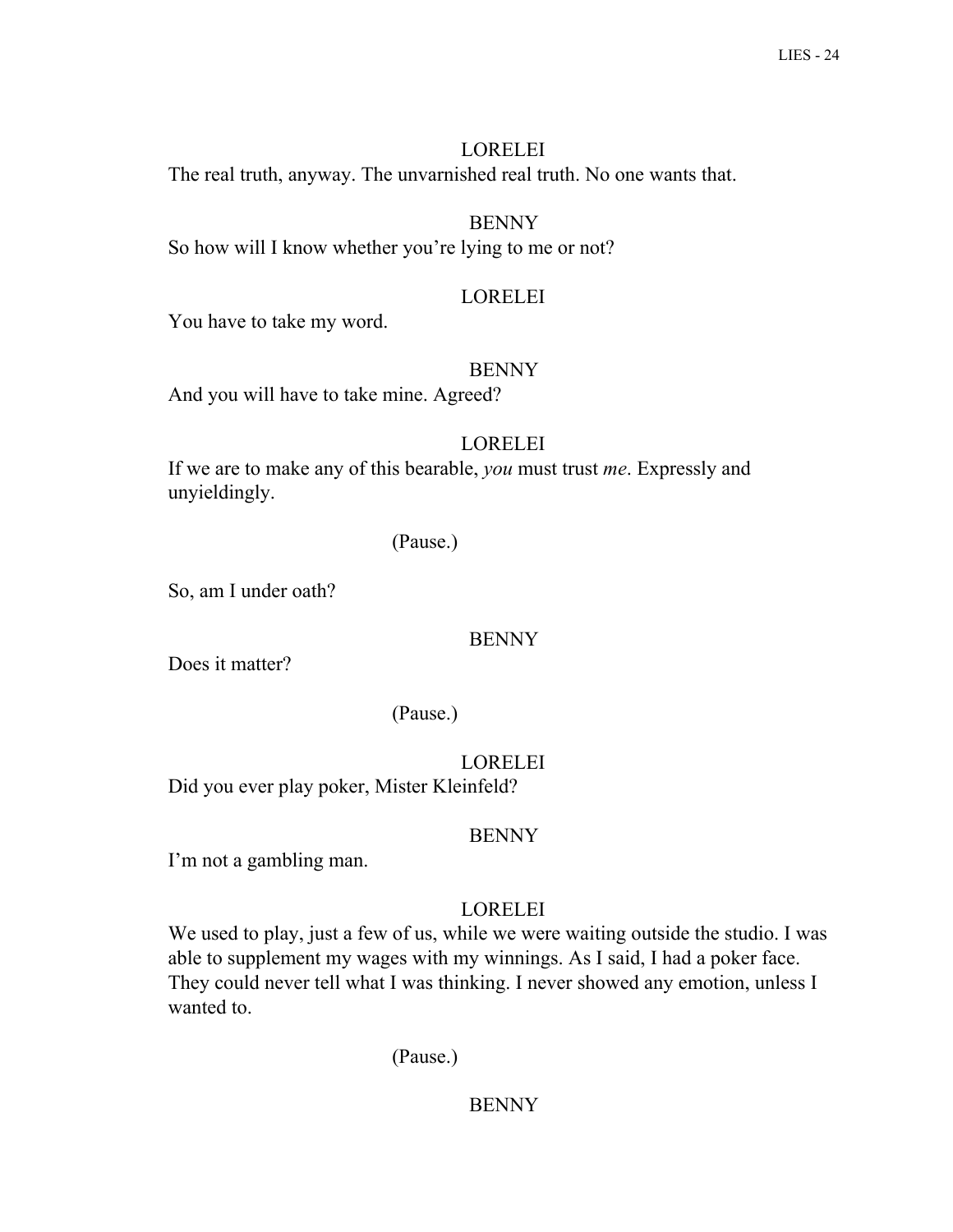LORELEI

The real truth, anyway. The unvarnished real truth. No one wants that.

BENNY

So how will I know whether you're lying to me or not?

LORELEI

You have to take my word.

BENNY

And you will have to take mine. Agreed?

LORELEI

If we are to make any of this bearable, *you* must trust *me*. Expressly and unyieldingly.

(Pause.)

So, am I under oath?

BENNY

Does it matter?

(Pause.)

LORELEI

Did you ever play poker, Mister Kleinfeld?

BENNY

I'm not a gambling man.

LORELEI

We used to play, just a few of us, while we were waiting outside the studio. I was able to supplement my wages with my winnings. As I said, I had a poker face. They could never tell what I was thinking. I never showed any emotion, unless I wanted to.

(Pause.)

BENNY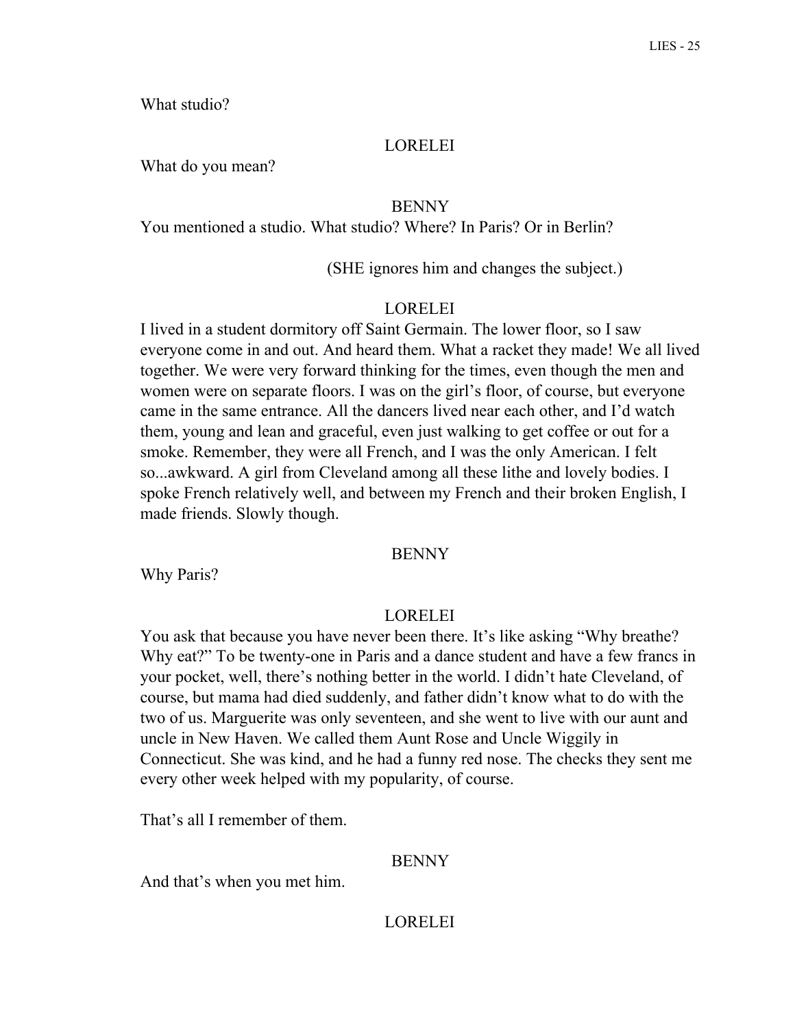What studio?

LORELEI

What do you mean?

BENNY

You mentioned a studio. What studio? Where? In Paris? Or in Berlin?

(SHE ignores him and changes the subject.)

LORELEI

I lived in a student dormitory off Saint Germain. The lower floor, so I saw everyone come in and out. And heard them. What a racket they made! We all lived together. We were very forward thinking for the times, even though the men and women were on separate floors. I was on the girl's floor, of course, but everyone came in the same entrance. All the dancers lived near each other, and I'd watch them, young and lean and graceful, even just walking to get coffee or out for a smoke. Remember, they were all French, and I was the only American. I felt so...awkward. A girl from Cleveland among all these lithe and lovely bodies. I spoke French relatively well, and between my French and their broken English, I made friends. Slowly though.

BENNY

Why Paris?

LORELEI

You ask that because you have never been there. It's like asking "Why breathe? Why eat?" To be twenty-one in Paris and a dance student and have a few francs in your pocket, well, there's nothing better in the world. I didn't hate Cleveland, of course, but mama had died suddenly, and father didn't know what to do with the two of us. Marguerite was only seventeen, and she went to live with our aunt and uncle in New Haven. We called them Aunt Rose and Uncle Wiggily in Connecticut. She was kind, and he had a funny red nose. The checks they sent me every other week helped with my popularity, of course.

That's all I remember of them.

BENNY

And that's when you met him.

LORELEI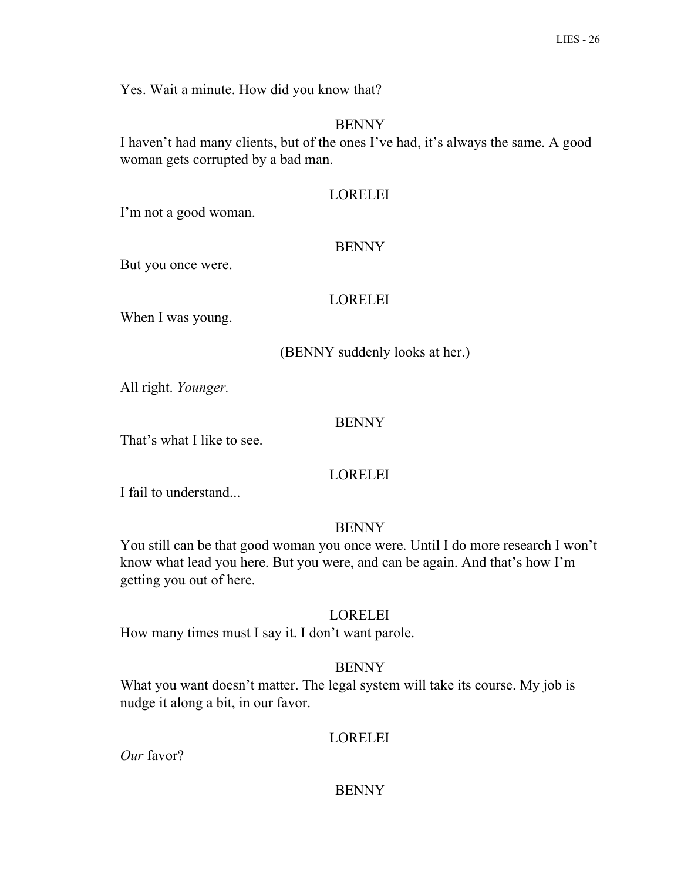Yes. Wait a minute. How did you know that?

BENNY

I haven't had many clients, but of the ones I've had, it's always the same. A good woman gets corrupted by a bad man.

LORELEI

I'm not a good woman.

BENNY

But you once were.

LORELEI

When I was young.

(BENNY suddenly looks at her.)

All right. *Younger.*

BENNY

That's what I like to see.

LORELEI

I fail to understand...

BENNY

You still can be that good woman you once were. Until I do more research I won't know what lead you here. But you were, and can be again. And that's how I'm getting you out of here.

LORELEI

How many times must I say it. I don't want parole.

BENNY

What you want doesn't matter. The legal system will take its course. My job is nudge it along a bit, in our favor.

LORELEI

*Our* favor?

BENNY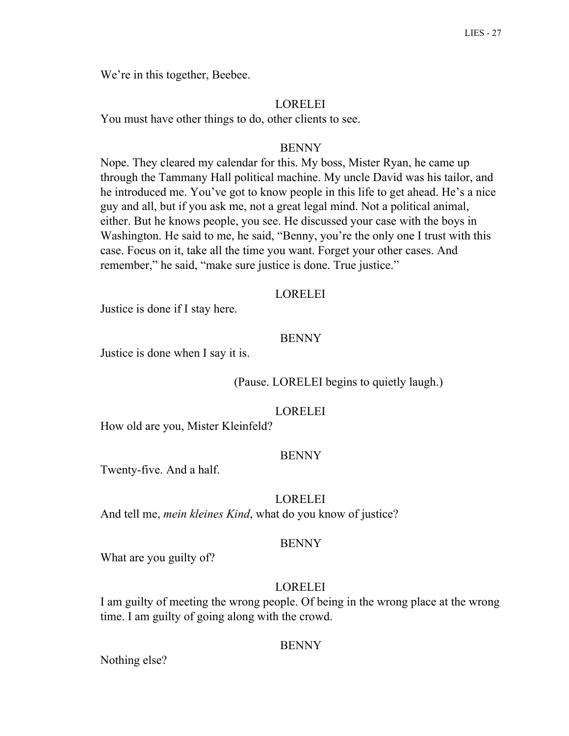We're in this together, Beebee.

LORELEI

You must have other things to do, other clients to see.

BENNY

Nope. They cleared my calendar for this. My boss, Mister Ryan, he came up through the Tammany Hall political machine. My uncle David was his tailor, and he introduced me. You've got to know people in this life to get ahead. He's a nice guy and all, but if you ask me, not a great legal mind. Not a political animal, either. But he knows people, you see. He discussed your case with the boys in Washington. He said to me, he said, "Benny, you're the only one I trust with this case. Focus on it, take all the time you want. Forget your other cases. And remember," he said, "make sure justice is done. True justice."

LORELEI

Justice is done if I stay here.

BENNY

Justice is done when I say it is.

(Pause. LORELEI begins to quietly laugh.)

LORELEI

How old are you, Mister Kleinfeld?

BENNY

Twenty-five. And a half.

LORELEI

And tell me, *mein kleines Kind*, what do you know of justice?

BENNY

What are you guilty of?

LORELEI

I am guilty of meeting the wrong people. Of being in the wrong place at the wrong time. I am guilty of going along with the crowd.

BENNY

Nothing else?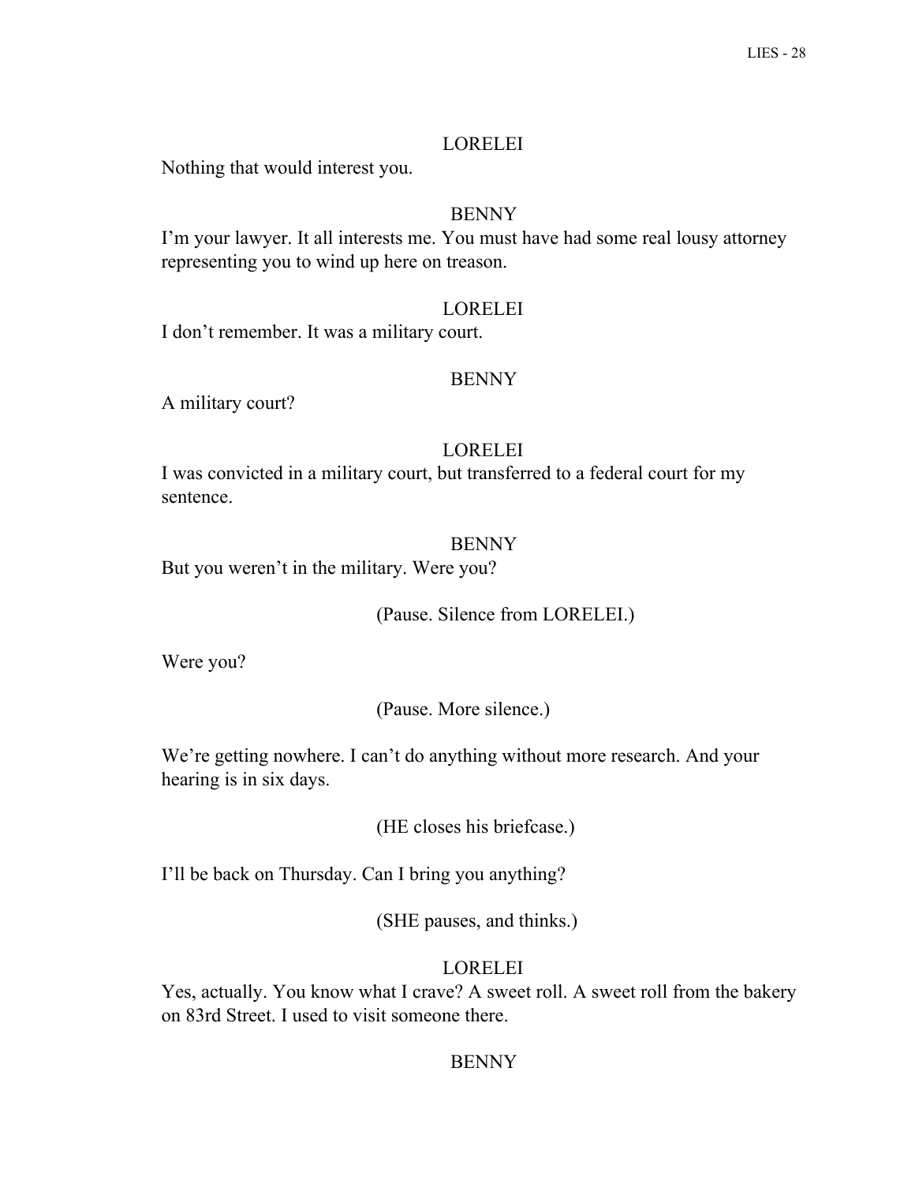LORELEI

Nothing that would interest you.

BENNY

I'm your lawyer. It all interests me. You must have had some real lousy attorney representing you to wind up here on treason.

LORELEI

I don't remember. It was a military court.

BENNY

A military court?

LORELEI

I was convicted in a military court, but transferred to a federal court for my sentence.

BENNY

But you weren't in the military. Were you?

(Pause. Silence from LORELEI.)

Were you?

(Pause. More silence.)

We're getting nowhere. I can't do anything without more research. And your hearing is in six days.

(HE closes his briefcase.)

I'll be back on Thursday. Can I bring you anything?

(SHE pauses, and thinks.)

LORELEI

Yes, actually. You know what I crave? A sweet roll. A sweet roll from the bakery on 83rd Street. I used to visit someone there.

BENNY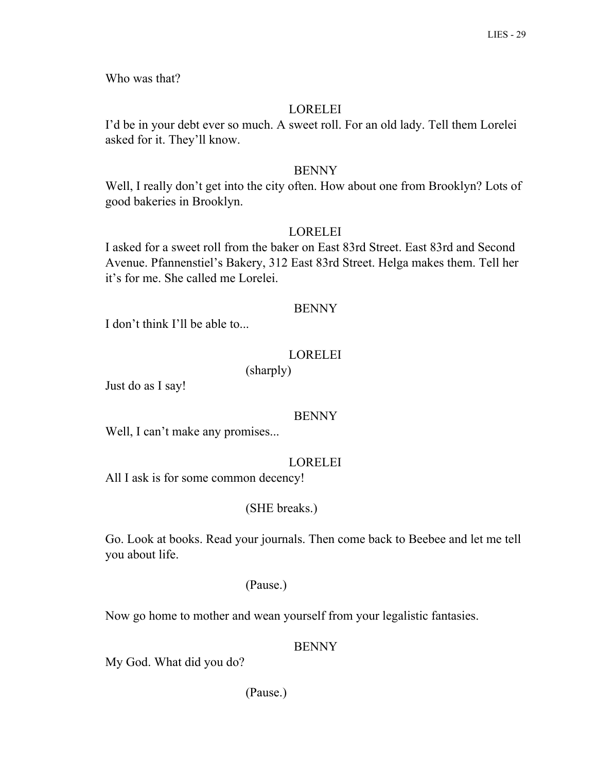Who was that?

LORELEI

I'd be in your debt ever so much. A sweet roll. For an old lady. Tell them Lorelei asked for it. They'll know.

BENNY

Well, I really don't get into the city often. How about one from Brooklyn? Lots of good bakeries in Brooklyn.

LORELEI

I asked for a sweet roll from the baker on East 83rd Street. East 83rd and Second Avenue. Pfannenstiel's Bakery, 312 East 83rd Street. Helga makes them. Tell her it's for me. She called me Lorelei.

BENNY

I don't think I'll be able to...

LORELEI

(sharply)

Just do as I say!

BENNY

Well, I can't make any promises...

LORELEI

All I ask is for some common decency!

(SHE breaks.)

Go. Look at books. Read your journals. Then come back to Beebee and let me tell you about life.

(Pause.)

Now go home to mother and wean yourself from your legalistic fantasies.

BENNY

My God. What did you do?

(Pause.)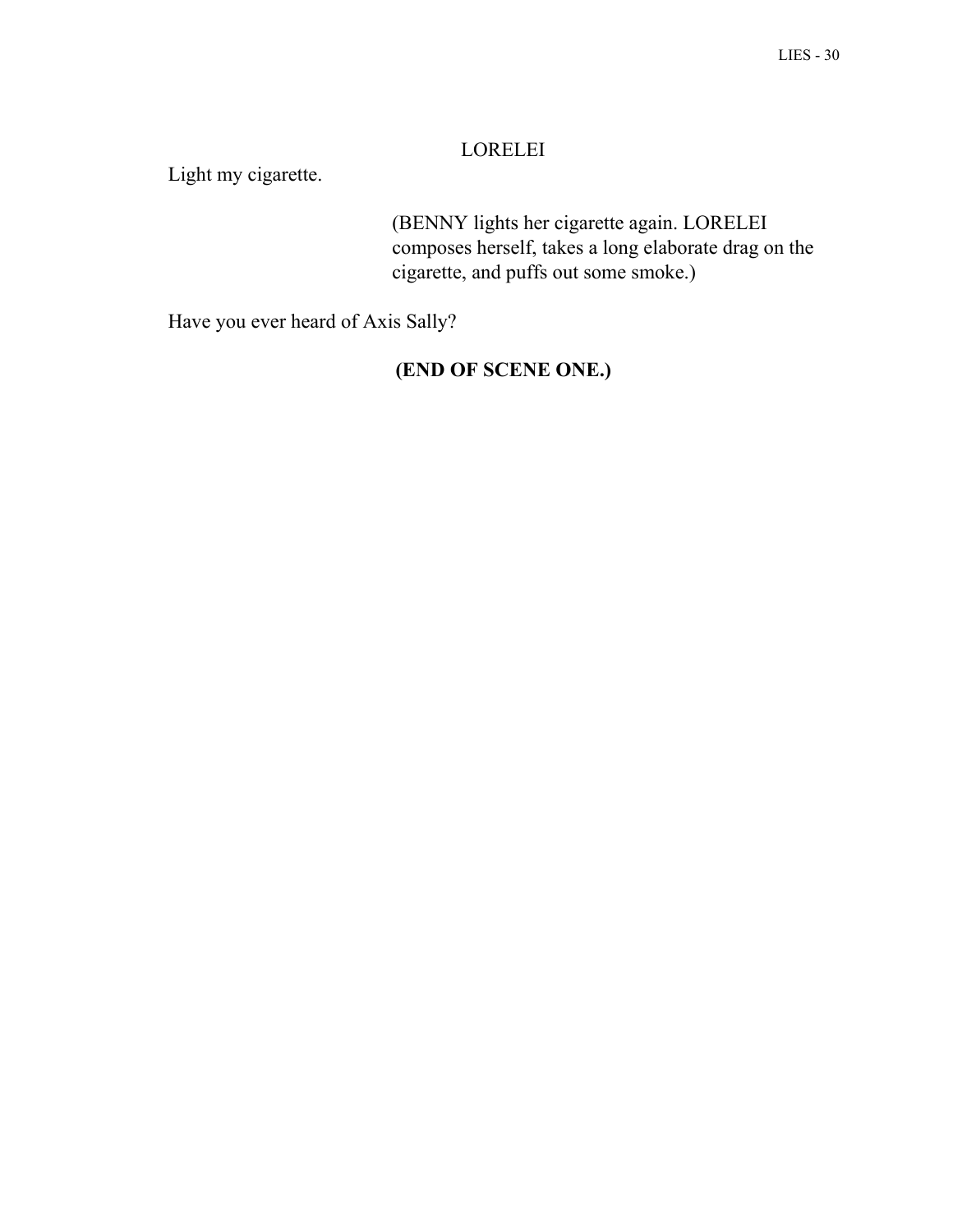LORELEI

Light my cigarette.

(BENNY lights her cigarette again. LORELEI composes herself, takes a long elaborate drag on the cigarette, and puffs out some smoke.)

Have you ever heard of Axis Sally?

**(END OF SCENE ONE.)**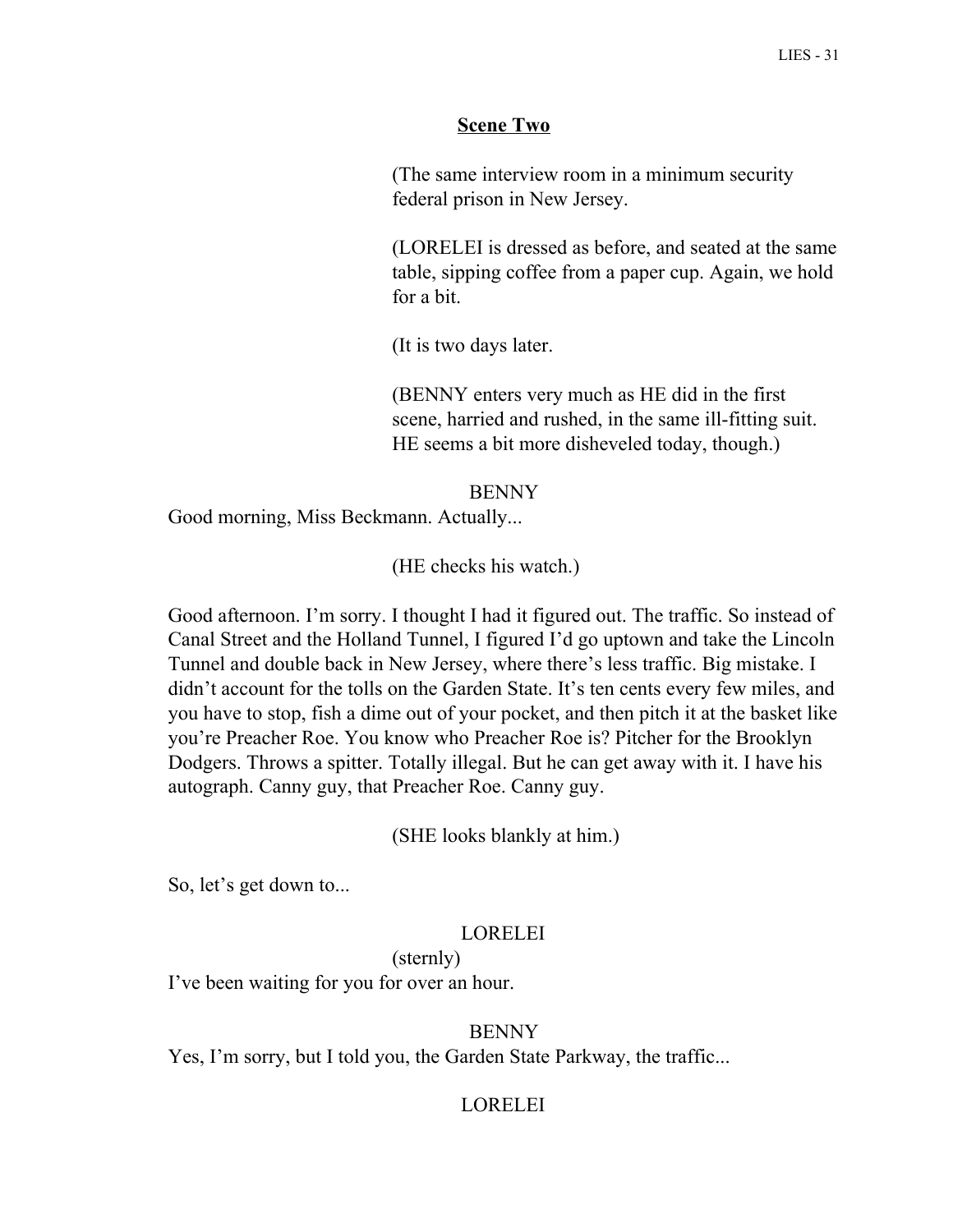## Scene Two

(The same interview room in a minimum security federal prison in New Jersey.

(LORELEI is dressed as before, and seated at the same table, sipping coffee from a paper cup. Again, we hold for a bit.

(It is two days later.

(BENNY enters very much as HE did in the first scene, harried and rushed, in the same ill-fitting suit. HE seems a bit more disheveled today, though.)

BENNY

Good morning, Miss Beckmann. Actually...

(HE checks his watch.)

Good afternoon. I'm sorry. I thought I had it figured out. The traffic. So instead of Canal Street and the Holland Tunnel, I figured I'd go uptown and take the Lincoln Tunnel and double back in New Jersey, where there's less traffic. Big mistake. I didn't account for the tolls on the Garden State. It's ten cents every few miles, and you have to stop, fish a dime out of your pocket, and then pitch it at the basket like you're Preacher Roe. You know who Preacher Roe is? Pitcher for the Brooklyn Dodgers. Throws a spitter. Totally illegal. But he can get away with it. I have his autograph. Canny guy, that Preacher Roe. Canny guy.

(SHE looks blankly at him.)

So, let's get down to...

LORELEI

(sternly)

I've been waiting for you for over an hour.

BENNY

Yes, I'm sorry, but I told you, the Garden State Parkway, the traffic...

LORELEI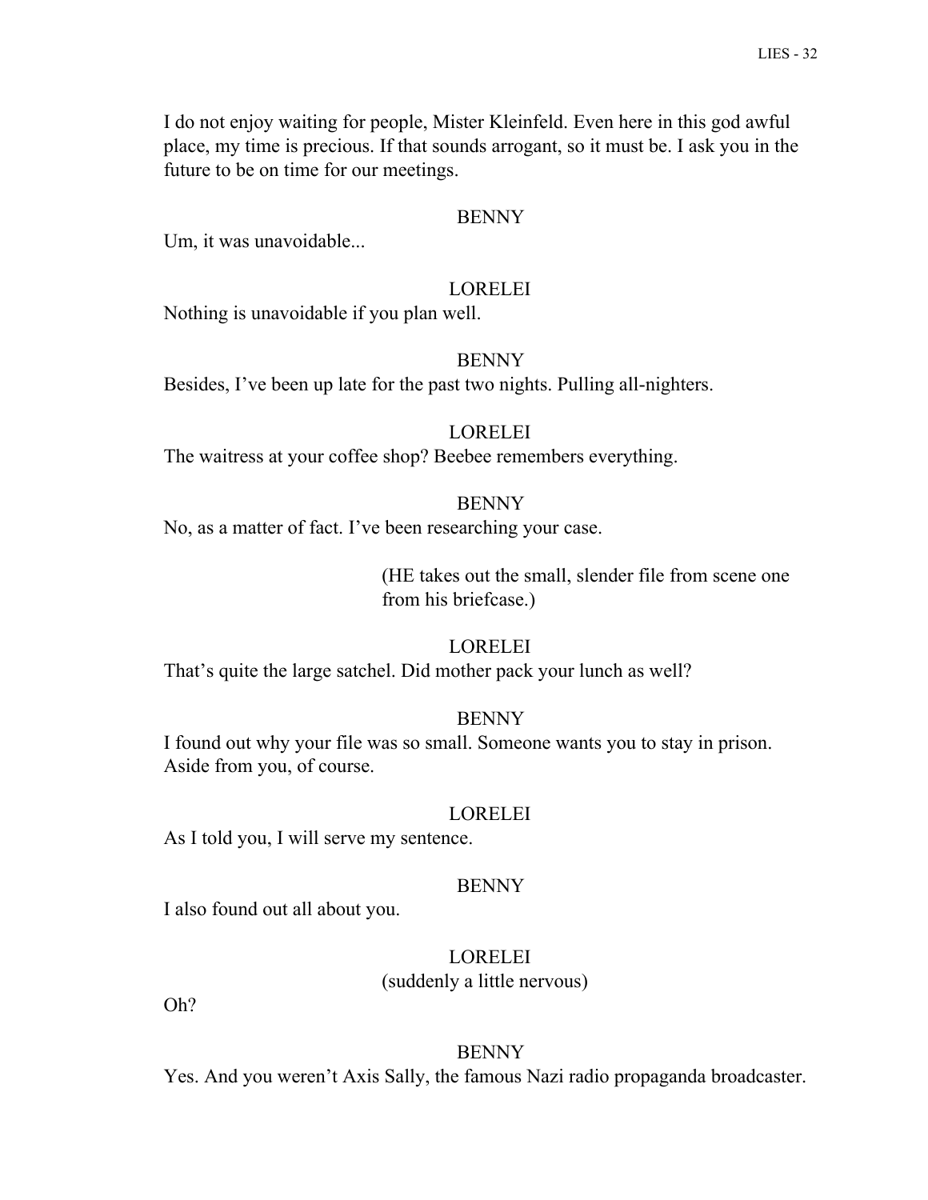I do not enjoy waiting for people, Mister Kleinfeld. Even here in this god awful place, my time is precious. If that sounds arrogant, so it must be. I ask you in the future to be on time for our meetings.

BENNY

Um, it was unavoidable...

LORELEI

Nothing is unavoidable if you plan well.

BENNY

Besides, I've been up late for the past two nights. Pulling all-nighters.

LORELEI

The waitress at your coffee shop? Beebee remembers everything.

BENNY

No, as a matter of fact. I've been researching your case.

(HE takes out the small, slender file from scene one from his briefcase.)

LORELEI

That's quite the large satchel. Did mother pack your lunch as well?

BENNY

I found out why your file was so small. Someone wants you to stay in prison. Aside from you, of course.

LORELEI

As I told you, I will serve my sentence.

BENNY

I also found out all about you.

LORELEI

(suddenly a little nervous)

Oh?

BENNY

Yes. And you weren't Axis Sally, the famous Nazi radio propaganda broadcaster.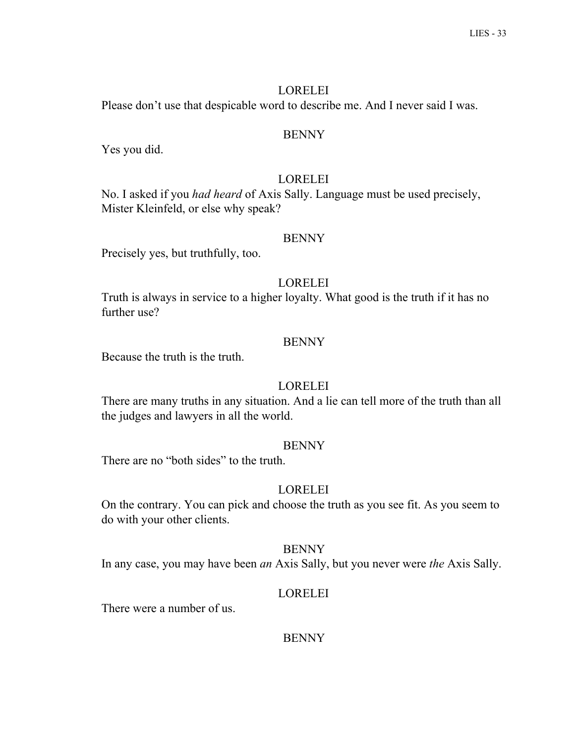LORELEI

Please don't use that despicable word to describe me. And I never said I was.

BENNY

Yes you did.

LORELEI

No. I asked if you *had heard* of Axis Sally. Language must be used precisely, Mister Kleinfeld, or else why speak?

BENNY

Precisely yes, but truthfully, too.

LORELEI

Truth is always in service to a higher loyalty. What good is the truth if it has no further use?

BENNY

Because the truth is the truth.

LORELEI

There are many truths in any situation. And a lie can tell more of the truth than all the judges and lawyers in all the world.

BENNY

There are no "both sides" to the truth.

LORELEI

On the contrary. You can pick and choose the truth as you see fit. As you seem to do with your other clients.

BENNY

In any case, you may have been *an* Axis Sally, but you never were *the* Axis Sally.

LORELEI

There were a number of us.

BENNY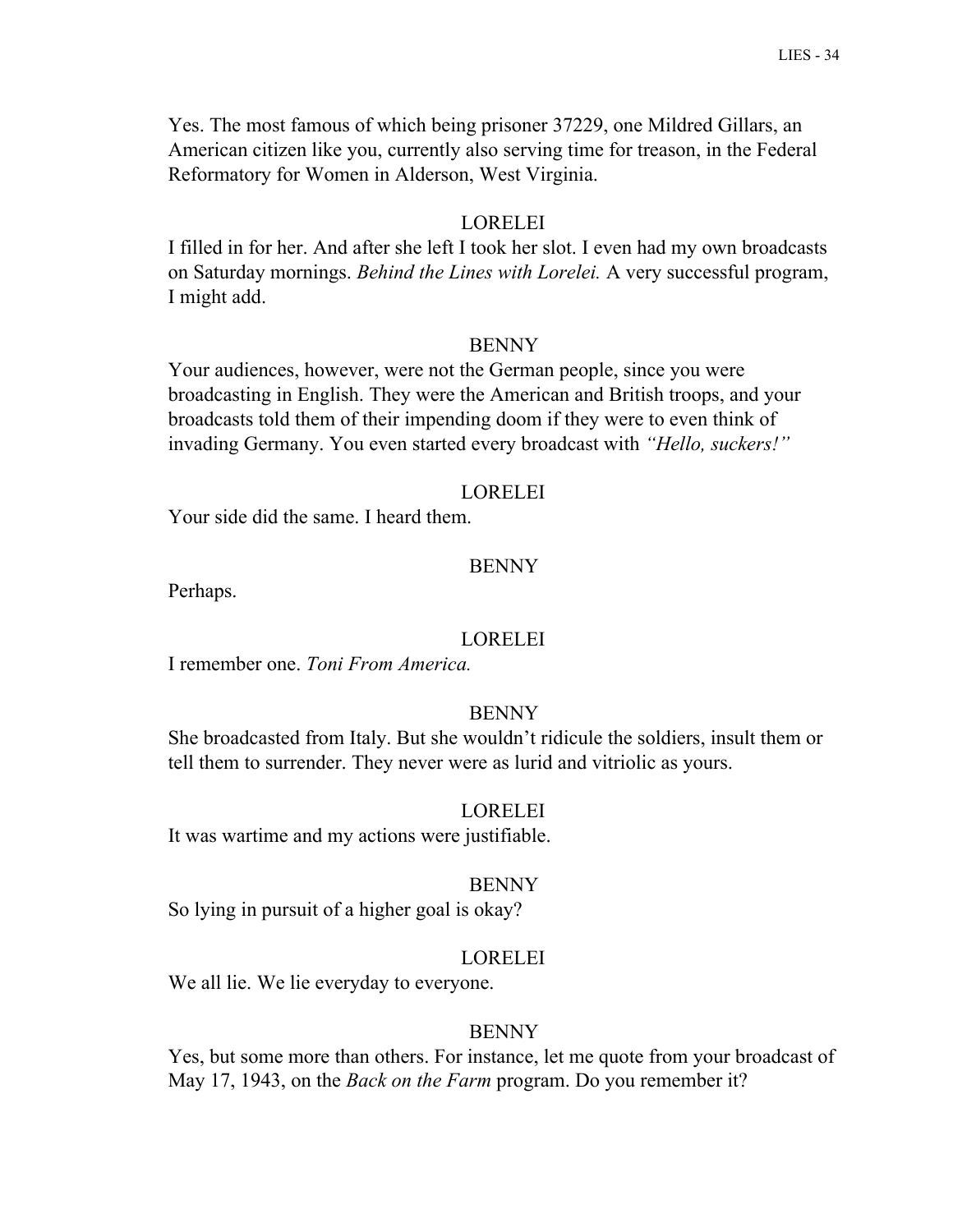Yes. The most famous of which being prisoner 37229, one Mildred Gillars, an American citizen like you, currently also serving time for treason, in the Federal Reformatory for Women in Alderson, West Virginia.

LORELEI

I filled in for her. And after she left I took her slot. I even had my own broadcasts on Saturday mornings. *Behind the Lines with Lorelei.* A very successful program, I might add.

BENNY

Your audiences, however, were not the German people, since you were broadcasting in English. They were the American and British troops, and your broadcasts told them of their impending doom if they were to even think of invading Germany. You even started every broadcast with *"Hello, suckers!"*

LORELEI

Your side did the same. I heard them.

BENNY

Perhaps.

LORELEI

I remember one. *Toni From America.*

BENNY

She broadcasted from Italy. But she wouldn't ridicule the soldiers, insult them or tell them to surrender. They never were as lurid and vitriolic as yours.

LORELEI

It was wartime and my actions were justifiable.

BENNY

So lying in pursuit of a higher goal is okay?

LORELEI

We all lie. We lie everyday to everyone.

BENNY

Yes, but some more than others. For instance, let me quote from your broadcast of May 17, 1943, on the *Back on the Farm* program. Do you remember it?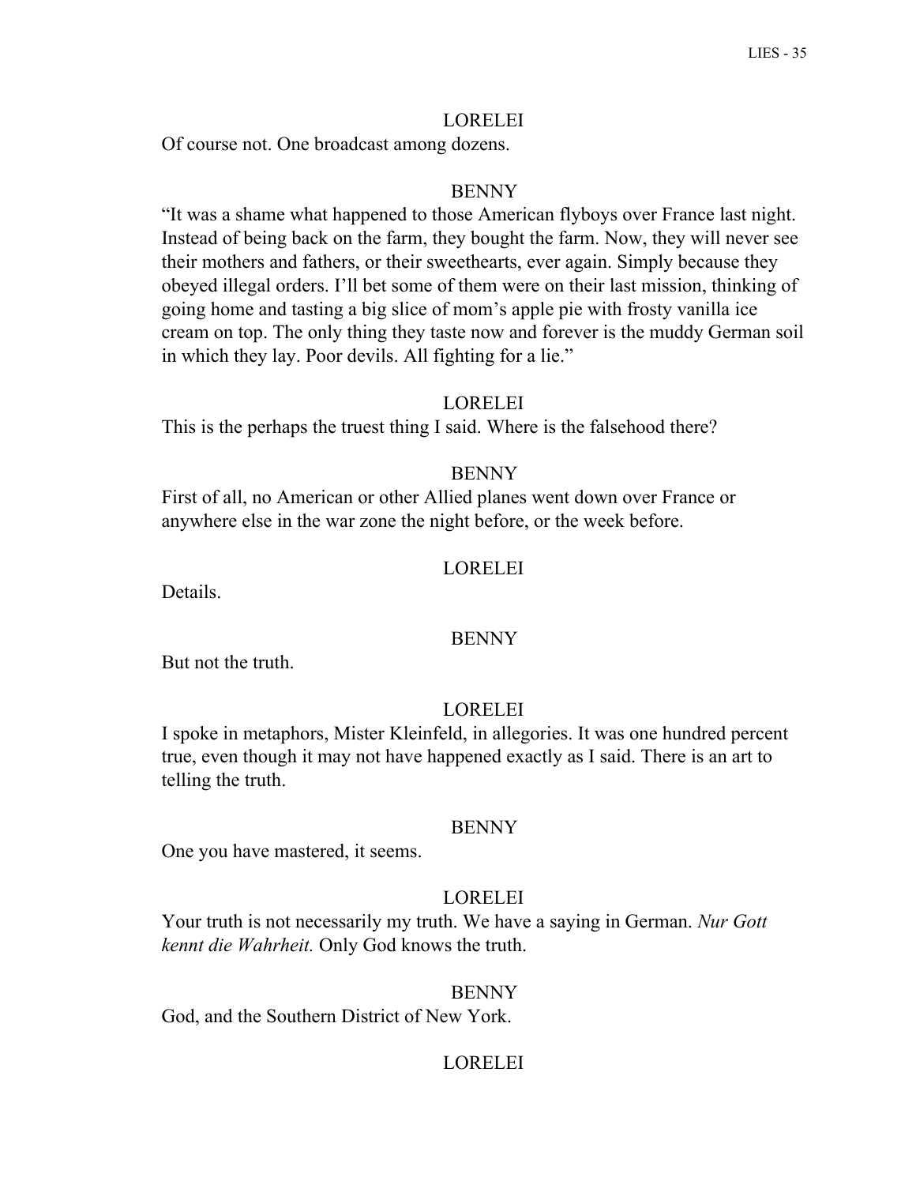LORELEI

Of course not. One broadcast among dozens.

BENNY

"It was a shame what happened to those American flyboys over France last night. Instead of being back on the farm, they bought the farm. Now, they will never see their mothers and fathers, or their sweethearts, ever again. Simply because they obeyed illegal orders. I'll bet some of them were on their last mission, thinking of going home and tasting a big slice of mom's apple pie with frosty vanilla ice cream on top. The only thing they taste now and forever is the muddy German soil in which they lay. Poor devils. All fighting for a lie."

LORELEI

This is the perhaps the truest thing I said. Where is the falsehood there?

BENNY

First of all, no American or other Allied planes went down over France or anywhere else in the war zone the night before, or the week before.

LORELEI

Details.

BENNY

But not the truth.

LORELEI

I spoke in metaphors, Mister Kleinfeld, in allegories. It was one hundred percent true, even though it may not have happened exactly as I said. There is an art to telling the truth.

BENNY

One you have mastered, it seems.

LORELEI

Your truth is not necessarily my truth. We have a saying in German. *Nur Gott kennt die Wahrheit.* Only God knows the truth.

BENNY

God, and the Southern District of New York.

LORELEI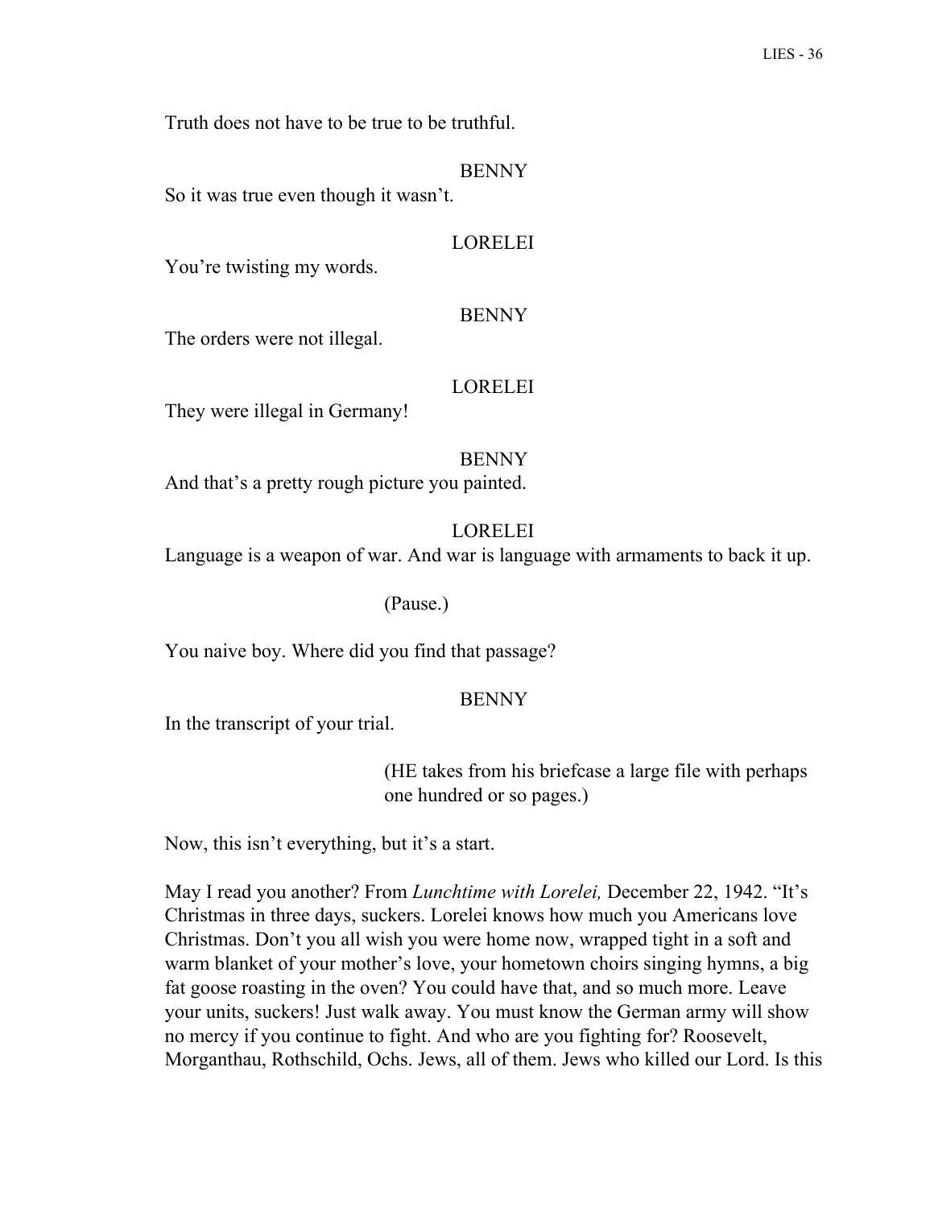Truth does not have to be true to be truthful.

BENNY

So it was true even though it wasn't.

LORELEI

You're twisting my words.

BENNY

The orders were not illegal.

LORELEI

They were illegal in Germany!

BENNY

And that's a pretty rough picture you painted.

LORELEI

Language is a weapon of war. And war is language with armaments to back it up.

(Pause.)

You naive boy. Where did you find that passage?

BENNY

In the transcript of your trial.

(HE takes from his briefcase a large file with perhaps one hundred or so pages.)

Now, this isn't everything, but it's a start.

May I read you another? From *Lunchtime with Lorelei,* December 22, 1942. "It's Christmas in three days, suckers. Lorelei knows how much you Americans love Christmas. Don't you all wish you were home now, wrapped tight in a soft and warm blanket of your mother's love, your hometown choirs singing hymns, a big fat goose roasting in the oven? You could have that, and so much more. Leave your units, suckers! Just walk away. You must know the German army will show no mercy if you continue to fight. And who are you fighting for? Roosevelt, Morganthau, Rothschild, Ochs. Jews, all of them. Jews who killed our Lord. Is this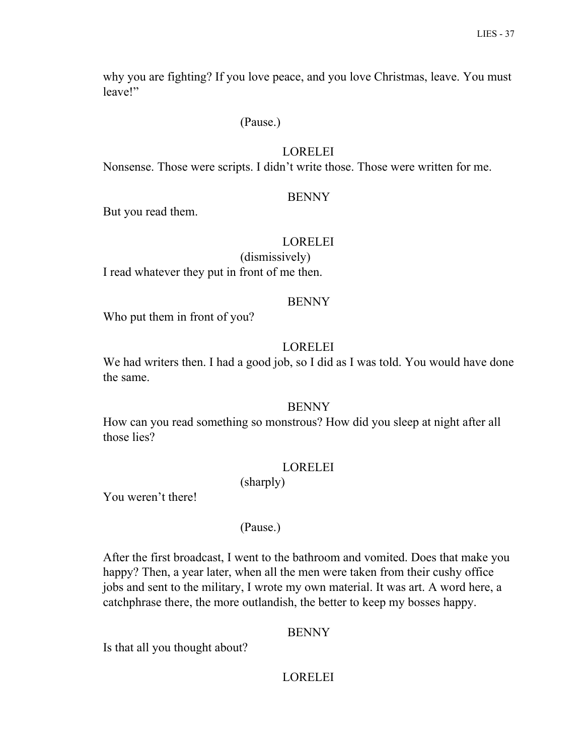why you are fighting? If you love peace, and you love Christmas, leave. You must leave!"

(Pause.)

LORELEI

Nonsense. Those were scripts. I didn't write those. Those were written for me.

BENNY

But you read them.

LORELEI

(dismissively)

I read whatever they put in front of me then.

BENNY

Who put them in front of you?

LORELEI

We had writers then. I had a good job, so I did as I was told. You would have done the same.

BENNY

How can you read something so monstrous? How did you sleep at night after all those lies?

LORELEI

(sharply)

You weren't there!

(Pause.)

After the first broadcast, I went to the bathroom and vomited. Does that make you happy? Then, a year later, when all the men were taken from their cushy office jobs and sent to the military, I wrote my own material. It was art. A word here, a catchphrase there, the more outlandish, the better to keep my bosses happy.

BENNY

Is that all you thought about?

LORELEI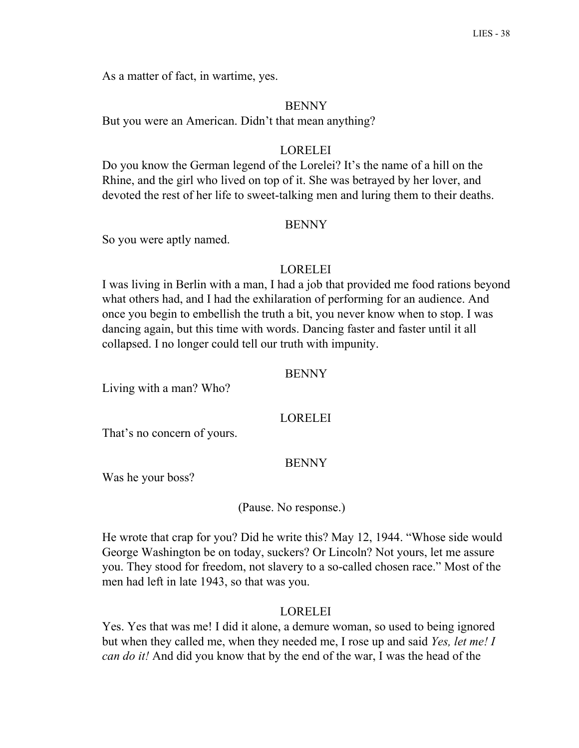As a matter of fact, in wartime, yes.

BENNY

But you were an American. Didn't that mean anything?

LORELEI

Do you know the German legend of the Lorelei? It's the name of a hill on the Rhine, and the girl who lived on top of it. She was betrayed by her lover, and devoted the rest of her life to sweet-talking men and luring them to their deaths.

BENNY

So you were aptly named.

LORELEI

I was living in Berlin with a man, I had a job that provided me food rations beyond what others had, and I had the exhilaration of performing for an audience. And once you begin to embellish the truth a bit, you never know when to stop. I was dancing again, but this time with words. Dancing faster and faster until it all collapsed. I no longer could tell our truth with impunity.

BENNY

Living with a man? Who?

LORELEI

That's no concern of yours.

BENNY

Was he your boss?

(Pause. No response.)

He wrote that crap for you? Did he write this? May 12, 1944. "Whose side would George Washington be on today, suckers? Or Lincoln? Not yours, let me assure you. They stood for freedom, not slavery to a so-called chosen race." Most of the men had left in late 1943, so that was you.

LORELEI

Yes. Yes that was me! I did it alone, a demure woman, so used to being ignored but when they called me, when they needed me, I rose up and said *Yes, let me! I can do it!* And did you know that by the end of the war, I was the head of the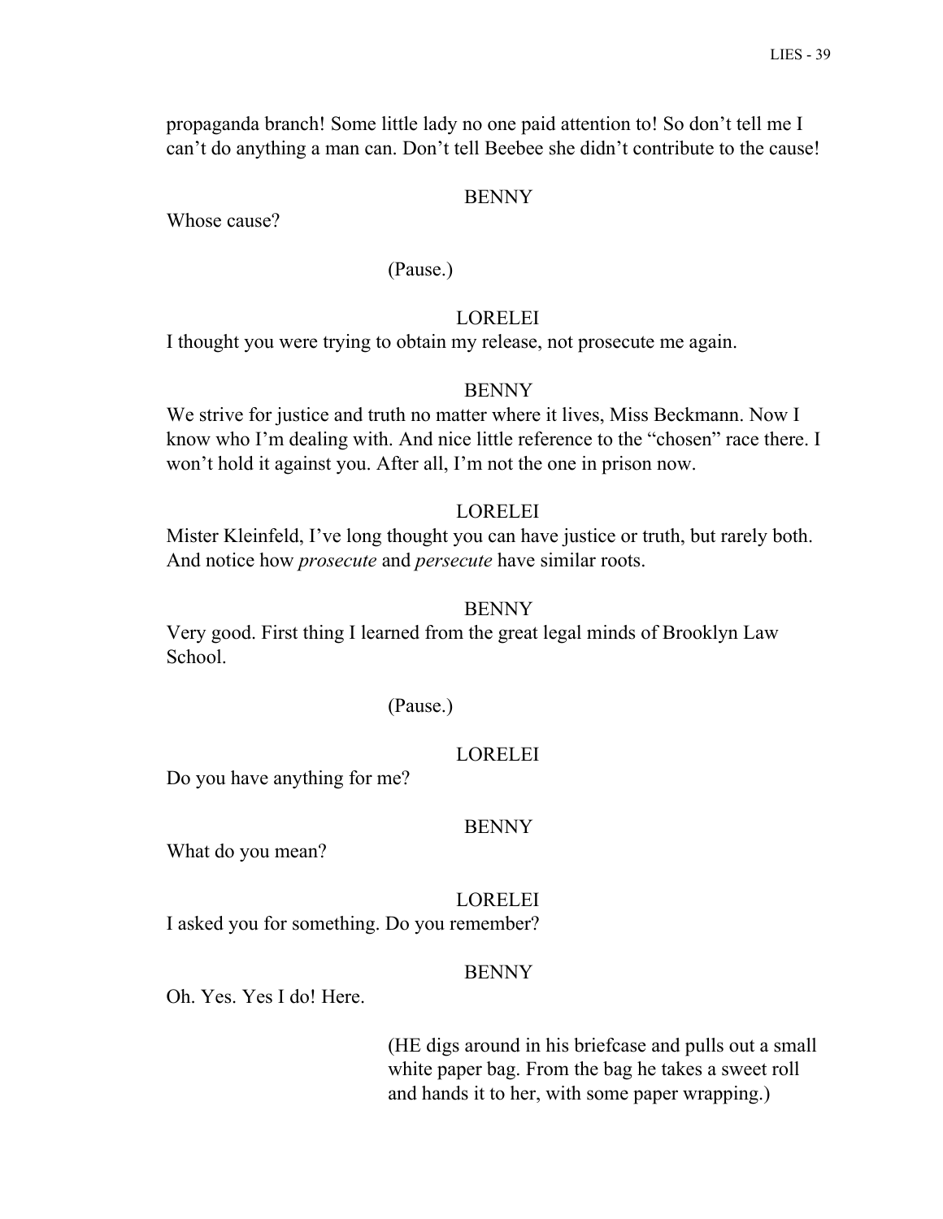propaganda branch! Some little lady no one paid attention to! So don't tell me I can't do anything a man can. Don't tell Beebee she didn't contribute to the cause!

BENNY

Whose cause?

(Pause.)

LORELEI

I thought you were trying to obtain my release, not prosecute me again.

BENNY

We strive for justice and truth no matter where it lives, Miss Beckmann. Now I know who I'm dealing with. And nice little reference to the "chosen" race there. I won't hold it against you. After all, I'm not the one in prison now.

LORELEI

Mister Kleinfeld, I've long thought you can have justice or truth, but rarely both. And notice how *prosecute* and *persecute* have similar roots.

BENNY

Very good. First thing I learned from the great legal minds of Brooklyn Law School.

(Pause.)

LORELEI

Do you have anything for me?

BENNY

What do you mean?

LORELEI

I asked you for something. Do you remember?

BENNY

Oh. Yes. Yes I do! Here.

(HE digs around in his briefcase and pulls out a small white paper bag. From the bag he takes a sweet roll and hands it to her, with some paper wrapping.)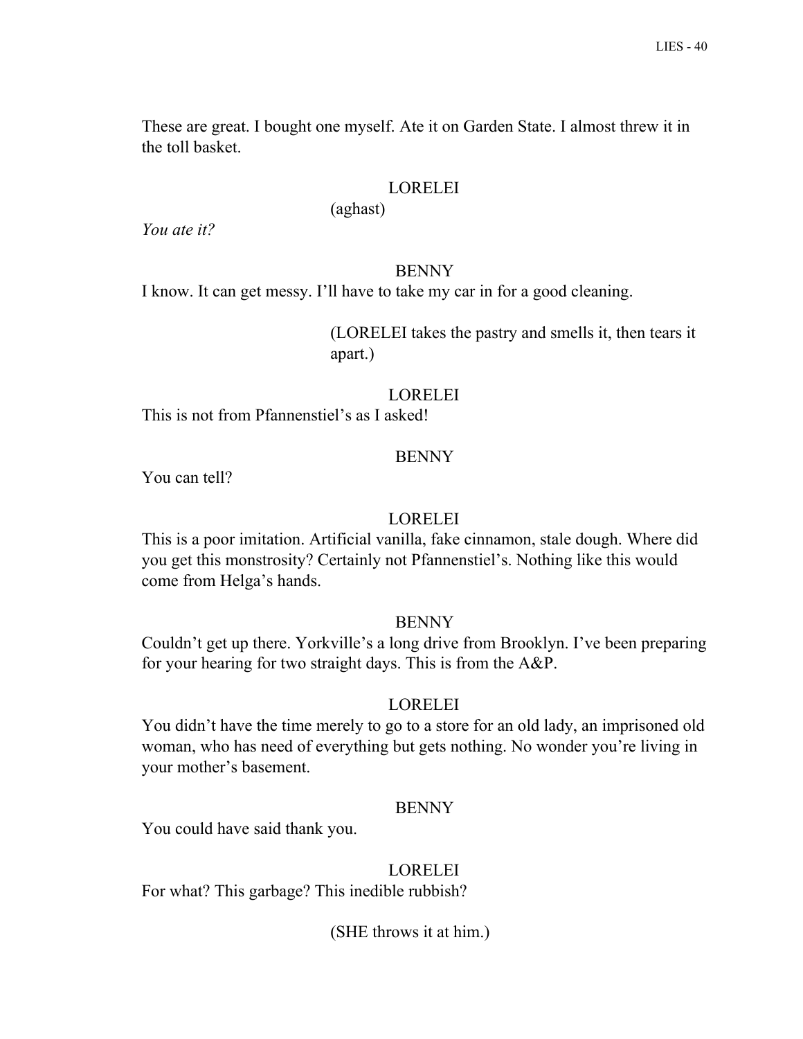These are great. I bought one myself. Ate it on Garden State. I almost threw it in the toll basket.

LORELEI

(aghast)

*You ate it?*

BENNY

I know. It can get messy. I'll have to take my car in for a good cleaning.

(LORELEI takes the pastry and smells it, then tears it apart.)

LORELEI

This is not from Pfannenstiel's as I asked!

BENNY

You can tell?

LORELEI

This is a poor imitation. Artificial vanilla, fake cinnamon, stale dough. Where did you get this monstrosity? Certainly not Pfannenstiel's. Nothing like this would come from Helga's hands.

BENNY

Couldn't get up there. Yorkville's a long drive from Brooklyn. I've been preparing for your hearing for two straight days. This is from the A&P.

LORELEI

You didn't have the time merely to go to a store for an old lady, an imprisoned old woman, who has need of everything but gets nothing. No wonder you're living in your mother's basement.

BENNY

You could have said thank you.

LORELEI

For what? This garbage? This inedible rubbish?

(SHE throws it at him.)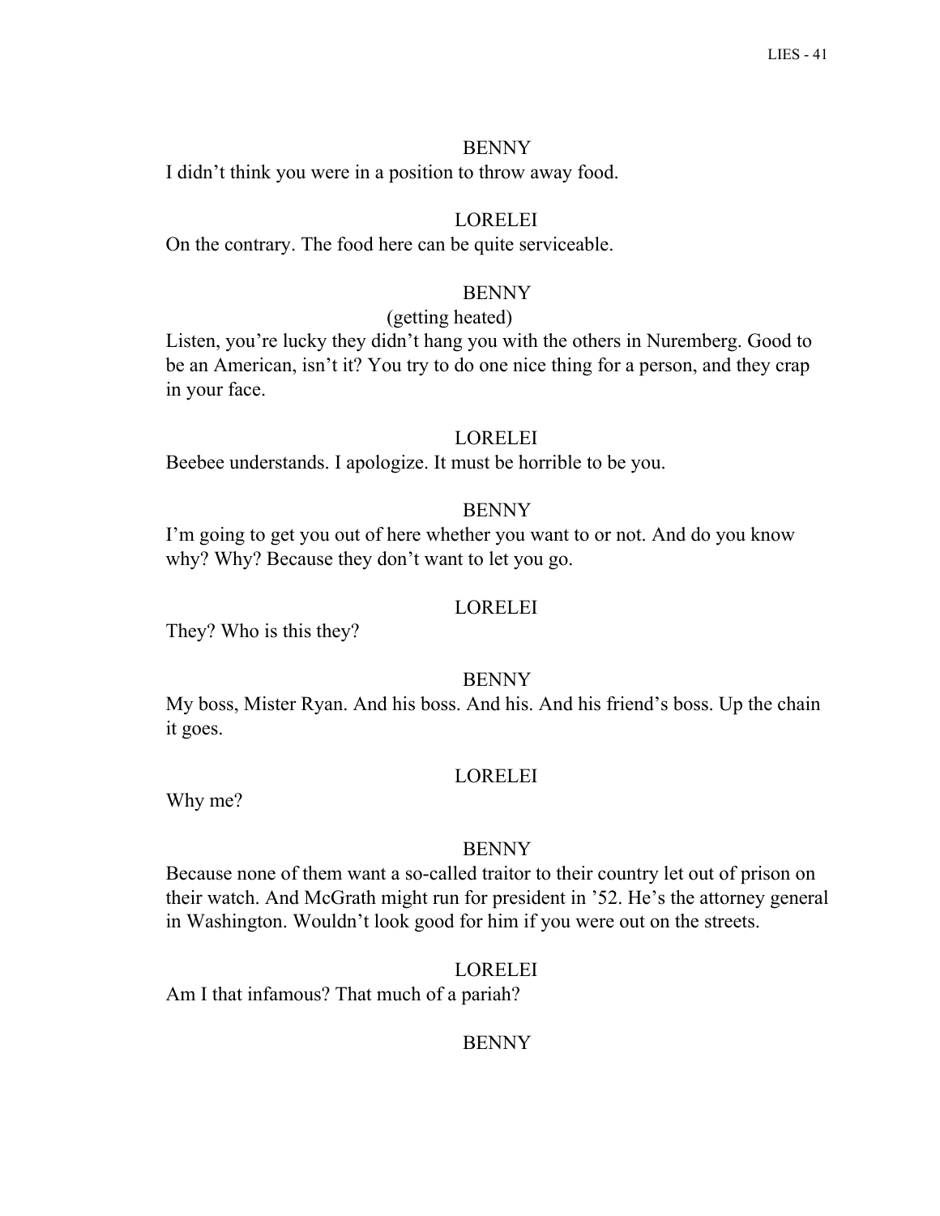BENNY

I didn't think you were in a position to throw away food.

LORELEI

On the contrary. The food here can be quite serviceable.

BENNY

(getting heated)

Listen, you're lucky they didn't hang you with the others in Nuremberg. Good to be an American, isn't it? You try to do one nice thing for a person, and they crap in your face.

LORELEI

Beebee understands. I apologize. It must be horrible to be you.

BENNY

I'm going to get you out of here whether you want to or not. And do you know why? Why? Because they don't want to let you go.

LORELEI

They? Who is this they?

BENNY

My boss, Mister Ryan. And his boss. And his. And his friend's boss. Up the chain it goes.

LORELEI

Why me?

BENNY

Because none of them want a so-called traitor to their country let out of prison on their watch. And McGrath might run for president in '52. He's the attorney general in Washington. Wouldn't look good for him if you were out on the streets.

LORELEI

Am I that infamous? That much of a pariah?

BENNY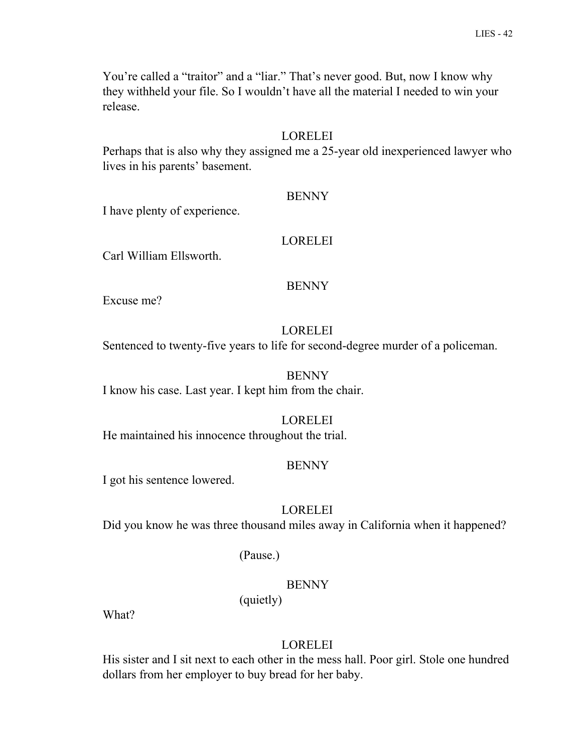You're called a "traitor" and a "liar." That's never good. But, now I know why they withheld your file. So I wouldn't have all the material I needed to win your release.

LORELEI

Perhaps that is also why they assigned me a 25-year old inexperienced lawyer who lives in his parents' basement.

BENNY

I have plenty of experience.

LORELEI

Carl William Ellsworth.

BENNY

Excuse me?

LORELEI

Sentenced to twenty-five years to life for second-degree murder of a policeman.

BENNY

I know his case. Last year. I kept him from the chair.

LORELEI

He maintained his innocence throughout the trial.

BENNY

I got his sentence lowered.

LORELEI

Did you know he was three thousand miles away in California when it happened?

(Pause.)

BENNY

(quietly)

What?

LORELEI

His sister and I sit next to each other in the mess hall. Poor girl. Stole one hundred dollars from her employer to buy bread for her baby.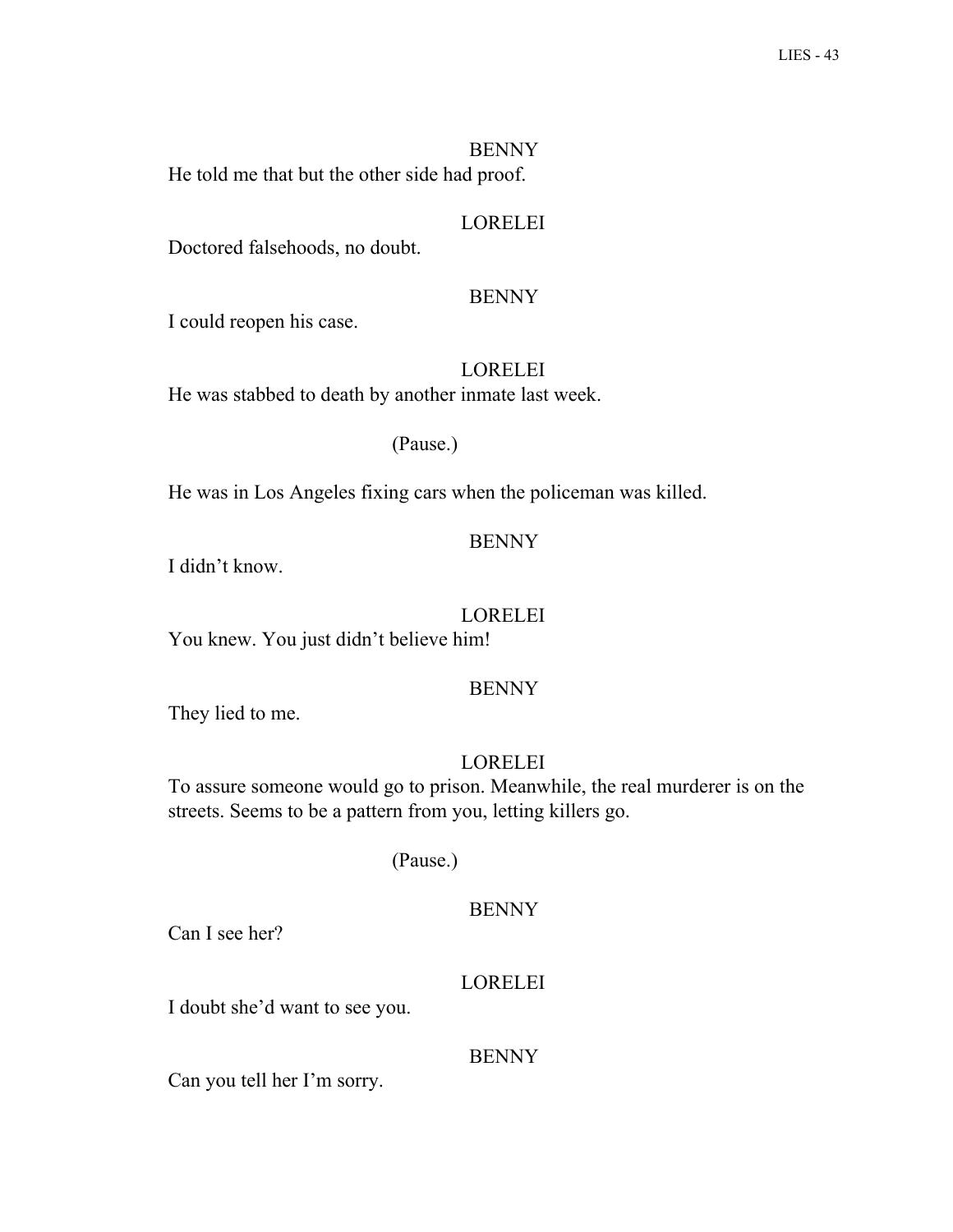BENNY

He told me that but the other side had proof.

LORELEI

Doctored falsehoods, no doubt.

BENNY

I could reopen his case.

LORELEI

He was stabbed to death by another inmate last week.

(Pause.)

He was in Los Angeles fixing cars when the policeman was killed.

BENNY

I didn't know.

LORELEI

You knew. You just didn't believe him!

BENNY

They lied to me.

LORELEI

To assure someone would go to prison. Meanwhile, the real murderer is on the streets. Seems to be a pattern from you, letting killers go.

(Pause.)

BENNY

Can I see her?

LORELEI

I doubt she'd want to see you.

BENNY

Can you tell her I'm sorry.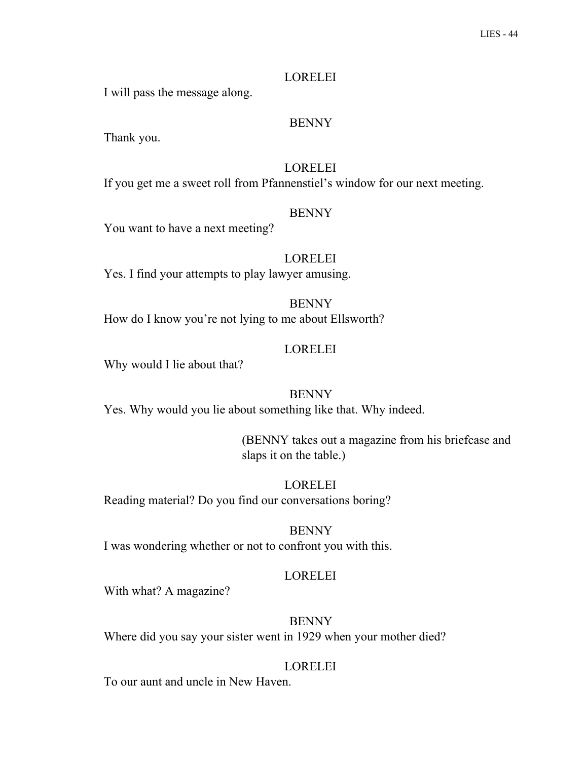LORELEI

I will pass the message along.

BENNY

Thank you.

LORELEI

If you get me a sweet roll from Pfannenstiel's window for our next meeting.

BENNY

You want to have a next meeting?

LORELEI

Yes. I find your attempts to play lawyer amusing.

BENNY

How do I know you're not lying to me about Ellsworth?

LORELEI

Why would I lie about that?

BENNY

Yes. Why would you lie about something like that. Why indeed.

(BENNY takes out a magazine from his briefcase and slaps it on the table.)

LORELEI

Reading material? Do you find our conversations boring?

BENNY

I was wondering whether or not to confront you with this.

LORELEI

With what? A magazine?

BENNY

Where did you say your sister went in 1929 when your mother died?

LORELEI

To our aunt and uncle in New Haven.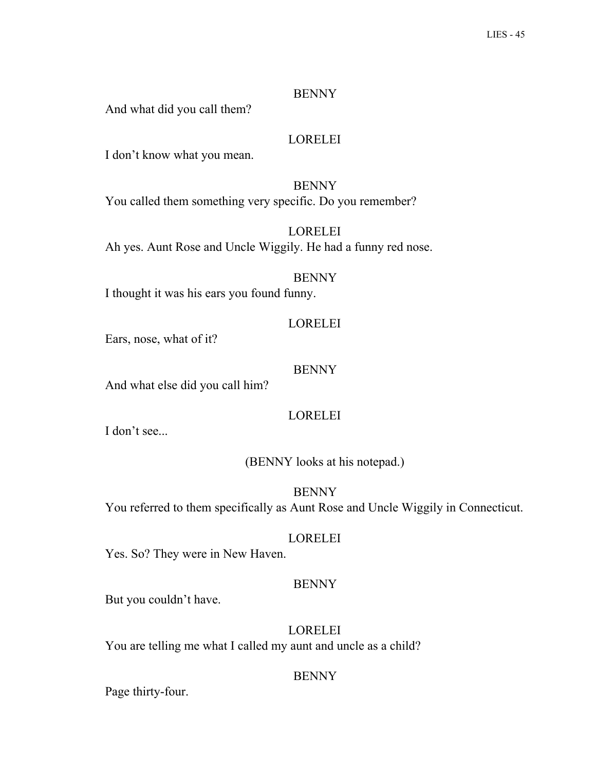BENNY

And what did you call them?

LORELEI

I don't know what you mean.

BENNY

You called them something very specific. Do you remember?

LORELEI

Ah yes. Aunt Rose and Uncle Wiggily. He had a funny red nose.

BENNY

I thought it was his ears you found funny.

LORELEI

Ears, nose, what of it?

BENNY

And what else did you call him?

LORELEI

I don't see...

(BENNY looks at his notepad.)

BENNY

You referred to them specifically as Aunt Rose and Uncle Wiggily in Connecticut.

LORELEI

Yes. So? They were in New Haven.

BENNY

But you couldn't have.

LORELEI

You are telling me what I called my aunt and uncle as a child?

BENNY

Page thirty-four.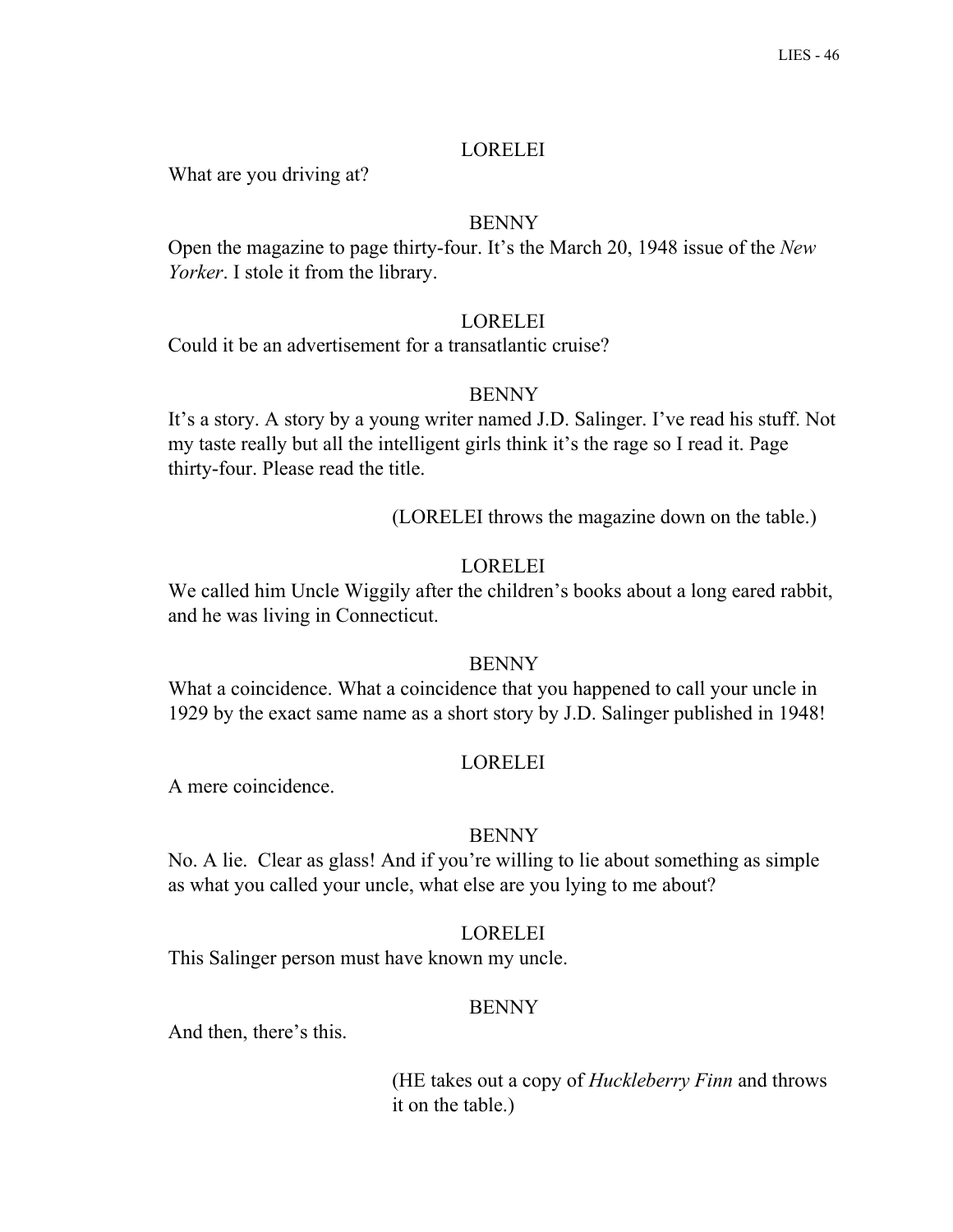LORELEI

What are you driving at?

BENNY

Open the magazine to page thirty-four. It's the March 20, 1948 issue of the *New Yorker*. I stole it from the library.

LORELEI

Could it be an advertisement for a transatlantic cruise?

BENNY

It's a story. A story by a young writer named J.D. Salinger. I've read his stuff. Not my taste really but all the intelligent girls think it's the rage so I read it. Page thirty-four. Please read the title.

(LORELEI throws the magazine down on the table.)

LORELEI

We called him Uncle Wiggily after the children's books about a long eared rabbit, and he was living in Connecticut.

BENNY

What a coincidence. What a coincidence that you happened to call your uncle in 1929 by the exact same name as a short story by J.D. Salinger published in 1948!

LORELEI

A mere coincidence.

BENNY

No. A lie. Clear as glass! And if you're willing to lie about something as simple as what you called your uncle, what else are you lying to me about?

LORELEI

This Salinger person must have known my uncle.

BENNY

And then, there's this.

(HE takes out a copy of *Huckleberry Finn* and throws it on the table.)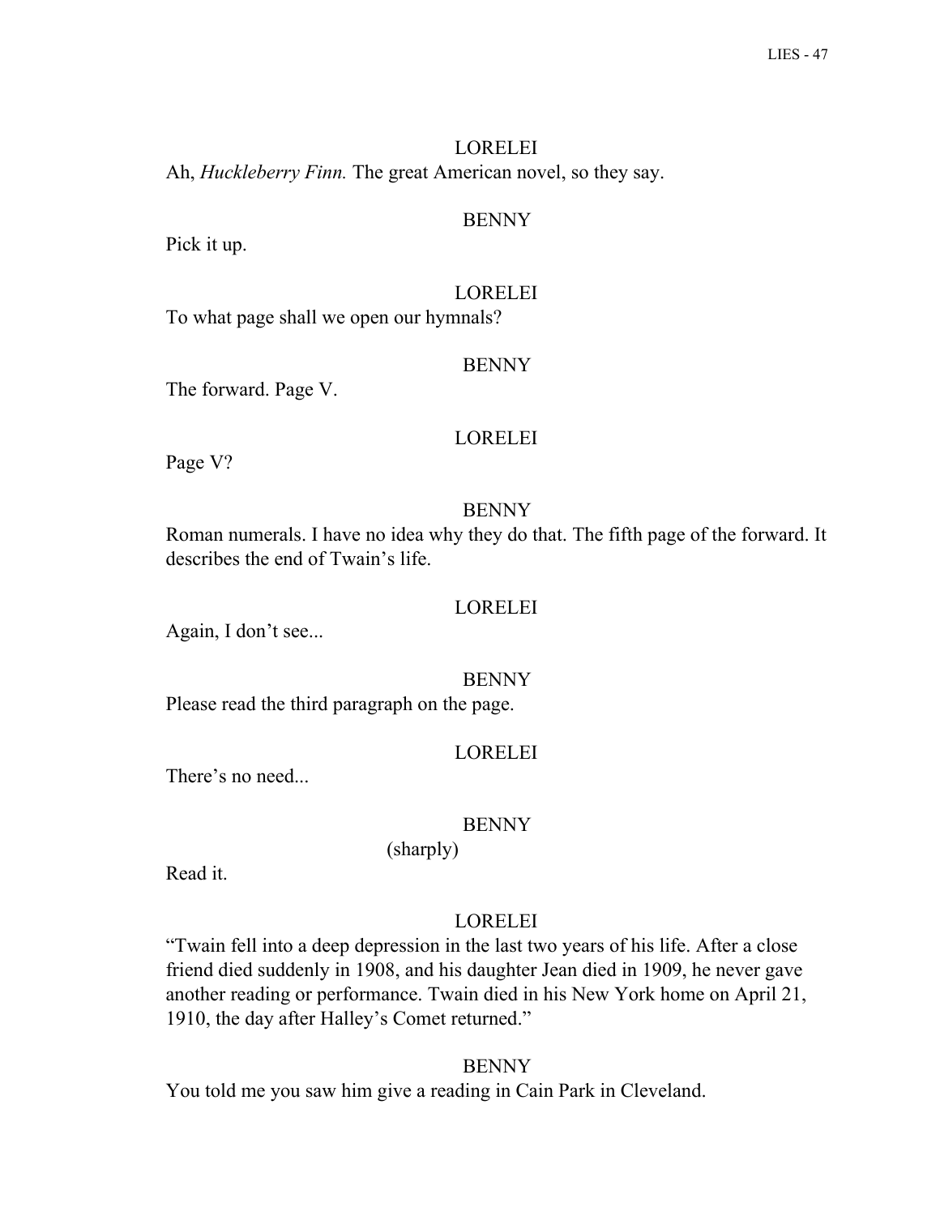LORELEI

Ah, *Huckleberry Finn.* The great American novel, so they say.

BENNY

Pick it up.

LORELEI

To what page shall we open our hymnals?

BENNY

The forward. Page V.

LORELEI

Page V?

BENNY

Roman numerals. I have no idea why they do that. The fifth page of the forward. It describes the end of Twain's life.

LORELEI

Again, I don't see...

BENNY

Please read the third paragraph on the page.

LORELEI

There's no need...

BENNY

(sharply)

Read it.

LORELEI

"Twain fell into a deep depression in the last two years of his life. After a close friend died suddenly in 1908, and his daughter Jean died in 1909, he never gave another reading or performance. Twain died in his New York home on April 21, 1910, the day after Halley's Comet returned."

BENNY

You told me you saw him give a reading in Cain Park in Cleveland.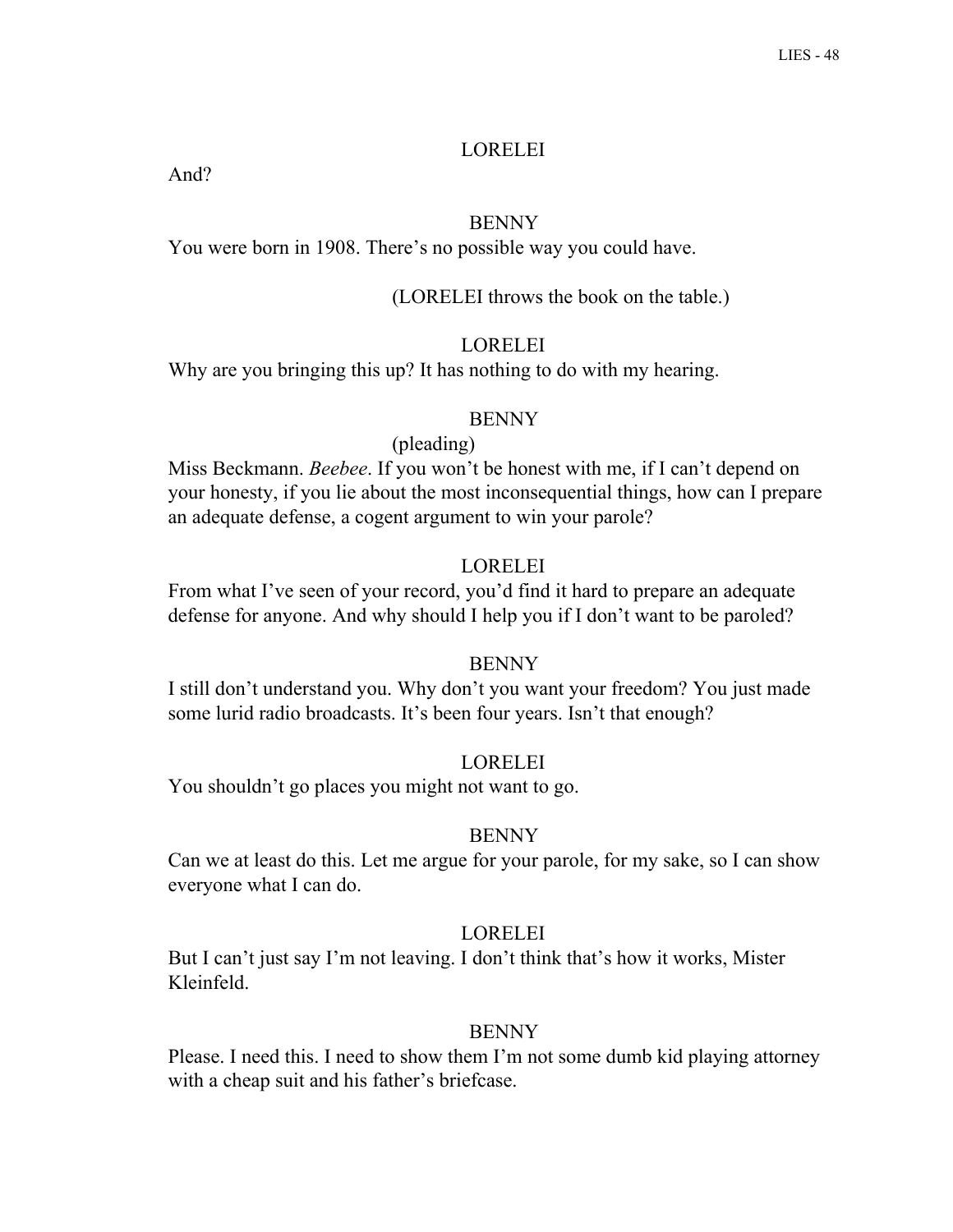LORELEI

And?

BENNY

You were born in 1908. There's no possible way you could have.

(LORELEI throws the book on the table.)

LORELEI

Why are you bringing this up? It has nothing to do with my hearing.

BENNY

(pleading)

Miss Beckmann. *Beebee*. If you won't be honest with me, if I can't depend on your honesty, if you lie about the most inconsequential things, how can I prepare an adequate defense, a cogent argument to win your parole?

LORELEI

From what I've seen of your record, you'd find it hard to prepare an adequate defense for anyone. And why should I help you if I don't want to be paroled?

BENNY

I still don't understand you. Why don't you want your freedom? You just made some lurid radio broadcasts. It's been four years. Isn't that enough?

LORELEI

You shouldn't go places you might not want to go.

BENNY

Can we at least do this. Let me argue for your parole, for my sake, so I can show everyone what I can do.

LORELEI

But I can't just say I'm not leaving. I don't think that's how it works, Mister Kleinfeld.

BENNY

Please. I need this. I need to show them I'm not some dumb kid playing attorney with a cheap suit and his father's briefcase.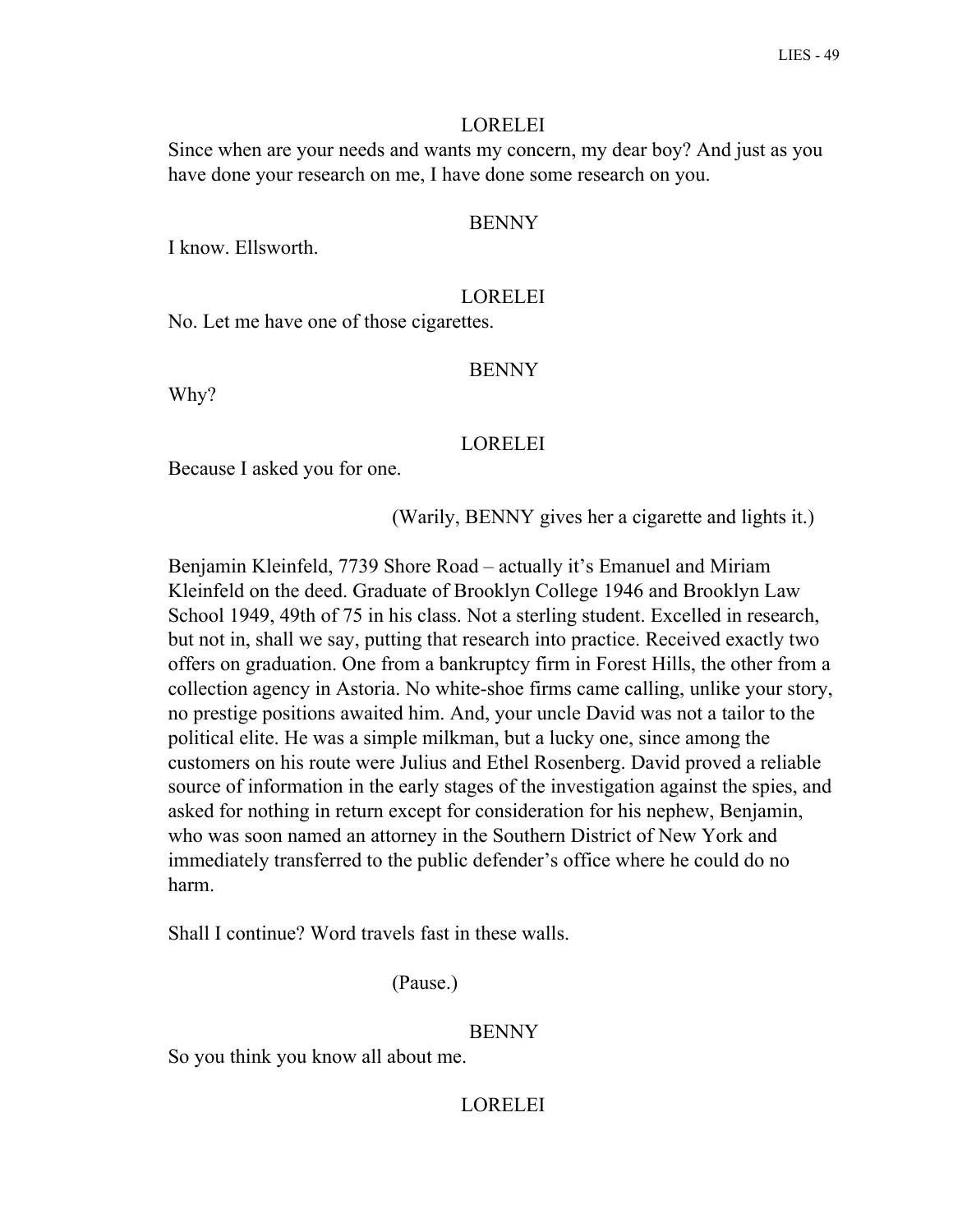LORELEI

Since when are your needs and wants my concern, my dear boy? And just as you have done your research on me, I have done some research on you.

BENNY

I know. Ellsworth.

LORELEI

No. Let me have one of those cigarettes.

BENNY

Why?

LORELEI

Because I asked you for one.

(Warily, BENNY gives her a cigarette and lights it.)

Benjamin Kleinfeld, 7739 Shore Road – actually it's Emanuel and Miriam Kleinfeld on the deed. Graduate of Brooklyn College 1946 and Brooklyn Law School 1949, 49th of 75 in his class. Not a sterling student. Excelled in research, but not in, shall we say, putting that research into practice. Received exactly two offers on graduation. One from a bankruptcy firm in Forest Hills, the other from a collection agency in Astoria. No white-shoe firms came calling, unlike your story, no prestige positions awaited him. And, your uncle David was not a tailor to the political elite. He was a simple milkman, but a lucky one, since among the customers on his route were Julius and Ethel Rosenberg. David proved a reliable source of information in the early stages of the investigation against the spies, and asked for nothing in return except for consideration for his nephew, Benjamin, who was soon named an attorney in the Southern District of New York and immediately transferred to the public defender's office where he could do no harm.

Shall I continue? Word travels fast in these walls.

(Pause.)

BENNY

So you think you know all about me.

LORELEI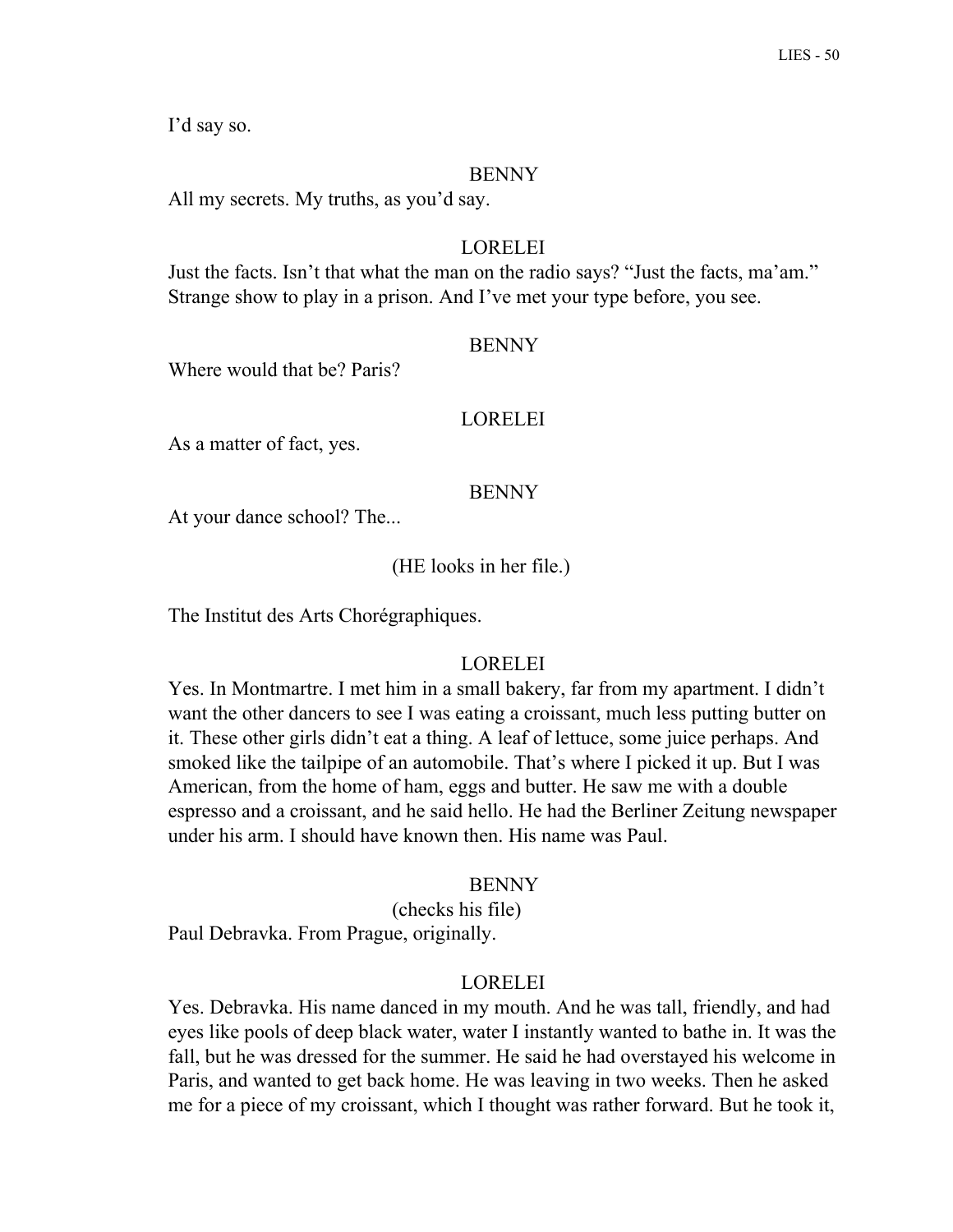I'd say so.

BENNY

All my secrets. My truths, as you'd say.

LORELEI

Just the facts. Isn't that what the man on the radio says? "Just the facts, ma'am." Strange show to play in a prison. And I've met your type before, you see.

BENNY

Where would that be? Paris?

LORELEI

As a matter of fact, yes.

BENNY

At your dance school? The...

(HE looks in her file.)

The Institut des Arts Chorégraphiques.

LORELEI

Yes. In Montmartre. I met him in a small bakery, far from my apartment. I didn't want the other dancers to see I was eating a croissant, much less putting butter on it. These other girls didn't eat a thing. A leaf of lettuce, some juice perhaps. And smoked like the tailpipe of an automobile. That's where I picked it up. But I was American, from the home of ham, eggs and butter. He saw me with a double espresso and a croissant, and he said hello. He had the Berliner Zeitung newspaper under his arm. I should have known then. His name was Paul.

BENNY

(checks his file)

Paul Debravka. From Prague, originally.

LORELEI

Yes. Debravka. His name danced in my mouth. And he was tall, friendly, and had eyes like pools of deep black water, water I instantly wanted to bathe in. It was the fall, but he was dressed for the summer. He said he had overstayed his welcome in Paris, and wanted to get back home. He was leaving in two weeks. Then he asked me for a piece of my croissant, which I thought was rather forward. But he took it,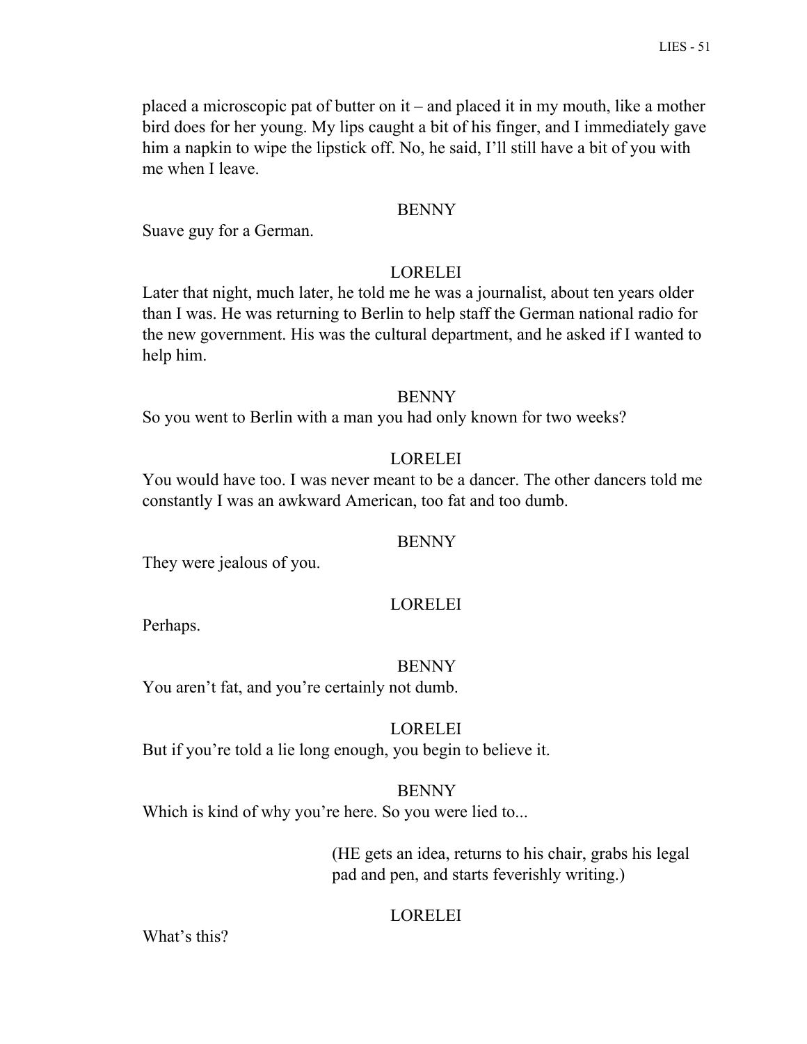placed a microscopic pat of butter on it – and placed it in my mouth, like a mother bird does for her young. My lips caught a bit of his finger, and I immediately gave him a napkin to wipe the lipstick off. No, he said, I'll still have a bit of you with me when I leave.

BENNY

Suave guy for a German.

LORELEI

Later that night, much later, he told me he was a journalist, about ten years older than I was. He was returning to Berlin to help staff the German national radio for the new government. His was the cultural department, and he asked if I wanted to help him.

BENNY

So you went to Berlin with a man you had only known for two weeks?

LORELEI

You would have too. I was never meant to be a dancer. The other dancers told me constantly I was an awkward American, too fat and too dumb.

BENNY

They were jealous of you.

LORELEI

Perhaps.

BENNY

You aren't fat, and you're certainly not dumb.

LORELEI

But if you're told a lie long enough, you begin to believe it.

BENNY

Which is kind of why you're here. So you were lied to...

(HE gets an idea, returns to his chair, grabs his legal pad and pen, and starts feverishly writing.)

LORELEI

What's this?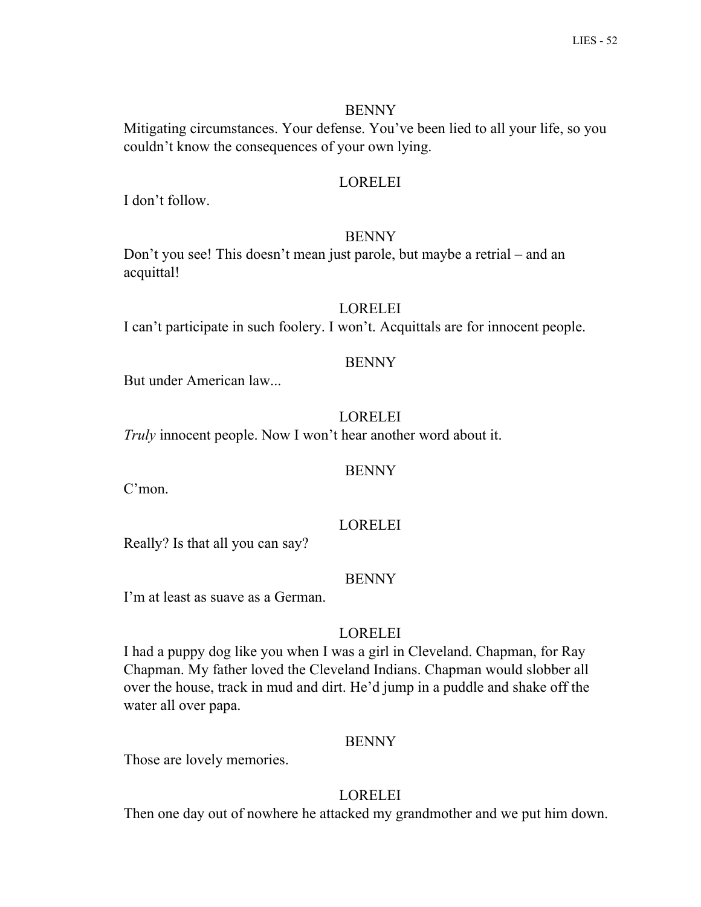BENNY

Mitigating circumstances. Your defense. You've been lied to all your life, so you couldn't know the consequences of your own lying.

LORELEI

I don't follow.

BENNY

Don't you see! This doesn't mean just parole, but maybe a retrial – and an acquittal!

LORELEI

I can't participate in such foolery. I won't. Acquittals are for innocent people.

BENNY

But under American law...

LORELEI

*Truly* innocent people. Now I won't hear another word about it.

BENNY

C'mon.

LORELEI

Really? Is that all you can say?

BENNY

I'm at least as suave as a German.

LORELEI

I had a puppy dog like you when I was a girl in Cleveland. Chapman, for Ray Chapman. My father loved the Cleveland Indians. Chapman would slobber all over the house, track in mud and dirt. He'd jump in a puddle and shake off the water all over papa.

BENNY

Those are lovely memories.

LORELEI

Then one day out of nowhere he attacked my grandmother and we put him down.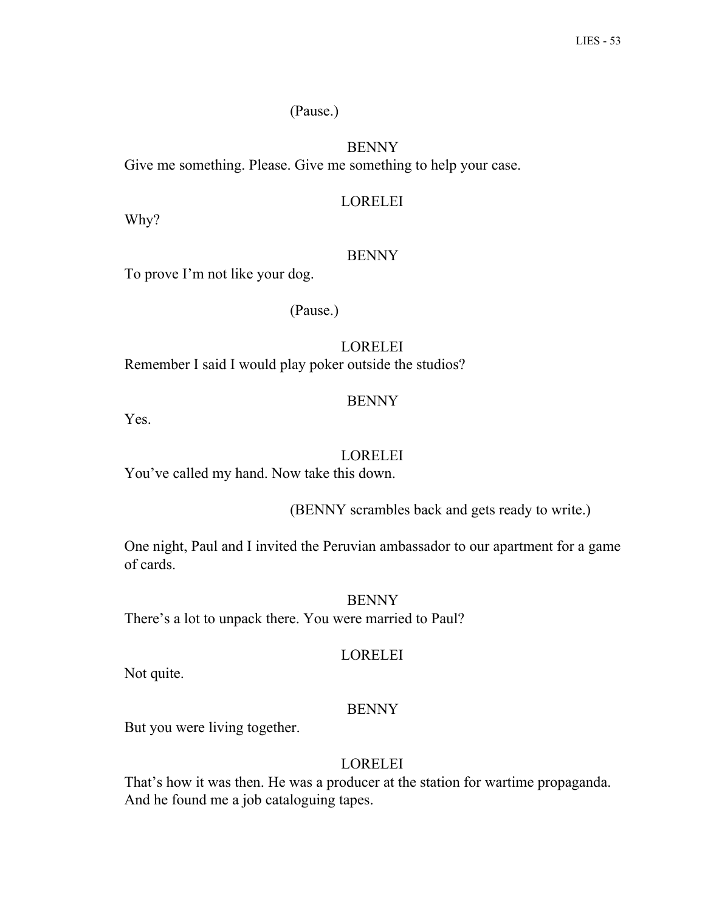(Pause.)

BENNY

Give me something. Please. Give me something to help your case.

LORELEI

Why?

BENNY

To prove I'm not like your dog.

(Pause.)

LORELEI

Remember I said I would play poker outside the studios?

BENNY

Yes.

LORELEI

You've called my hand. Now take this down.

(BENNY scrambles back and gets ready to write.)

One night, Paul and I invited the Peruvian ambassador to our apartment for a game of cards.

BENNY

There's a lot to unpack there. You were married to Paul?

LORELEI

Not quite.

BENNY

But you were living together.

LORELEI

That's how it was then. He was a producer at the station for wartime propaganda. And he found me a job cataloguing tapes.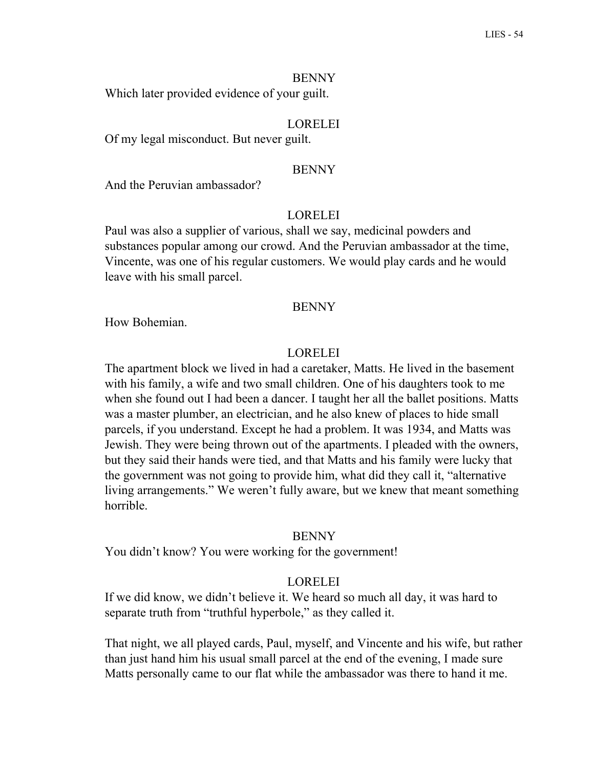BENNY

Which later provided evidence of your guilt.

LORELEI

Of my legal misconduct. But never guilt.

BENNY

And the Peruvian ambassador?

LORELEI

Paul was also a supplier of various, shall we say, medicinal powders and substances popular among our crowd. And the Peruvian ambassador at the time, Vincente, was one of his regular customers. We would play cards and he would leave with his small parcel.

BENNY

How Bohemian.

LORELEI

The apartment block we lived in had a caretaker, Matts. He lived in the basement with his family, a wife and two small children. One of his daughters took to me when she found out I had been a dancer. I taught her all the ballet positions. Matts was a master plumber, an electrician, and he also knew of places to hide small parcels, if you understand. Except he had a problem. It was 1934, and Matts was Jewish. They were being thrown out of the apartments. I pleaded with the owners, but they said their hands were tied, and that Matts and his family were lucky that the government was not going to provide him, what did they call it, "alternative living arrangements." We weren't fully aware, but we knew that meant something horrible.

BENNY

You didn't know? You were working for the government!

LORELEI

If we did know, we didn't believe it. We heard so much all day, it was hard to separate truth from "truthful hyperbole," as they called it.

That night, we all played cards, Paul, myself, and Vincente and his wife, but rather than just hand him his usual small parcel at the end of the evening, I made sure Matts personally came to our flat while the ambassador was there to hand it me.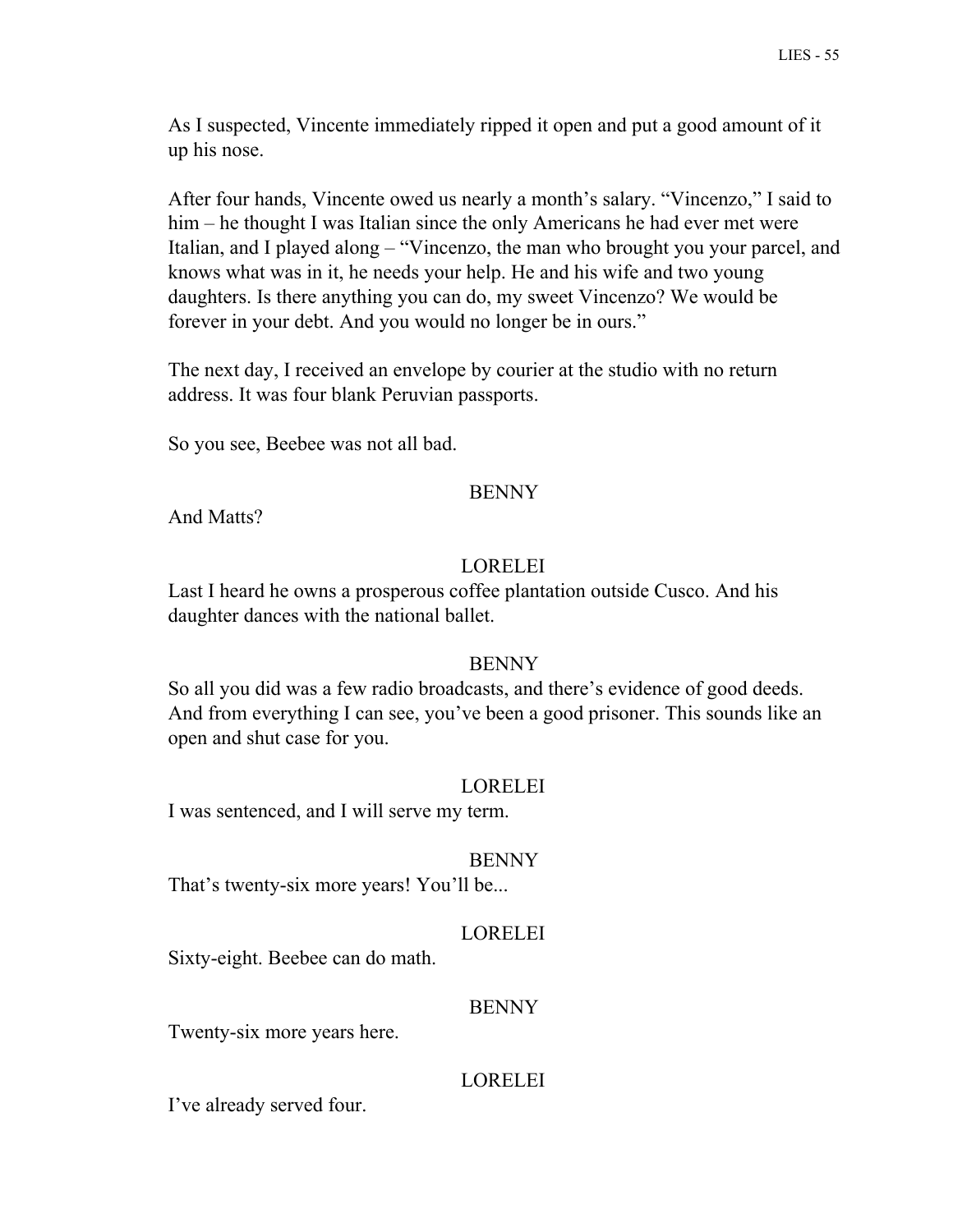As I suspected, Vincente immediately ripped it open and put a good amount of it up his nose.

After four hands, Vincente owed us nearly a month's salary. "Vincenzo," I said to him – he thought I was Italian since the only Americans he had ever met were Italian, and I played along – "Vincenzo, the man who brought you your parcel, and knows what was in it, he needs your help. He and his wife and two young daughters. Is there anything you can do, my sweet Vincenzo? We would be forever in your debt. And you would no longer be in ours."

The next day, I received an envelope by courier at the studio with no return address. It was four blank Peruvian passports.

So you see, Beebee was not all bad.

BENNY

And Matts?

LORELEI

Last I heard he owns a prosperous coffee plantation outside Cusco. And his daughter dances with the national ballet.

BENNY

So all you did was a few radio broadcasts, and there's evidence of good deeds. And from everything I can see, you've been a good prisoner. This sounds like an open and shut case for you.

LORELEI

I was sentenced, and I will serve my term.

BENNY

That's twenty-six more years! You'll be...

LORELEI

Sixty-eight. Beebee can do math.

BENNY

Twenty-six more years here.

LORELEI

I've already served four.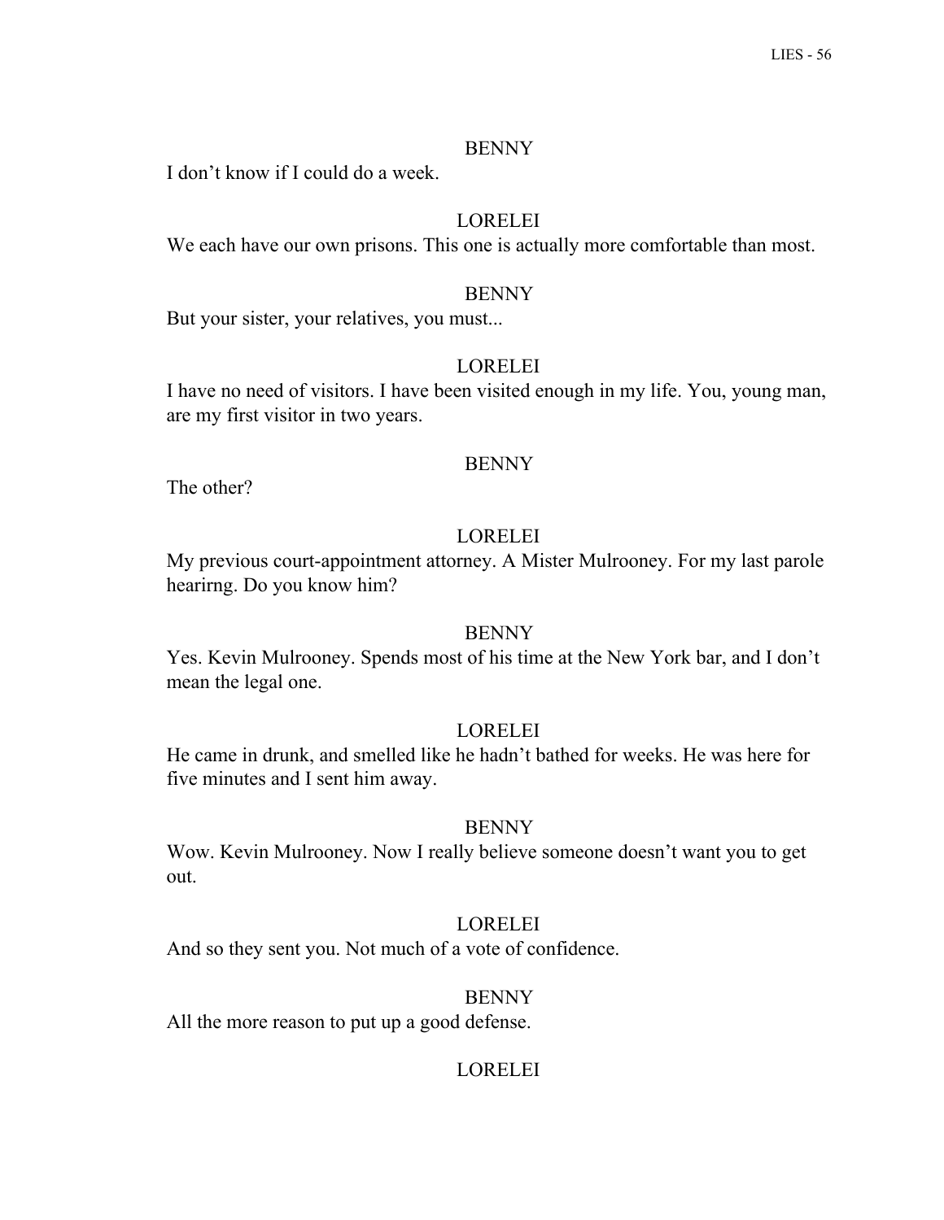BENNY

I don't know if I could do a week.

LORELEI

We each have our own prisons. This one is actually more comfortable than most.

BENNY

But your sister, your relatives, you must...

LORELEI

I have no need of visitors. I have been visited enough in my life. You, young man, are my first visitor in two years.

BENNY

The other?

LORELEI

My previous court-appointment attorney. A Mister Mulrooney. For my last parole hearirng. Do you know him?

BENNY

Yes. Kevin Mulrooney. Spends most of his time at the New York bar, and I don't mean the legal one.

LORELEI

He came in drunk, and smelled like he hadn't bathed for weeks. He was here for five minutes and I sent him away.

BENNY

Wow. Kevin Mulrooney. Now I really believe someone doesn't want you to get out.

LORELEI

And so they sent you. Not much of a vote of confidence.

BENNY

All the more reason to put up a good defense.

LORELEI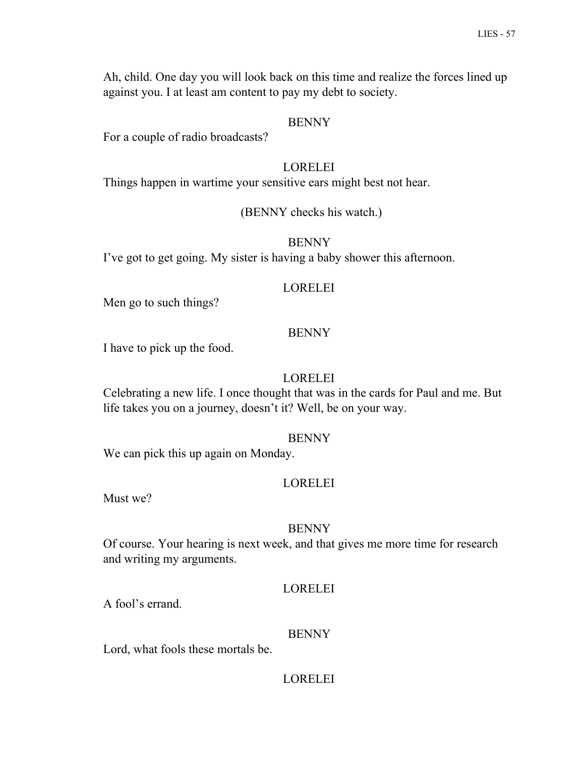Ah, child. One day you will look back on this time and realize the forces lined up against you. I at least am content to pay my debt to society.

BENNY

For a couple of radio broadcasts?

LORELEI

Things happen in wartime your sensitive ears might best not hear.

(BENNY checks his watch.)

BENNY

I've got to get going. My sister is having a baby shower this afternoon.

LORELEI

Men go to such things?

BENNY

I have to pick up the food.

LORELEI

Celebrating a new life. I once thought that was in the cards for Paul and me. But life takes you on a journey, doesn't it? Well, be on your way.

BENNY

We can pick this up again on Monday.

LORELEI

Must we?

BENNY

Of course. Your hearing is next week, and that gives me more time for research and writing my arguments.

LORELEI

A fool's errand.

BENNY

Lord, what fools these mortals be.

LORELEI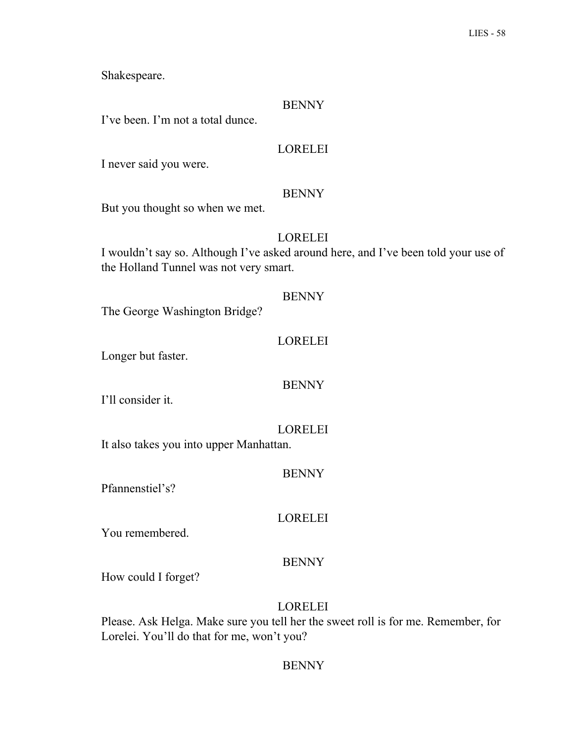Shakespeare.

BENNY

I've been. I'm not a total dunce.

LORELEI

I never said you were.

BENNY

But you thought so when we met.

LORELEI

I wouldn't say so. Although I've asked around here, and I've been told your use of the Holland Tunnel was not very smart.

BENNY

The George Washington Bridge?

LORELEI

Longer but faster.

BENNY

I'll consider it.

LORELEI

It also takes you into upper Manhattan.

BENNY

Pfannenstiel's?

LORELEI

You remembered.

BENNY

How could I forget?

LORELEI

Please. Ask Helga. Make sure you tell her the sweet roll is for me. Remember, for Lorelei. You'll do that for me, won't you?

BENNY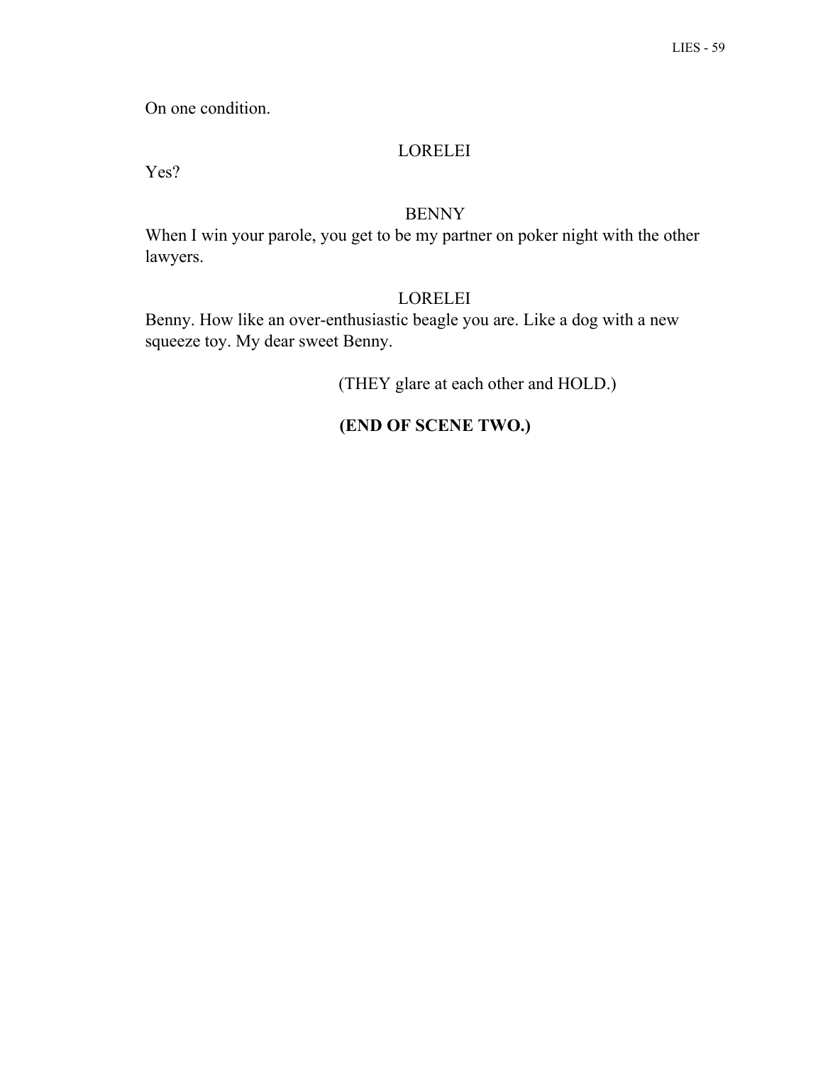On one condition.

LORELEI

Yes?

BENNY

When I win your parole, you get to be my partner on poker night with the other lawyers.

LORELEI

Benny. How like an over-enthusiastic beagle you are. Like a dog with a new squeeze toy. My dear sweet Benny.

(THEY glare at each other and HOLD.)

**(END OF SCENE TWO.)**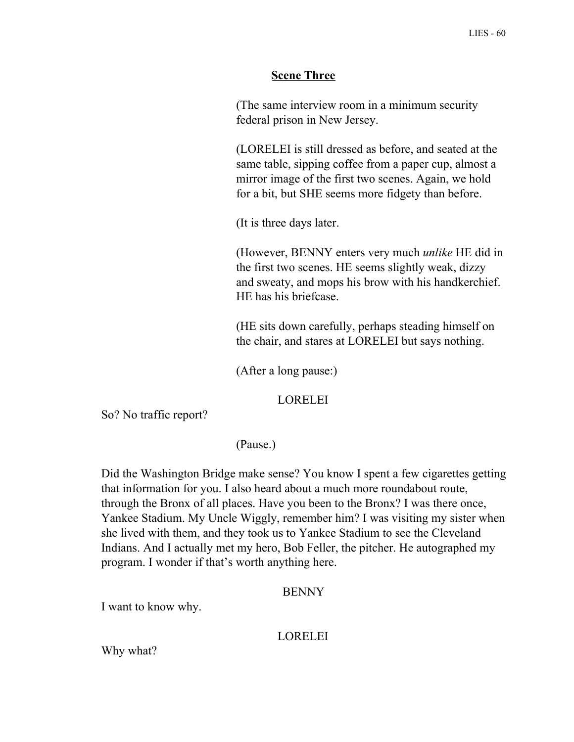## Scene Three

(The same interview room in a minimum security federal prison in New Jersey.

(LORELEI is still dressed as before, and seated at the same table, sipping coffee from a paper cup, almost a mirror image of the first two scenes. Again, we hold for a bit, but SHE seems more fidgety than before.

(It is three days later.

(However, BENNY enters very much *unlike* HE did in the first two scenes. HE seems slightly weak, dizzy and sweaty, and mops his brow with his handkerchief. HE has his briefcase.

(HE sits down carefully, perhaps steading himself on the chair, and stares at LORELEI but says nothing.

(After a long pause:)

LORELEI

So? No traffic report?

(Pause.)

Did the Washington Bridge make sense? You know I spent a few cigarettes getting that information for you. I also heard about a much more roundabout route, through the Bronx of all places. Have you been to the Bronx? I was there once, Yankee Stadium. My Uncle Wiggly, remember him? I was visiting my sister when she lived with them, and they took us to Yankee Stadium to see the Cleveland Indians. And I actually met my hero, Bob Feller, the pitcher. He autographed my program. I wonder if that's worth anything here.

BENNY

I want to know why.

LORELEI

Why what?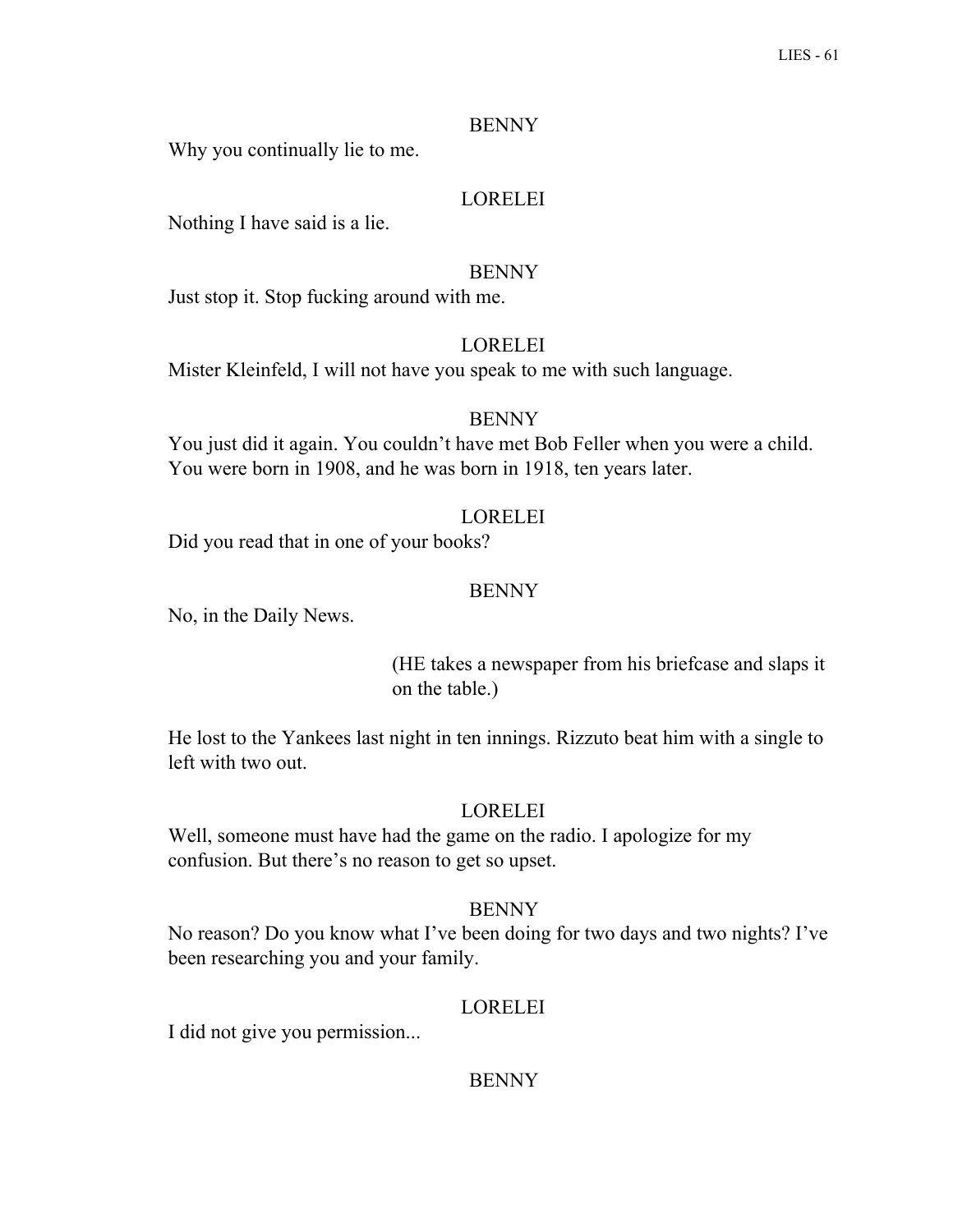BENNY

Why you continually lie to me.

LORELEI

Nothing I have said is a lie.

BENNY

Just stop it. Stop fucking around with me.

LORELEI

Mister Kleinfeld, I will not have you speak to me with such language.

BENNY

You just did it again. You couldn't have met Bob Feller when you were a child. You were born in 1908, and he was born in 1918, ten years later.

LORELEI

Did you read that in one of your books?

BENNY

No, in the Daily News.

(HE takes a newspaper from his briefcase and slaps it on the table.)

He lost to the Yankees last night in ten innings. Rizzuto beat him with a single to left with two out.

LORELEI

Well, someone must have had the game on the radio. I apologize for my confusion. But there's no reason to get so upset.

BENNY

No reason? Do you know what I've been doing for two days and two nights? I've been researching you and your family.

LORELEI

I did not give you permission...

BENNY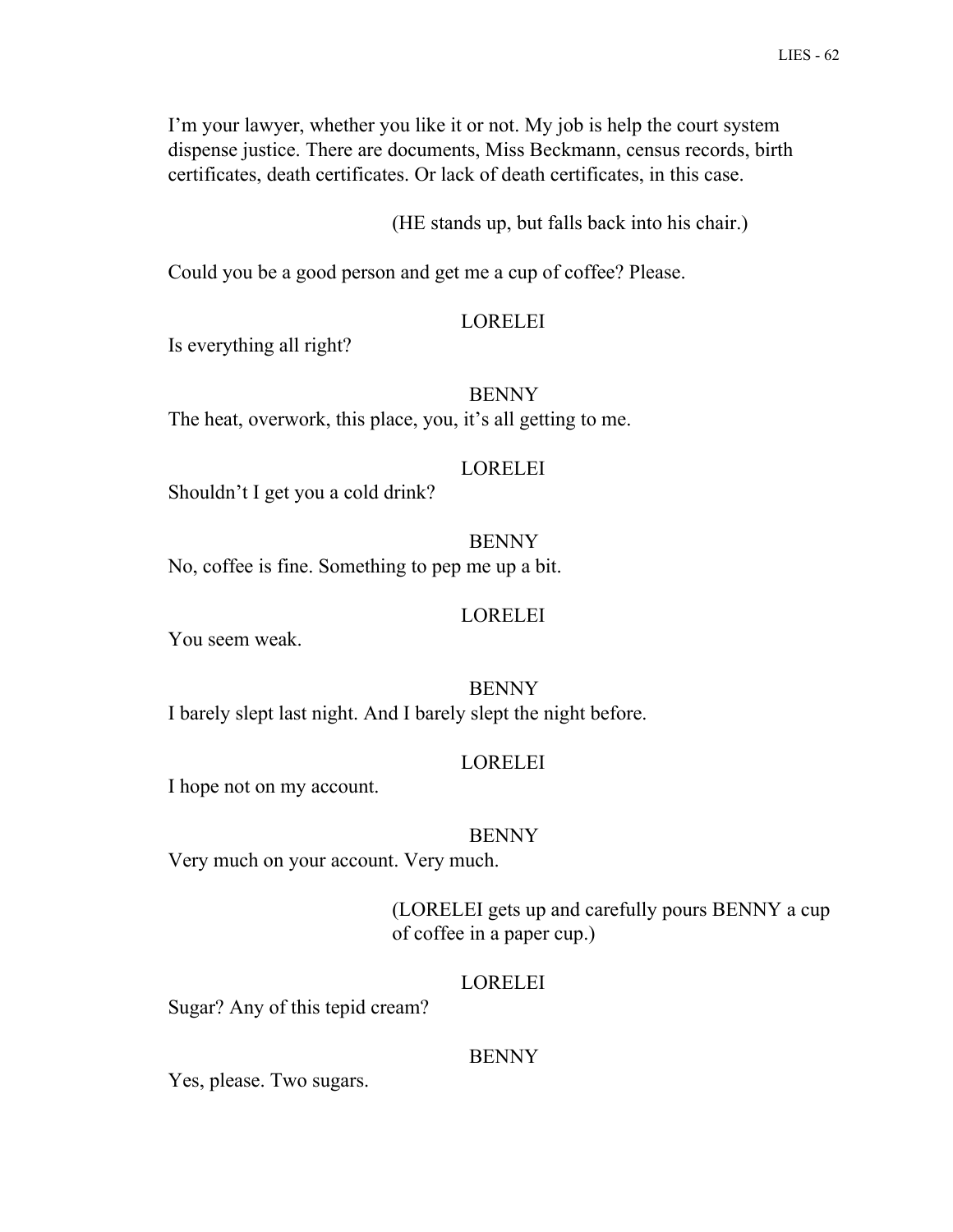I'm your lawyer, whether you like it or not. My job is help the court system dispense justice. There are documents, Miss Beckmann, census records, birth certificates, death certificates. Or lack of death certificates, in this case.

(HE stands up, but falls back into his chair.)

Could you be a good person and get me a cup of coffee? Please.

LORELEI

Is everything all right?

BENNY

The heat, overwork, this place, you, it's all getting to me.

LORELEI

Shouldn't I get you a cold drink?

BENNY

No, coffee is fine. Something to pep me up a bit.

LORELEI

You seem weak.

BENNY

I barely slept last night. And I barely slept the night before.

LORELEI

I hope not on my account.

BENNY

Very much on your account. Very much.

(LORELEI gets up and carefully pours BENNY a cup of coffee in a paper cup.)

LORELEI

Sugar? Any of this tepid cream?

BENNY

Yes, please. Two sugars.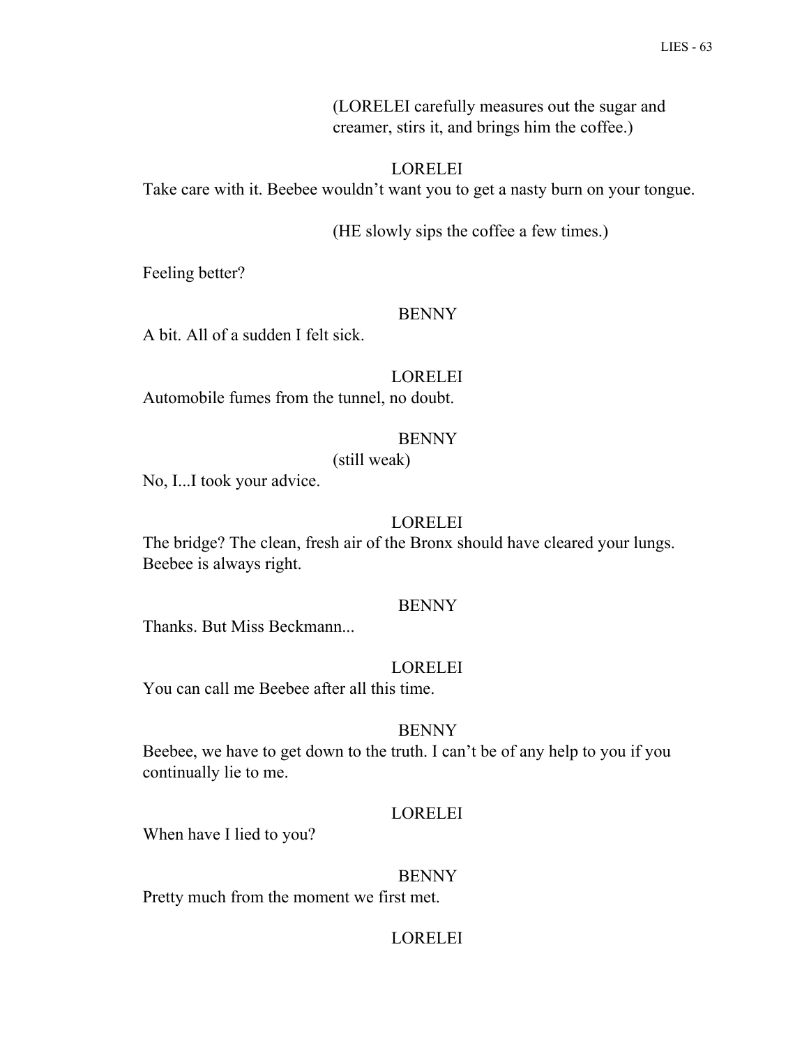(LORELEI carefully measures out the sugar and creamer, stirs it, and brings him the coffee.)

LORELEI

Take care with it. Beebee wouldn't want you to get a nasty burn on your tongue.

(HE slowly sips the coffee a few times.)

Feeling better?

BENNY

A bit. All of a sudden I felt sick.

LORELEI

Automobile fumes from the tunnel, no doubt.

BENNY

(still weak)

No, I...I took your advice.

LORELEI

The bridge? The clean, fresh air of the Bronx should have cleared your lungs. Beebee is always right.

BENNY

Thanks. But Miss Beckmann...

LORELEI

You can call me Beebee after all this time.

BENNY

Beebee, we have to get down to the truth. I can't be of any help to you if you continually lie to me.

LORELEI

When have I lied to you?

BENNY

Pretty much from the moment we first met.

LORELEI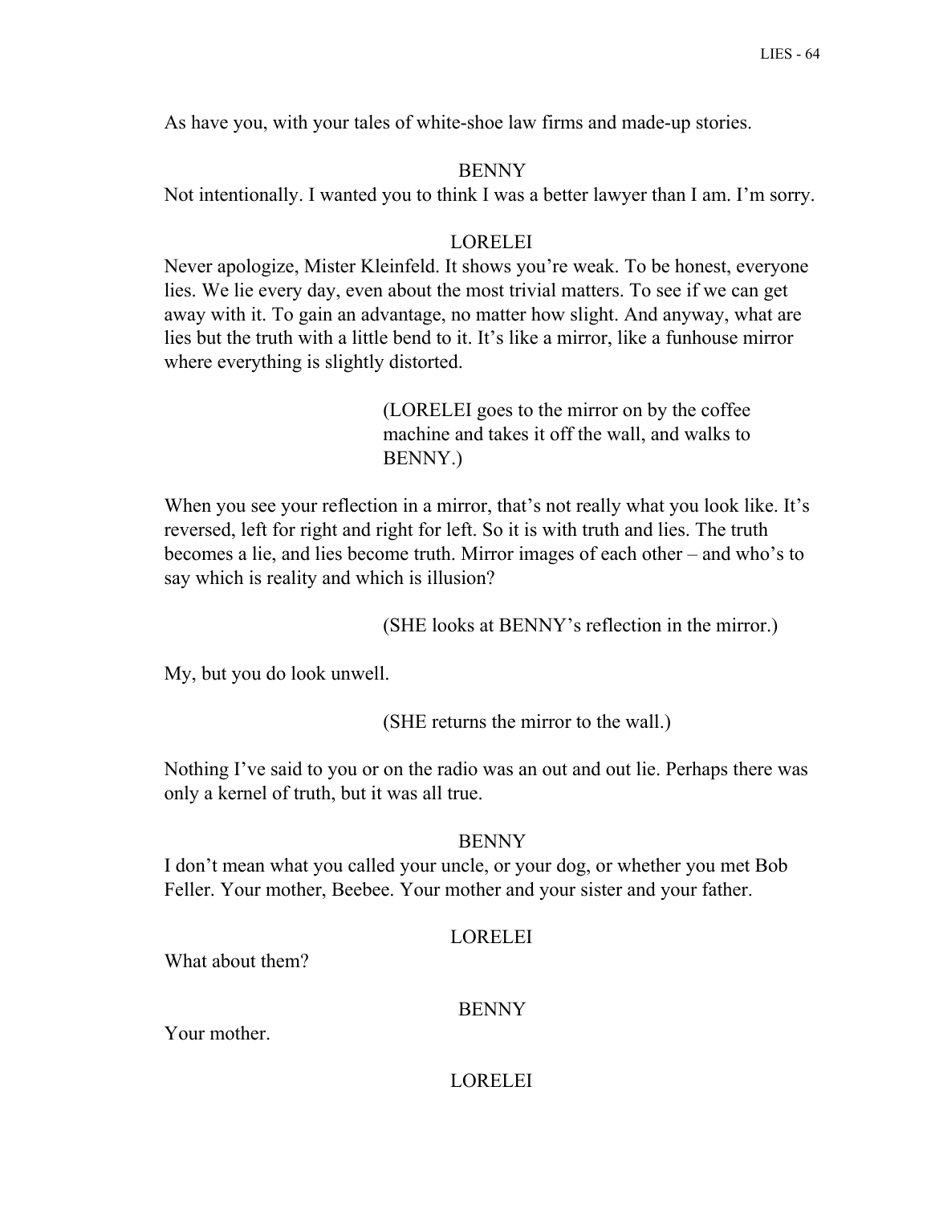As have you, with your tales of white-shoe law firms and made-up stories.

BENNY

Not intentionally. I wanted you to think I was a better lawyer than I am. I'm sorry.

LORELEI

Never apologize, Mister Kleinfeld. It shows you're weak. To be honest, everyone lies. We lie every day, even about the most trivial matters. To see if we can get away with it. To gain an advantage, no matter how slight. And anyway, what are lies but the truth with a little bend to it. It's like a mirror, like a funhouse mirror where everything is slightly distorted.

(LORELEI goes to the mirror on by the coffee machine and takes it off the wall, and walks to BENNY.)

When you see your reflection in a mirror, that's not really what you look like. It's reversed, left for right and right for left. So it is with truth and lies. The truth becomes a lie, and lies become truth. Mirror images of each other – and who's to say which is reality and which is illusion?

(SHE looks at BENNY's reflection in the mirror.)

My, but you do look unwell.

(SHE returns the mirror to the wall.)

Nothing I've said to you or on the radio was an out and out lie. Perhaps there was only a kernel of truth, but it was all true.

BENNY

I don't mean what you called your uncle, or your dog, or whether you met Bob Feller. Your mother, Beebee. Your mother and your sister and your father.

LORELEI

What about them?

BENNY

Your mother.

LORELEI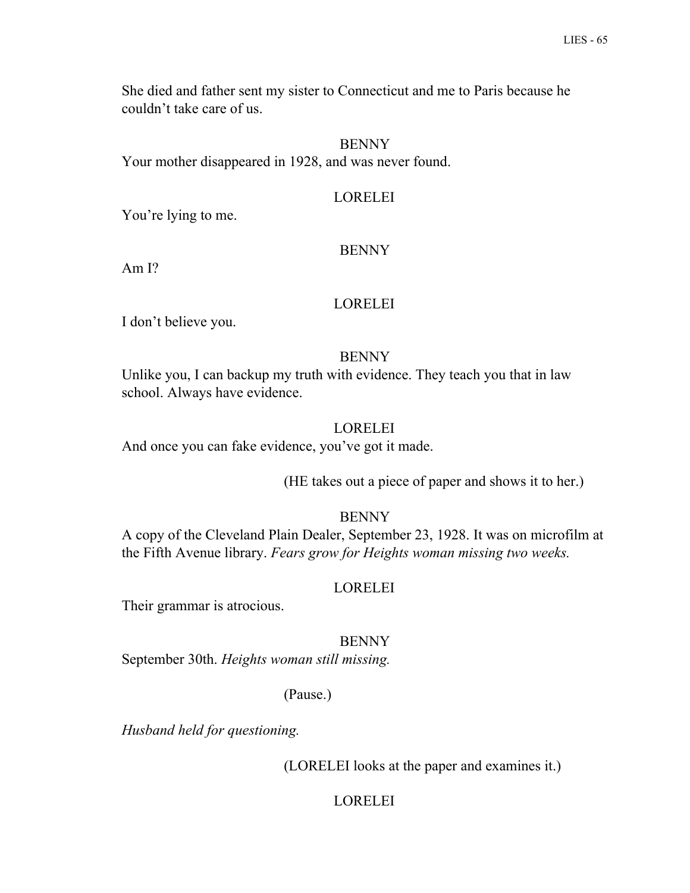She died and father sent my sister to Connecticut and me to Paris because he couldn't take care of us.

BENNY

Your mother disappeared in 1928, and was never found.

LORELEI

You're lying to me.

BENNY

Am I?

LORELEI

I don't believe you.

BENNY

Unlike you, I can backup my truth with evidence. They teach you that in law school. Always have evidence.

LORELEI

And once you can fake evidence, you've got it made.

(HE takes out a piece of paper and shows it to her.)

BENNY

A copy of the Cleveland Plain Dealer, September 23, 1928. It was on microfilm at the Fifth Avenue library. *Fears grow for Heights woman missing two weeks.*

LORELEI

Their grammar is atrocious.

BENNY

September 30th. *Heights woman still missing.*

(Pause.)

*Husband held for questioning.*

(LORELEI looks at the paper and examines it.)

LORELEI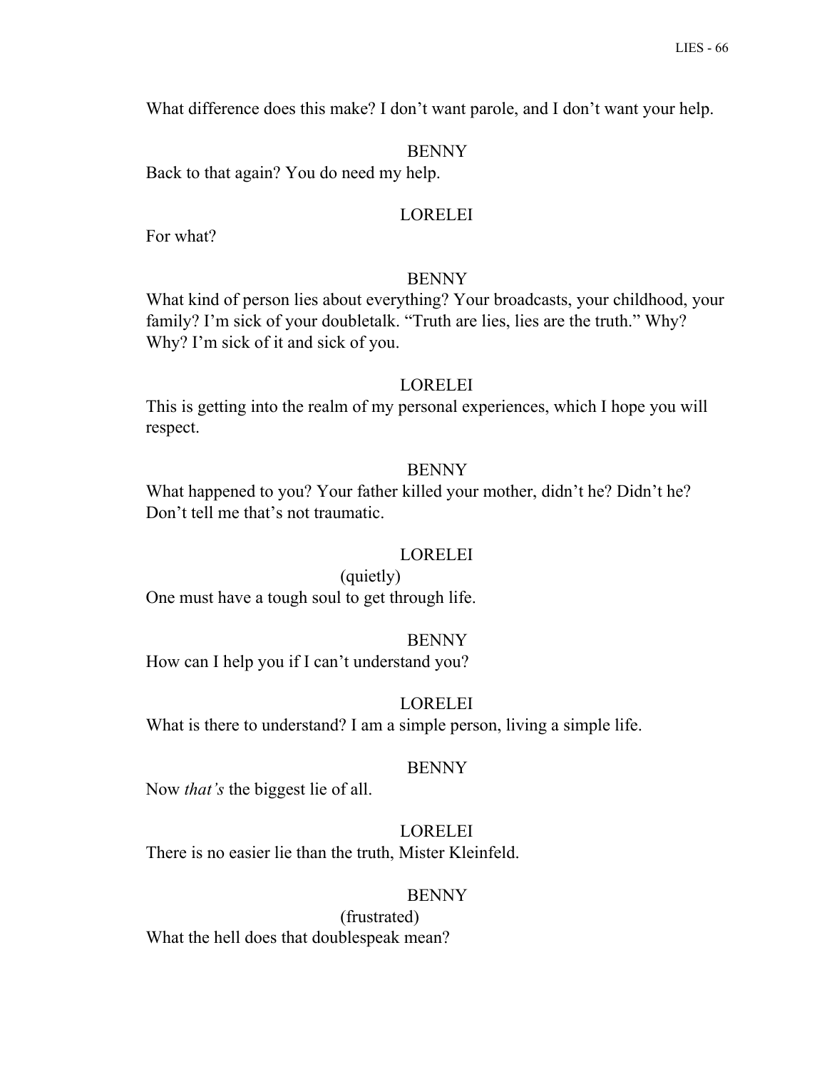What difference does this make? I don't want parole, and I don't want your help.

BENNY

Back to that again? You do need my help.

LORELEI

For what?

BENNY

What kind of person lies about everything? Your broadcasts, your childhood, your family? I'm sick of your doubletalk. "Truth are lies, lies are the truth." Why? Why? I'm sick of it and sick of you.

LORELEI

This is getting into the realm of my personal experiences, which I hope you will respect.

BENNY

What happened to you? Your father killed your mother, didn't he? Didn't he? Don't tell me that's not traumatic.

LORELEI

(quietly)

One must have a tough soul to get through life.

BENNY

How can I help you if I can't understand you?

LORELEI

What is there to understand? I am a simple person, living a simple life.

BENNY

Now *that's* the biggest lie of all.

LORELEI

There is no easier lie than the truth, Mister Kleinfeld.

BENNY

(frustrated)

What the hell does that doublespeak mean?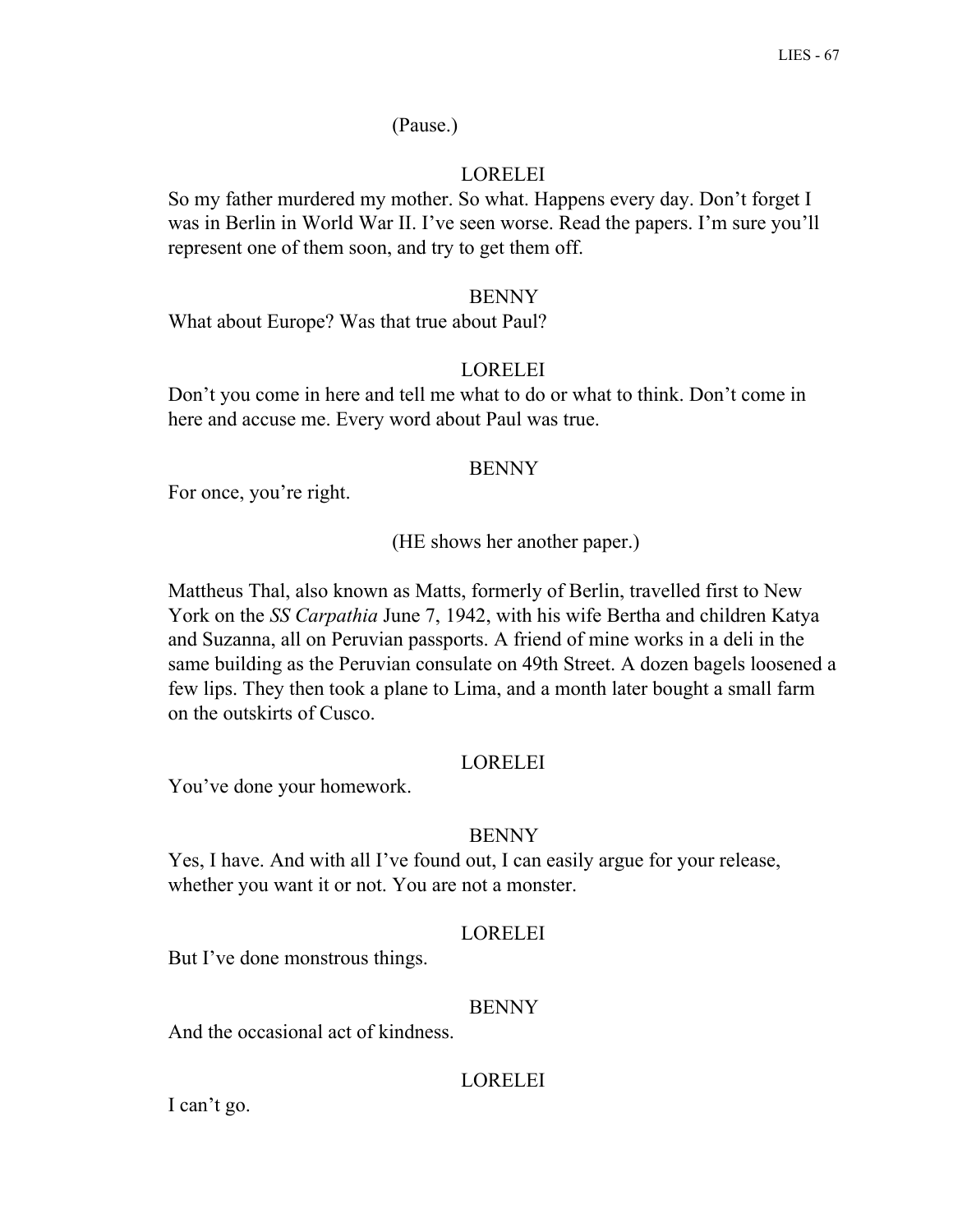(Pause.)

LORELEI

So my father murdered my mother. So what. Happens every day. Don't forget I was in Berlin in World War II. I've seen worse. Read the papers. I'm sure you'll represent one of them soon, and try to get them off.

BENNY

What about Europe? Was that true about Paul?

LORELEI

Don't you come in here and tell me what to do or what to think. Don't come in here and accuse me. Every word about Paul was true.

BENNY

For once, you're right.

(HE shows her another paper.)

Mattheus Thal, also known as Matts, formerly of Berlin, travelled first to New York on the *SS Carpathia* June 7, 1942, with his wife Bertha and children Katya and Suzanna, all on Peruvian passports. A friend of mine works in a deli in the same building as the Peruvian consulate on 49th Street. A dozen bagels loosened a few lips. They then took a plane to Lima, and a month later bought a small farm on the outskirts of Cusco.

LORELEI

You've done your homework.

BENNY

Yes, I have. And with all I've found out, I can easily argue for your release, whether you want it or not. You are not a monster.

LORELEI

But I've done monstrous things.

BENNY

And the occasional act of kindness.

LORELEI

I can't go.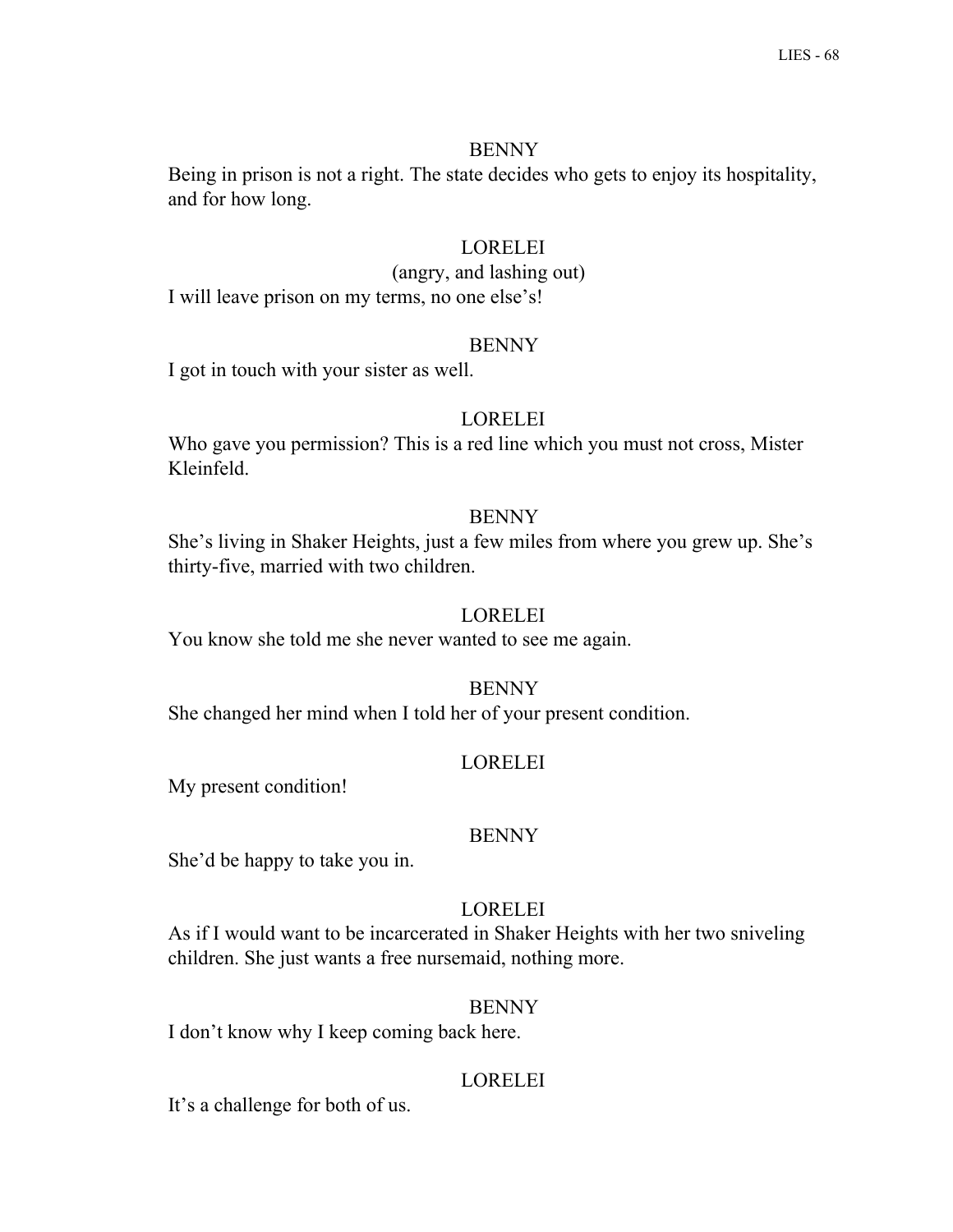BENNY

Being in prison is not a right. The state decides who gets to enjoy its hospitality, and for how long.

LORELEI

(angry, and lashing out)

I will leave prison on my terms, no one else's!

BENNY

I got in touch with your sister as well.

LORELEI

Who gave you permission? This is a red line which you must not cross, Mister Kleinfeld.

BENNY

She's living in Shaker Heights, just a few miles from where you grew up. She's thirty-five, married with two children.

LORELEI

You know she told me she never wanted to see me again.

BENNY

She changed her mind when I told her of your present condition.

LORELEI

My present condition!

BENNY

She'd be happy to take you in.

LORELEI

As if I would want to be incarcerated in Shaker Heights with her two sniveling children. She just wants a free nursemaid, nothing more.

BENNY

I don't know why I keep coming back here.

LORELEI

It's a challenge for both of us.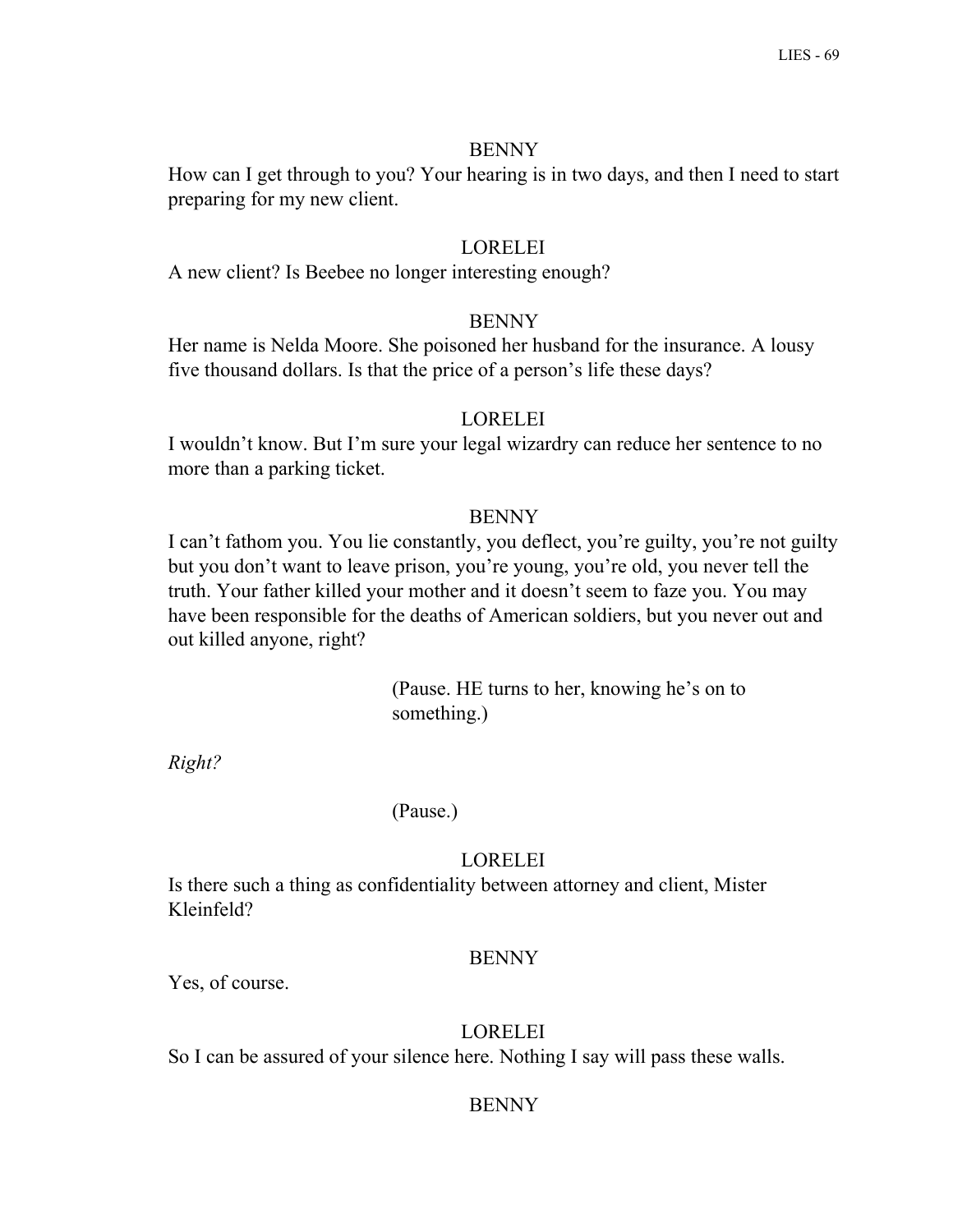BENNY

How can I get through to you? Your hearing is in two days, and then I need to start preparing for my new client.

LORELEI

A new client? Is Beebee no longer interesting enough?

BENNY

Her name is Nelda Moore. She poisoned her husband for the insurance. A lousy five thousand dollars. Is that the price of a person's life these days?

LORELEI

I wouldn't know. But I'm sure your legal wizardry can reduce her sentence to no more than a parking ticket.

BENNY

I can't fathom you. You lie constantly, you deflect, you're guilty, you're not guilty but you don't want to leave prison, you're young, you're old, you never tell the truth. Your father killed your mother and it doesn't seem to faze you. You may have been responsible for the deaths of American soldiers, but you never out and out killed anyone, right?

(Pause. HE turns to her, knowing he's on to something.)

*Right?*

(Pause.)

LORELEI

Is there such a thing as confidentiality between attorney and client, Mister Kleinfeld?

BENNY

Yes, of course.

LORELEI

So I can be assured of your silence here. Nothing I say will pass these walls.

BENNY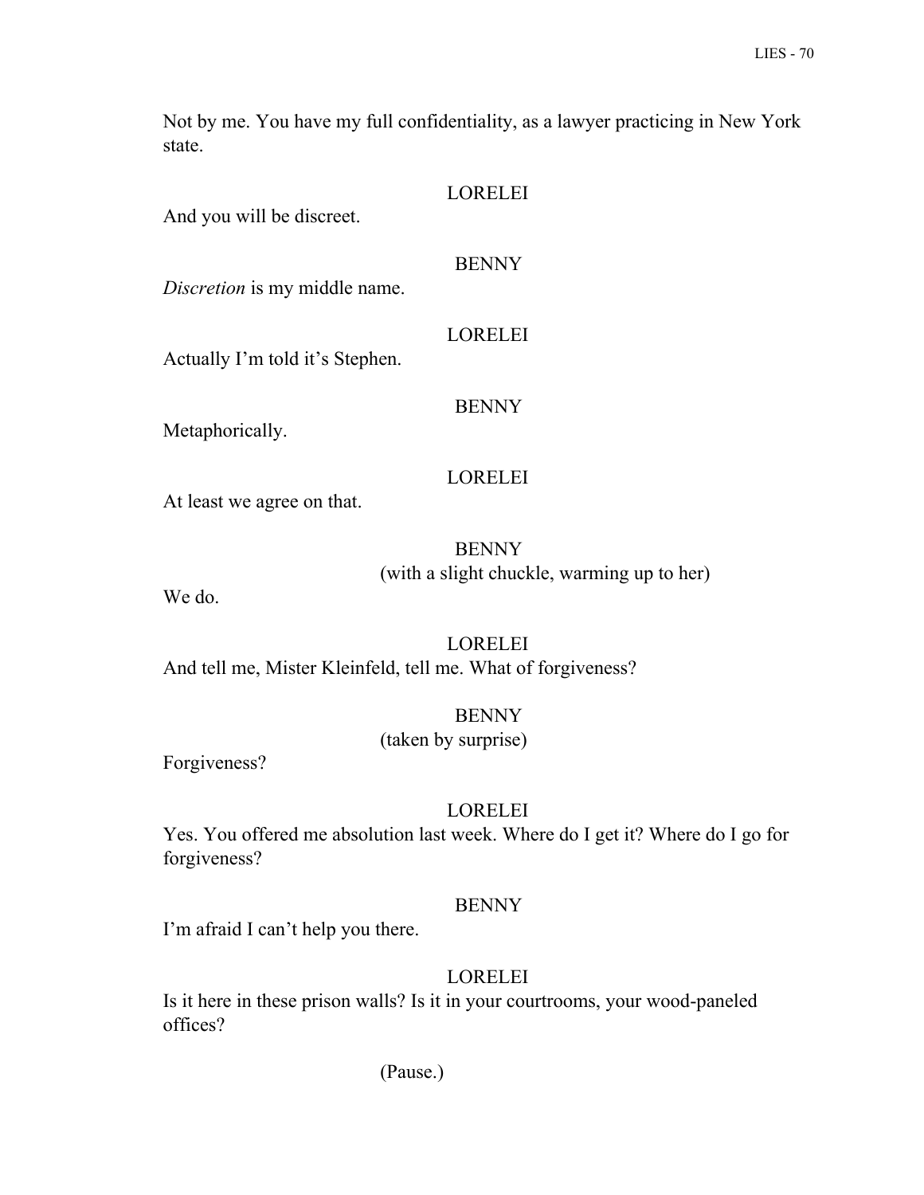Not by me. You have my full confidentiality, as a lawyer practicing in New York state.

LORELEI

And you will be discreet.

BENNY

*Discretion* is my middle name.

LORELEI

Actually I'm told it's Stephen.

BENNY

Metaphorically.

LORELEI

At least we agree on that.

BENNY

(with a slight chuckle, warming up to her)

We do.

LORELEI

And tell me, Mister Kleinfeld, tell me. What of forgiveness?

BENNY

(taken by surprise)

Forgiveness?

LORELEI

Yes. You offered me absolution last week. Where do I get it? Where do I go for forgiveness?

BENNY

I'm afraid I can't help you there.

LORELEI

Is it here in these prison walls? Is it in your courtrooms, your wood-paneled offices?

(Pause.)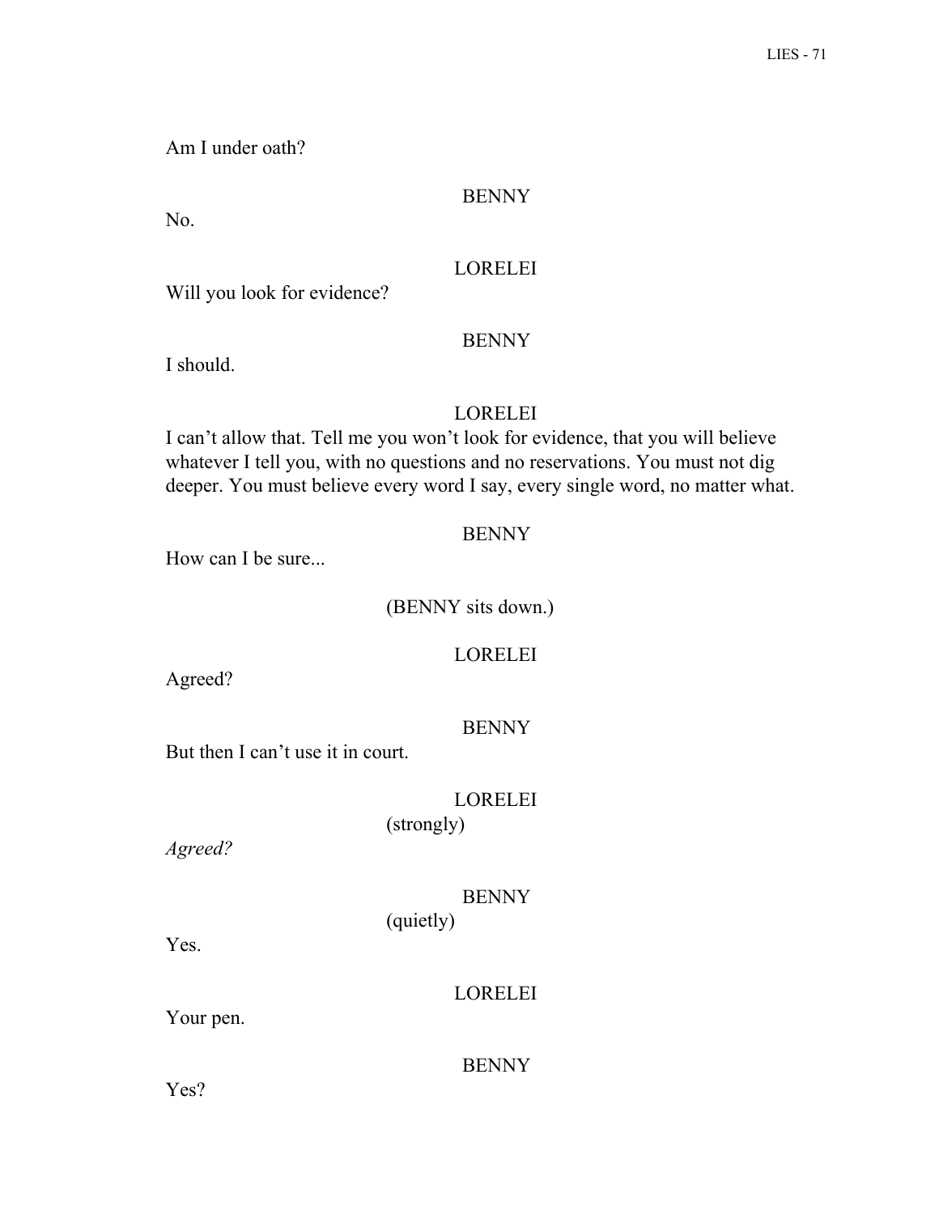Am I under oath?

BENNY

No.

LORELEI

Will you look for evidence?

BENNY

I should.

LORELEI

I can't allow that. Tell me you won't look for evidence, that you will believe whatever I tell you, with no questions and no reservations. You must not dig deeper. You must believe every word I say, every single word, no matter what.

BENNY

How can I be sure...

(BENNY sits down.)

LORELEI

Agreed?

BENNY

But then I can't use it in court.

LORELEI

(strongly)

*Agreed?*

BENNY

(quietly)

Yes.

LORELEI

Your pen.

BENNY

Yes?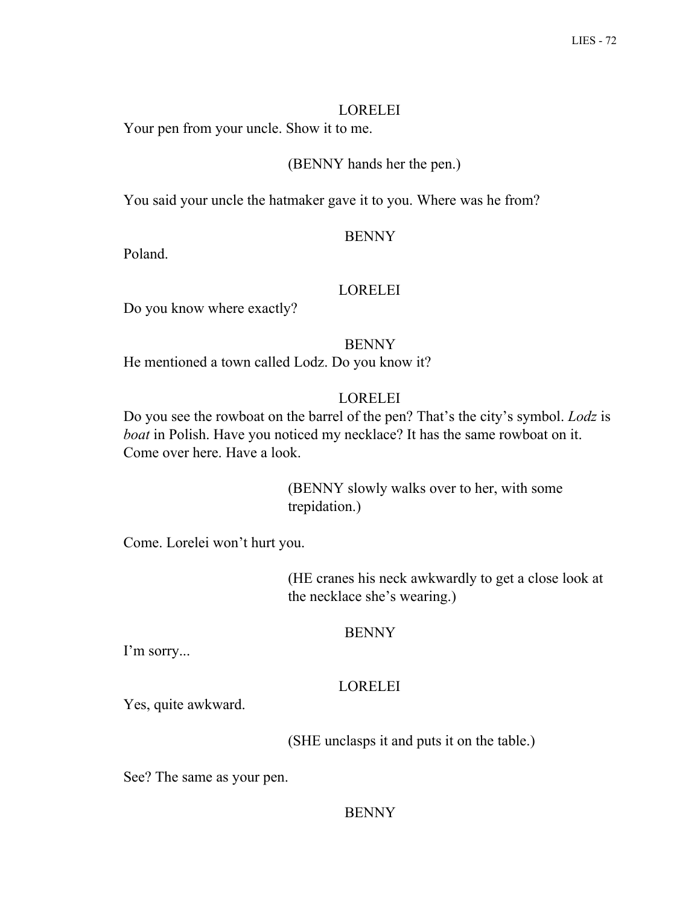LORELEI

Your pen from your uncle. Show it to me.

(BENNY hands her the pen.)

You said your uncle the hatmaker gave it to you. Where was he from?

BENNY

Poland.

LORELEI

Do you know where exactly?

BENNY

He mentioned a town called Lodz. Do you know it?

LORELEI

Do you see the rowboat on the barrel of the pen? That's the city's symbol. *Lodz* is *boat* in Polish. Have you noticed my necklace? It has the same rowboat on it. Come over here. Have a look.

(BENNY slowly walks over to her, with some trepidation.)

Come. Lorelei won't hurt you.

(HE cranes his neck awkwardly to get a close look at the necklace she's wearing.)

BENNY

I'm sorry...

LORELEI

Yes, quite awkward.

(SHE unclasps it and puts it on the table.)

See? The same as your pen.

BENNY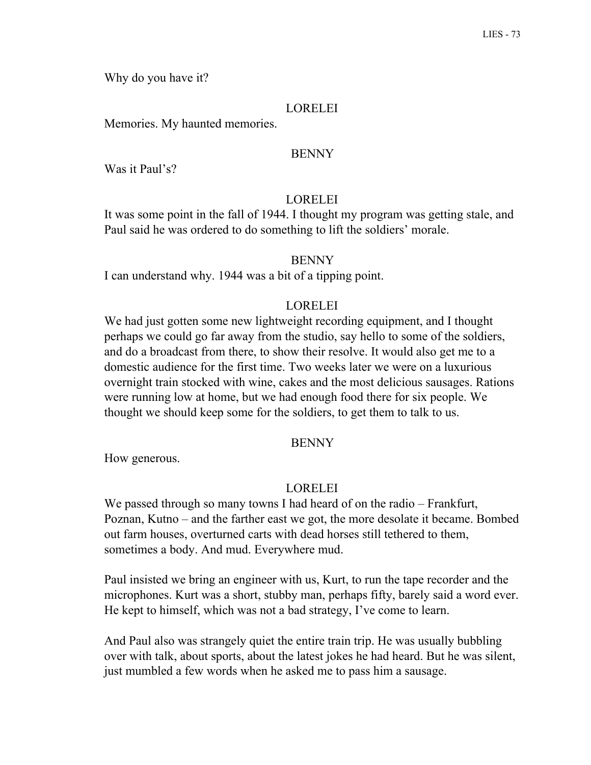Why do you have it?

LORELEI

Memories. My haunted memories.

BENNY

Was it Paul's?

LORELEI

It was some point in the fall of 1944. I thought my program was getting stale, and Paul said he was ordered to do something to lift the soldiers' morale.

BENNY

I can understand why. 1944 was a bit of a tipping point.

LORELEI

We had just gotten some new lightweight recording equipment, and I thought perhaps we could go far away from the studio, say hello to some of the soldiers, and do a broadcast from there, to show their resolve. It would also get me to a domestic audience for the first time. Two weeks later we were on a luxurious overnight train stocked with wine, cakes and the most delicious sausages. Rations were running low at home, but we had enough food there for six people. We thought we should keep some for the soldiers, to get them to talk to us.

BENNY

How generous.

LORELEI

We passed through so many towns I had heard of on the radio – Frankfurt, Poznan, Kutno – and the farther east we got, the more desolate it became. Bombed out farm houses, overturned carts with dead horses still tethered to them, sometimes a body. And mud. Everywhere mud.

Paul insisted we bring an engineer with us, Kurt, to run the tape recorder and the microphones. Kurt was a short, stubby man, perhaps fifty, barely said a word ever. He kept to himself, which was not a bad strategy, I've come to learn.

And Paul also was strangely quiet the entire train trip. He was usually bubbling over with talk, about sports, about the latest jokes he had heard. But he was silent, just mumbled a few words when he asked me to pass him a sausage.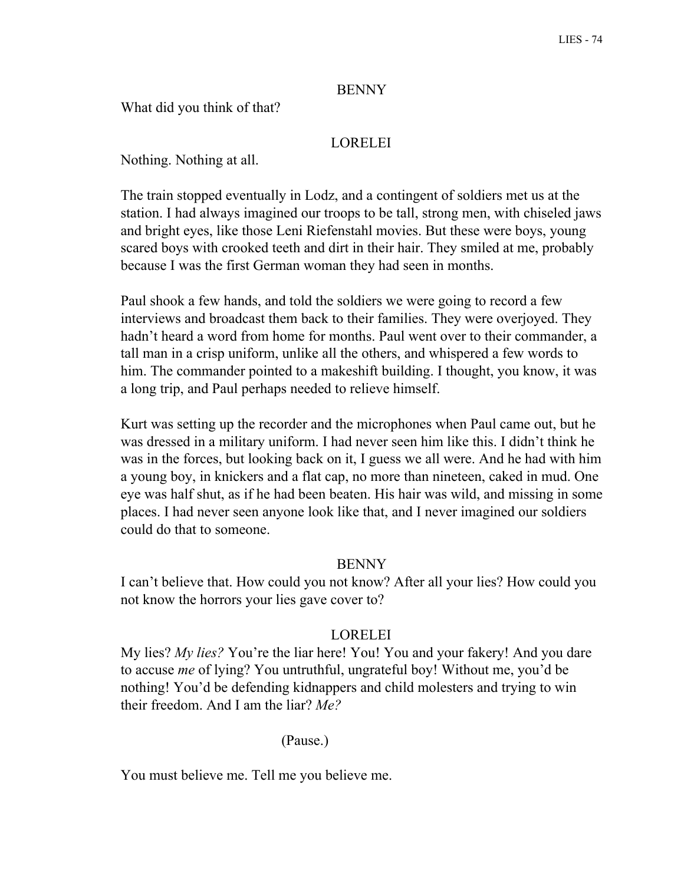BENNY

What did you think of that?

LORELEI

Nothing. Nothing at all.

The train stopped eventually in Lodz, and a contingent of soldiers met us at the station. I had always imagined our troops to be tall, strong men, with chiseled jaws and bright eyes, like those Leni Riefenstahl movies. But these were boys, young scared boys with crooked teeth and dirt in their hair. They smiled at me, probably because I was the first German woman they had seen in months.

Paul shook a few hands, and told the soldiers we were going to record a few interviews and broadcast them back to their families. They were overjoyed. They hadn't heard a word from home for months. Paul went over to their commander, a tall man in a crisp uniform, unlike all the others, and whispered a few words to him. The commander pointed to a makeshift building. I thought, you know, it was a long trip, and Paul perhaps needed to relieve himself.

Kurt was setting up the recorder and the microphones when Paul came out, but he was dressed in a military uniform. I had never seen him like this. I didn't think he was in the forces, but looking back on it, I guess we all were. And he had with him a young boy, in knickers and a flat cap, no more than nineteen, caked in mud. One eye was half shut, as if he had been beaten. His hair was wild, and missing in some places. I had never seen anyone look like that, and I never imagined our soldiers could do that to someone.

BENNY

I can't believe that. How could you not know? After all your lies? How could you not know the horrors your lies gave cover to?

LORELEI

My lies? *My lies?* You're the liar here! You! You and your fakery! And you dare to accuse *me* of lying? You untruthful, ungrateful boy! Without me, you'd be nothing! You'd be defending kidnappers and child molesters and trying to win their freedom. And I am the liar? *Me?*

(Pause.)

You must believe me. Tell me you believe me.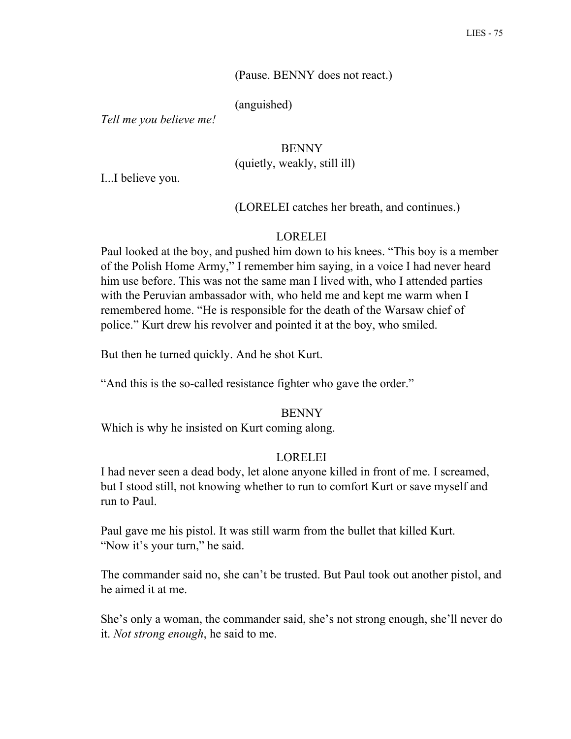(Pause. BENNY does not react.)

(anguished)

*Tell me you believe me!*

BENNY

(quietly, weakly, still ill)

I...I believe you.

(LORELEI catches her breath, and continues.)

LORELEI

Paul looked at the boy, and pushed him down to his knees. "This boy is a member of the Polish Home Army," I remember him saying, in a voice I had never heard him use before. This was not the same man I lived with, who I attended parties with the Peruvian ambassador with, who held me and kept me warm when I remembered home. "He is responsible for the death of the Warsaw chief of police." Kurt drew his revolver and pointed it at the boy, who smiled.

But then he turned quickly. And he shot Kurt.

"And this is the so-called resistance fighter who gave the order."

BENNY

Which is why he insisted on Kurt coming along.

LORELEI

I had never seen a dead body, let alone anyone killed in front of me. I screamed, but I stood still, not knowing whether to run to comfort Kurt or save myself and run to Paul.

Paul gave me his pistol. It was still warm from the bullet that killed Kurt. "Now it's your turn," he said.

The commander said no, she can't be trusted. But Paul took out another pistol, and he aimed it at me.

She's only a woman, the commander said, she's not strong enough, she'll never do it. *Not strong enough*, he said to me.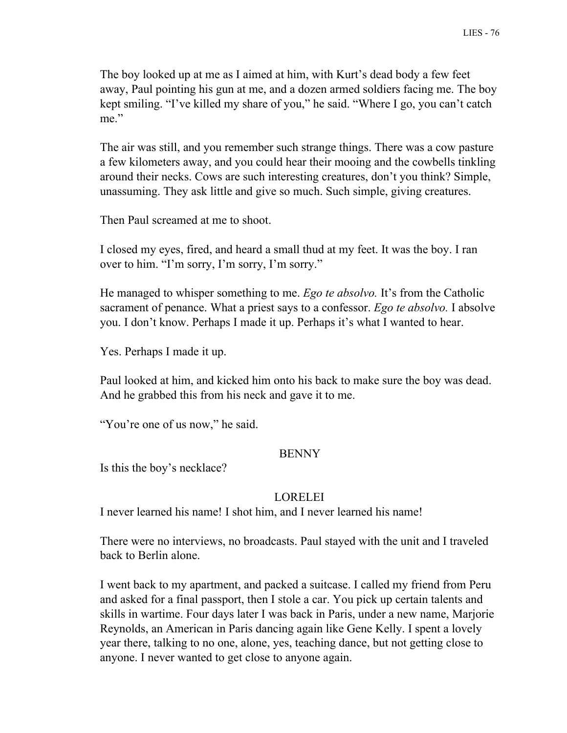The boy looked up at me as I aimed at him, with Kurt's dead body a few feet away, Paul pointing his gun at me, and a dozen armed soldiers facing me. The boy kept smiling. "I've killed my share of you," he said. "Where I go, you can't catch me."

The air was still, and you remember such strange things. There was a cow pasture a few kilometers away, and you could hear their mooing and the cowbells tinkling around their necks. Cows are such interesting creatures, don't you think? Simple, unassuming. They ask little and give so much. Such simple, giving creatures.

Then Paul screamed at me to shoot.

I closed my eyes, fired, and heard a small thud at my feet. It was the boy. I ran over to him. "I'm sorry, I'm sorry, I'm sorry."

He managed to whisper something to me. *Ego te absolvo.* It's from the Catholic sacrament of penance. What a priest says to a confessor. *Ego te absolvo.* I absolve you. I don't know. Perhaps I made it up. Perhaps it's what I wanted to hear.

Yes. Perhaps I made it up.

Paul looked at him, and kicked him onto his back to make sure the boy was dead. And he grabbed this from his neck and gave it to me.

"You're one of us now," he said.

BENNY

Is this the boy's necklace?

LORELEI

I never learned his name! I shot him, and I never learned his name!

There were no interviews, no broadcasts. Paul stayed with the unit and I traveled back to Berlin alone.

I went back to my apartment, and packed a suitcase. I called my friend from Peru and asked for a final passport, then I stole a car. You pick up certain talents and skills in wartime. Four days later I was back in Paris, under a new name, Marjorie Reynolds, an American in Paris dancing again like Gene Kelly. I spent a lovely year there, talking to no one, alone, yes, teaching dance, but not getting close to anyone. I never wanted to get close to anyone again.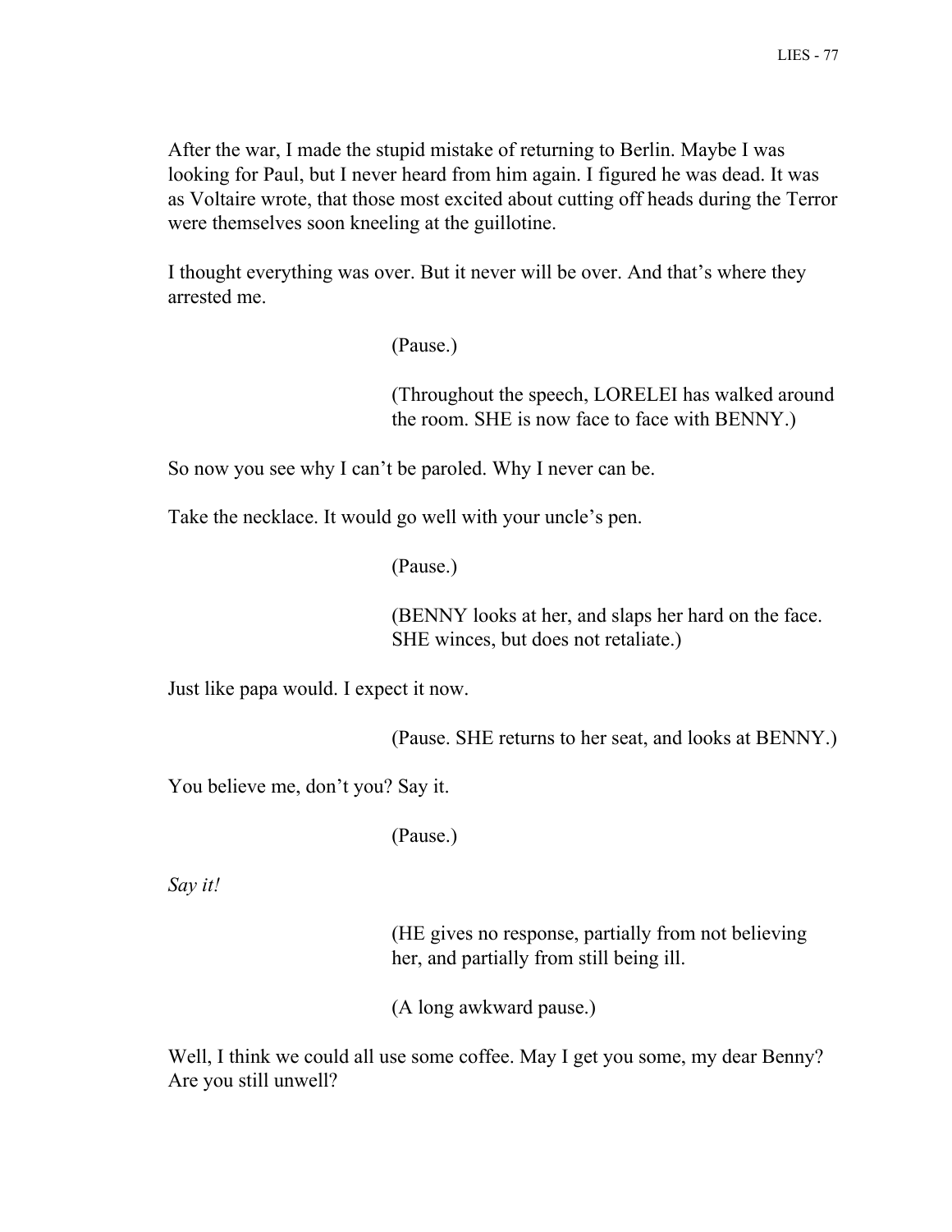After the war, I made the stupid mistake of returning to Berlin. Maybe I was looking for Paul, but I never heard from him again. I figured he was dead. It was as Voltaire wrote, that those most excited about cutting off heads during the Terror were themselves soon kneeling at the guillotine.

I thought everything was over. But it never will be over. And that's where they arrested me.

(Pause.)

(Throughout the speech, LORELEI has walked around the room. SHE is now face to face with BENNY.)

So now you see why I can't be paroled. Why I never can be.

Take the necklace. It would go well with your uncle's pen.

(Pause.)

(BENNY looks at her, and slaps her hard on the face. SHE winces, but does not retaliate.)

Just like papa would. I expect it now.

(Pause. SHE returns to her seat, and looks at BENNY.)

You believe me, don't you? Say it.

(Pause.)

*Say it!*

(HE gives no response, partially from not believing her, and partially from still being ill.

(A long awkward pause.)

Well, I think we could all use some coffee. May I get you some, my dear Benny? Are you still unwell?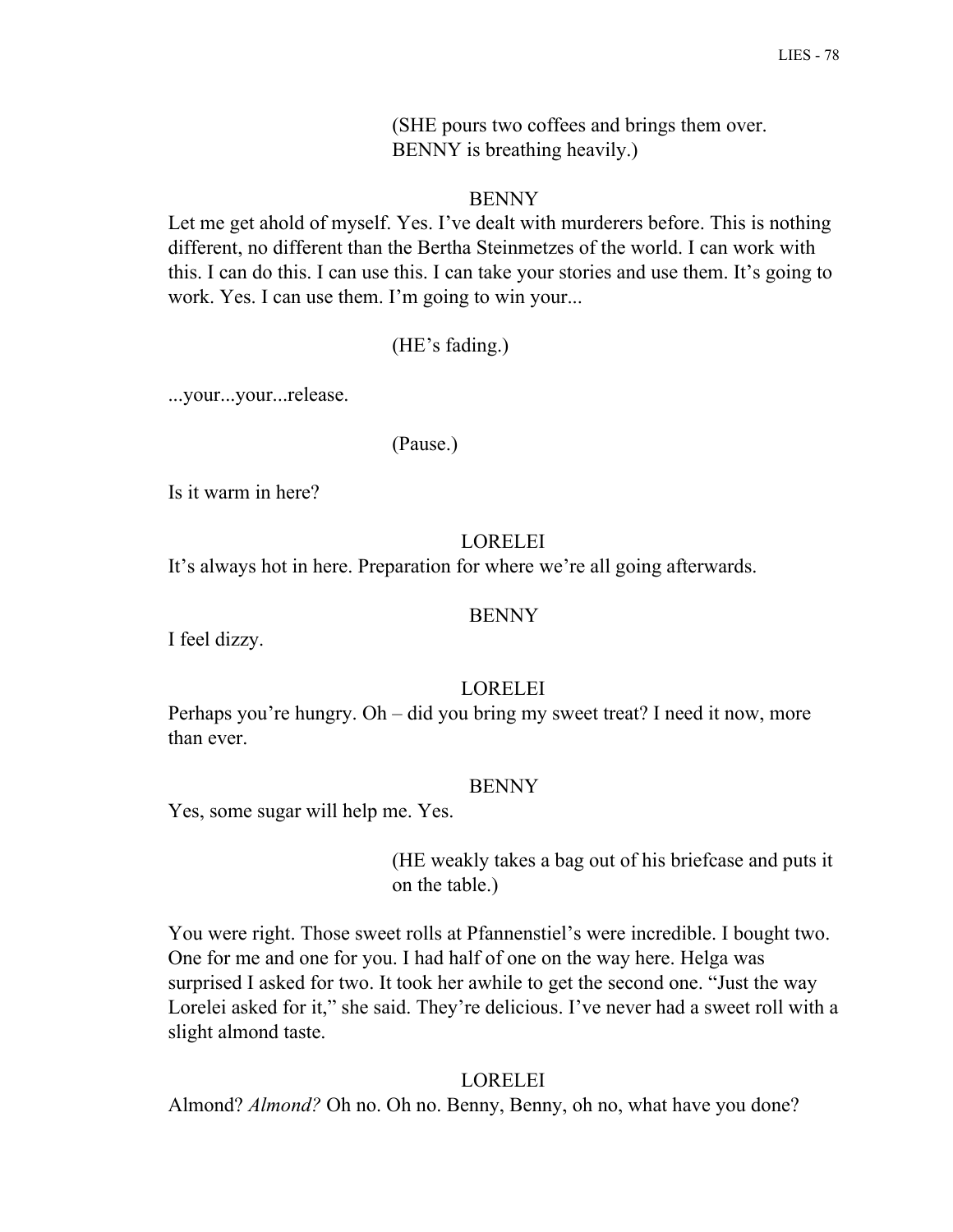(SHE pours two coffees and brings them over. BENNY is breathing heavily.)

BENNY

Let me get ahold of myself. Yes. I've dealt with murderers before. This is nothing different, no different than the Bertha Steinmetzes of the world. I can work with this. I can do this. I can use this. I can take your stories and use them. It's going to work. Yes. I can use them. I'm going to win your...

(HE's fading.)

...your...your...release.

(Pause.)

Is it warm in here?

LORELEI

It's always hot in here. Preparation for where we're all going afterwards.

BENNY

I feel dizzy.

LORELEI

Perhaps you're hungry. Oh – did you bring my sweet treat? I need it now, more than ever.

BENNY

Yes, some sugar will help me. Yes.

(HE weakly takes a bag out of his briefcase and puts it on the table.)

You were right. Those sweet rolls at Pfannenstiel's were incredible. I bought two. One for me and one for you. I had half of one on the way here. Helga was surprised I asked for two. It took her awhile to get the second one. "Just the way Lorelei asked for it," she said. They're delicious. I've never had a sweet roll with a slight almond taste.

LORELEI

Almond? *Almond?* Oh no. Oh no. Benny, Benny, oh no, what have you done?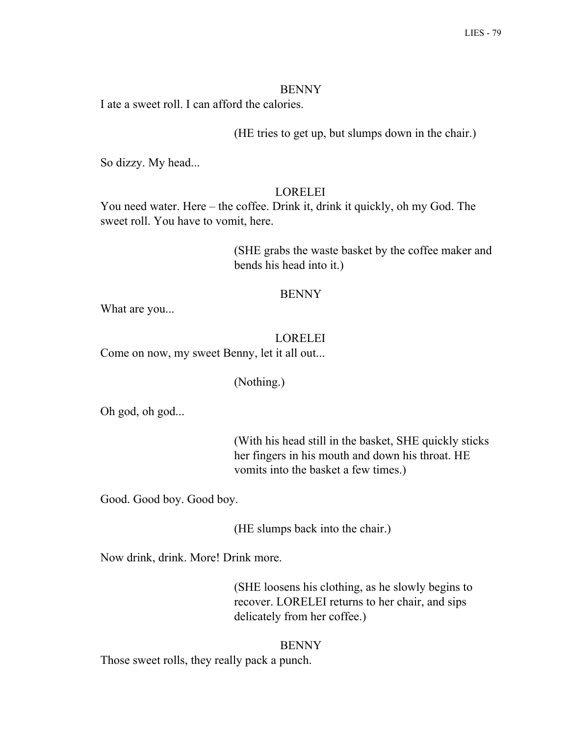BENNY

I ate a sweet roll. I can afford the calories.

(HE tries to get up, but slumps down in the chair.)

So dizzy. My head...

LORELEI

You need water. Here – the coffee. Drink it, drink it quickly, oh my God. The sweet roll. You have to vomit, here.

(SHE grabs the waste basket by the coffee maker and bends his head into it.)

BENNY

What are you...

LORELEI

Come on now, my sweet Benny, let it all out...

(Nothing.)

Oh god, oh god...

(With his head still in the basket, SHE quickly sticks her fingers in his mouth and down his throat. HE vomits into the basket a few times.)

Good. Good boy. Good boy.

(HE slumps back into the chair.)

Now drink, drink. More! Drink more.

(SHE loosens his clothing, as he slowly begins to recover. LORELEI returns to her chair, and sips delicately from her coffee.)

BENNY

Those sweet rolls, they really pack a punch.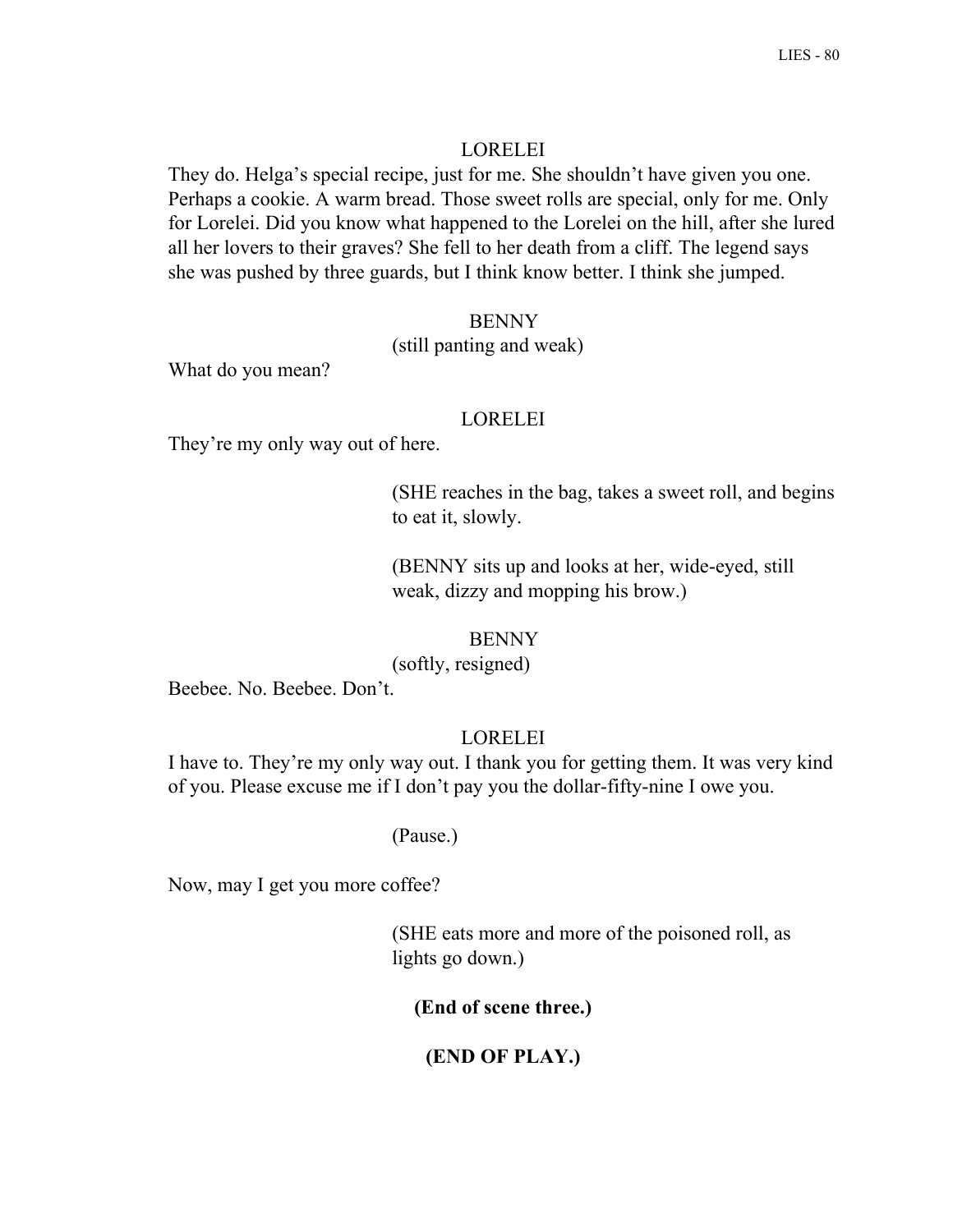LORELEI

They do. Helga's special recipe, just for me. She shouldn't have given you one. Perhaps a cookie. A warm bread. Those sweet rolls are special, only for me. Only for Lorelei. Did you know what happened to the Lorelei on the hill, after she lured all her lovers to their graves? She fell to her death from a cliff. The legend says she was pushed by three guards, but I think know better. I think she jumped.

BENNY

(still panting and weak)

What do you mean?

LORELEI

They're my only way out of here.

(SHE reaches in the bag, takes a sweet roll, and begins to eat it, slowly.

(BENNY sits up and looks at her, wide-eyed, still weak, dizzy and mopping his brow.)

BENNY

(softly, resigned)

Beebee. No. Beebee. Don't.

LORELEI

I have to. They're my only way out. I thank you for getting them. It was very kind of you. Please excuse me if I don't pay you the dollar-fifty-nine I owe you.

(Pause.)

Now, may I get you more coffee?

(SHE eats more and more of the poisoned roll, as lights go down.)

**(End of scene three.)**

**(END OF PLAY.)**